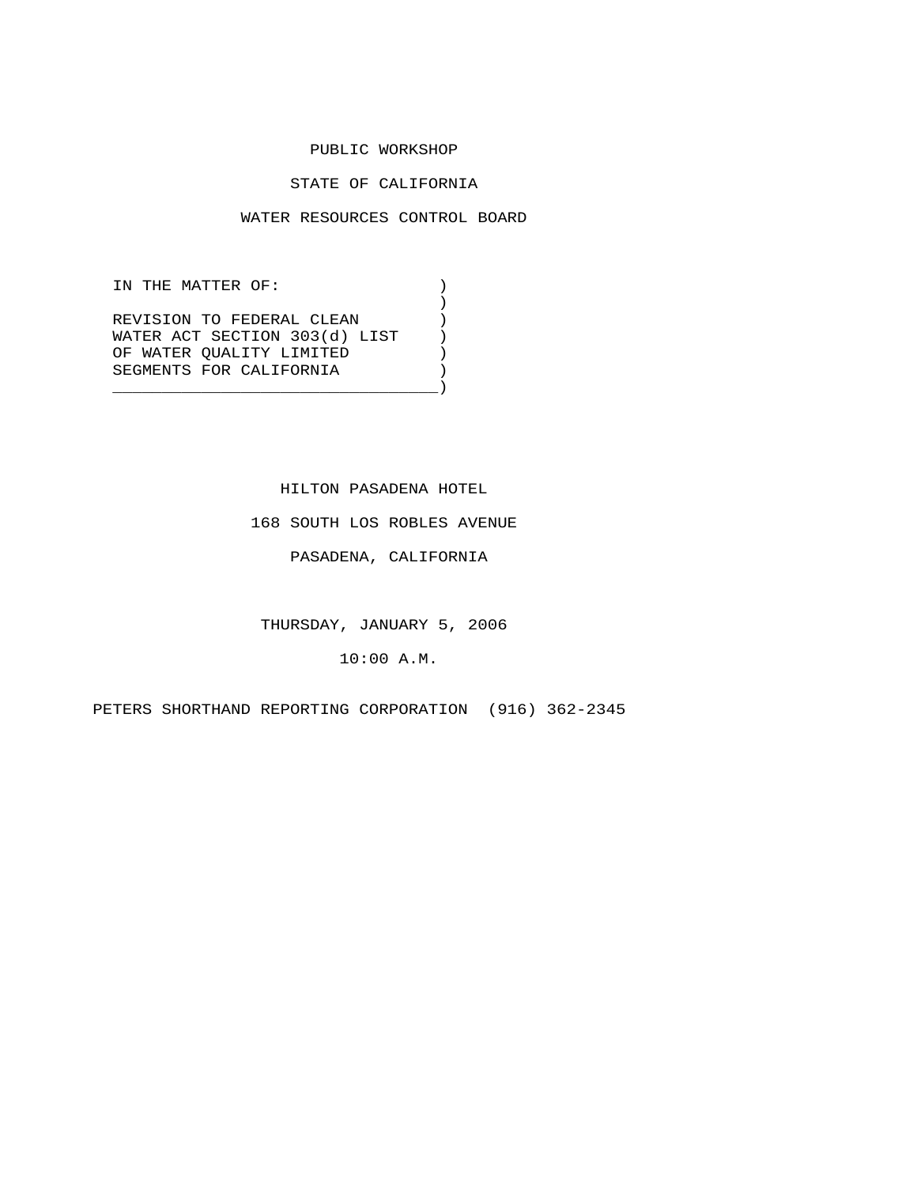PUBLIC WORKSHOP

STATE OF CALIFORNIA

WATER RESOURCES CONTROL BOARD

```
IN THE MATTER OF:                )
                                 )
REVISION TO FEDERAL CLEAN        )
WATER ACT SECTION 303(d) LIST    )
OF WATER QUALITY LIMITED         )
SEGMENTS FOR CALIFORNIA          )
_________________________________)
```

HILTON PASADENA HOTEL

168 SOUTH LOS ROBLES AVENUE

PASADENA, CALIFORNIA

THURSDAY, JANUARY 5, 2006

10:00 A.M.

PETERS SHORTHAND REPORTING CORPORATION (916) 362-2345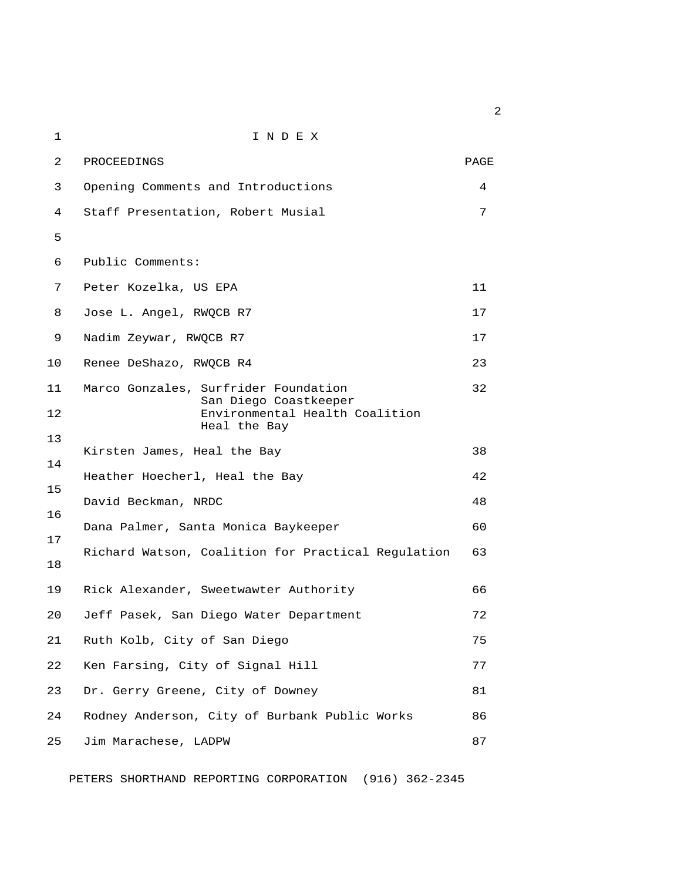# I N D E X

| PROCEEDINGS | PAGE |
|---|---|
| Opening Comments and Introductions | 4 |
| Staff Presentation, Robert Musial | 7 |
| | |
| Public Comments: | |
| Peter Kozelka, US EPA | 11 |
| Jose L. Angel, RWQCB R7 | 17 |
| Nadim Zeywar, RWQCB R7 | 17 |
| Renee DeShazo, RWQCB R4 | 23 |
| Marco Gonzales, Surfrider Foundation<br>San Diego Coastkeeper<br>Environmental Health Coalition<br>Heal the Bay | 32 |
| Kirsten James, Heal the Bay | 38 |
| Heather Hoecherl, Heal the Bay | 42 |
| David Beckman, NRDC | 48 |
| Dana Palmer, Santa Monica Baykeeper | 60 |
| Richard Watson, Coalition for Practical Regulation | 63 |
| Rick Alexander, Sweetwawter Authority | 66 |
| Jeff Pasek, San Diego Water Department | 72 |
| Ruth Kolb, City of San Diego | 75 |
| Ken Farsing, City of Signal Hill | 77 |
| Dr. Gerry Greene, City of Downey | 81 |
| Rodney Anderson, City of Burbank Public Works | 86 |
| Jim Marachese, LADPW | 87 |

PETERS SHORTHAND REPORTING CORPORATION (916) 362-2345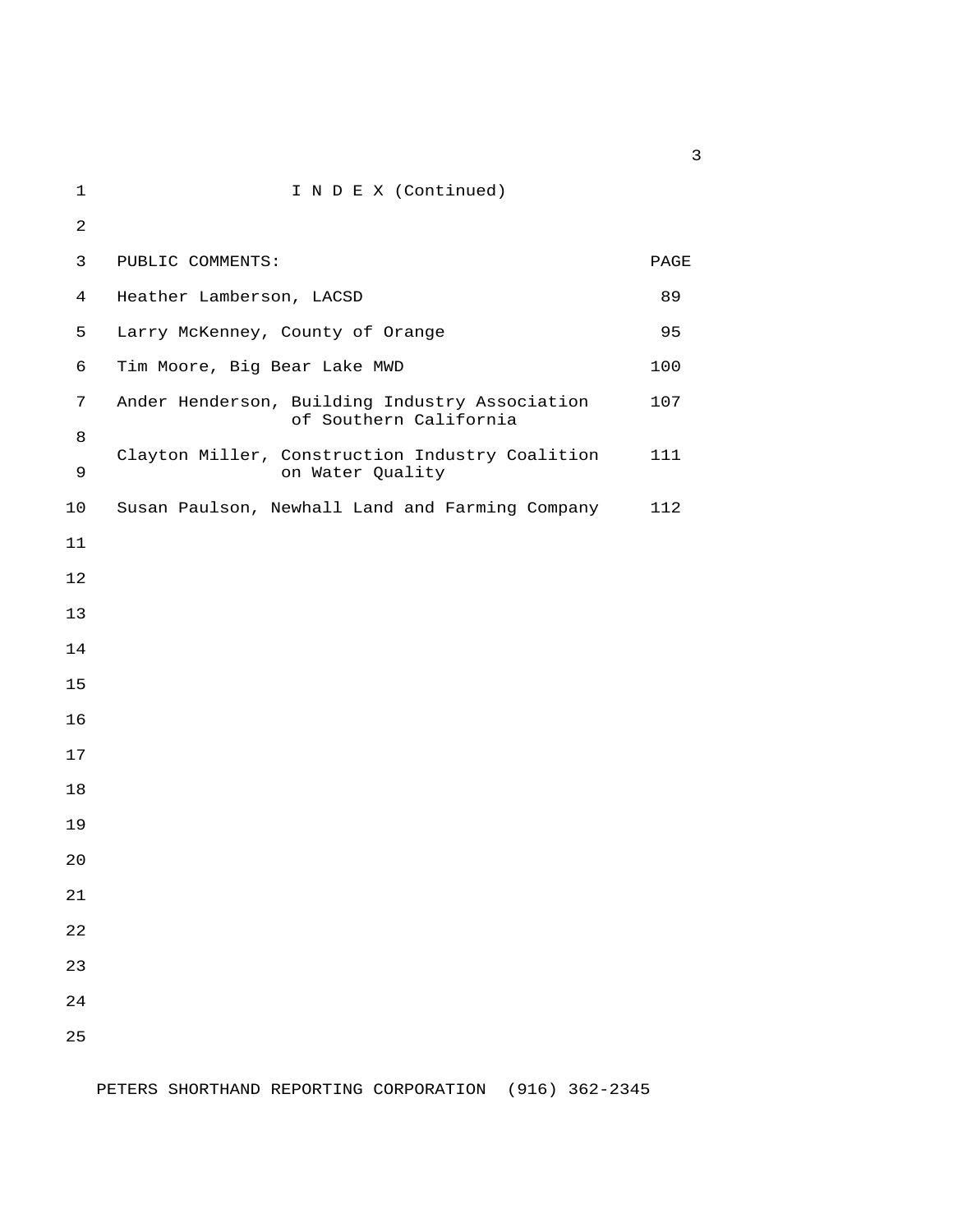# I N D E X (Continued)

| PUBLIC COMMENTS: | PAGE |
|---|---|
| Heather Lamberson, LACSD | 89 |
| Larry McKenney, County of Orange | 95 |
| Tim Moore, Big Bear Lake MWD | 100 |
| Ander Henderson, Building Industry Association of Southern California | 107 |
| Clayton Miller, Construction Industry Coalition on Water Quality | 111 |
| Susan Paulson, Newhall Land and Farming Company | 112 |

PETERS SHORTHAND REPORTING CORPORATION (916) 362-2345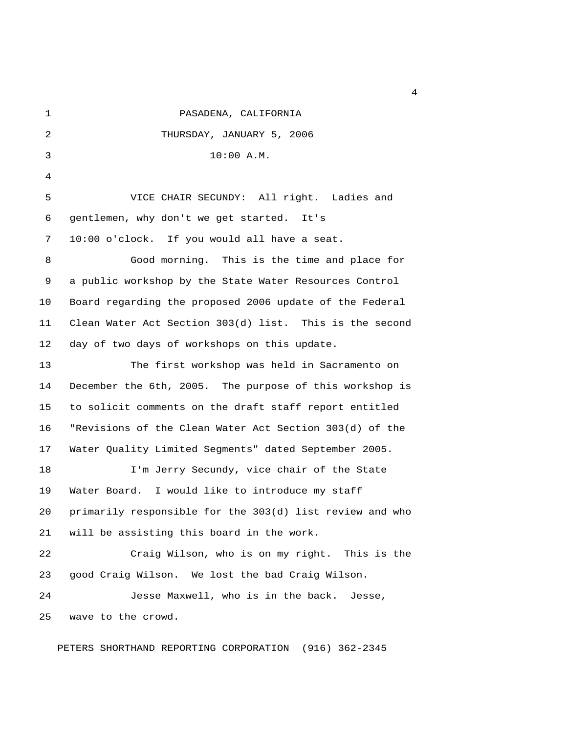PASADENA, CALIFORNIA

THURSDAY, JANUARY 5, 2006

10:00 A.M.

VICE CHAIR SECUNDY: All right. Ladies and gentlemen, why don't we get started. It's 10:00 o'clock. If you would all have a seat.

Good morning. This is the time and place for a public workshop by the State Water Resources Control Board regarding the proposed 2006 update of the Federal Clean Water Act Section 303(d) list. This is the second day of two days of workshops on this update.

The first workshop was held in Sacramento on December the 6th, 2005. The purpose of this workshop is to solicit comments on the draft staff report entitled "Revisions of the Clean Water Act Section 303(d) of the Water Quality Limited Segments" dated September 2005.

I'm Jerry Secundy, vice chair of the State Water Board. I would like to introduce my staff primarily responsible for the 303(d) list review and who will be assisting this board in the work.

Craig Wilson, who is on my right. This is the good Craig Wilson. We lost the bad Craig Wilson.

Jesse Maxwell, who is in the back. Jesse, wave to the crowd.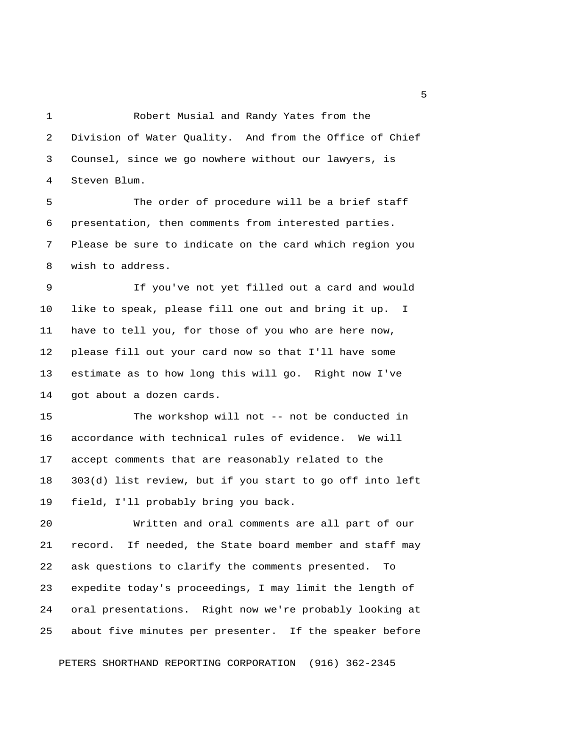Robert Musial and Randy Yates from the Division of Water Quality. And from the Office of Chief Counsel, since we go nowhere without our lawyers, is Steven Blum.

The order of procedure will be a brief staff presentation, then comments from interested parties. Please be sure to indicate on the card which region you wish to address.

If you've not yet filled out a card and would like to speak, please fill one out and bring it up. I have to tell you, for those of you who are here now, please fill out your card now so that I'll have some estimate as to how long this will go. Right now I've got about a dozen cards.

The workshop will not -- not be conducted in accordance with technical rules of evidence. We will accept comments that are reasonably related to the 303(d) list review, but if you start to go off into left field, I'll probably bring you back.

Written and oral comments are all part of our record. If needed, the State board member and staff may ask questions to clarify the comments presented. To expedite today's proceedings, I may limit the length of oral presentations. Right now we're probably looking at about five minutes per presenter. If the speaker before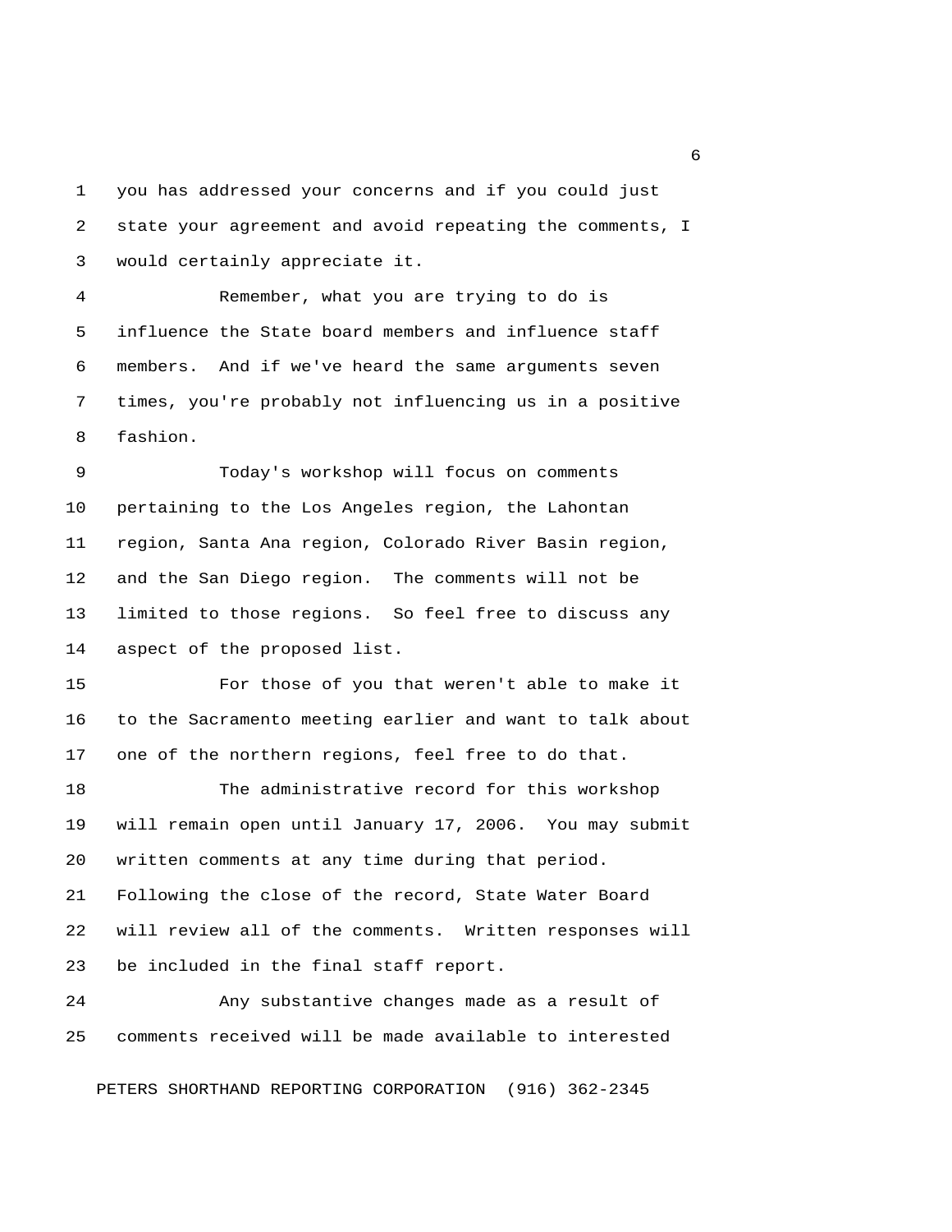you has addressed your concerns and if you could just state your agreement and avoid repeating the comments, I would certainly appreciate it.

Remember, what you are trying to do is influence the State board members and influence staff members. And if we've heard the same arguments seven times, you're probably not influencing us in a positive fashion.

Today's workshop will focus on comments pertaining to the Los Angeles region, the Lahontan region, Santa Ana region, Colorado River Basin region, and the San Diego region. The comments will not be limited to those regions. So feel free to discuss any aspect of the proposed list.

For those of you that weren't able to make it to the Sacramento meeting earlier and want to talk about one of the northern regions, feel free to do that.

The administrative record for this workshop will remain open until January 17, 2006. You may submit written comments at any time during that period. Following the close of the record, State Water Board will review all of the comments. Written responses will be included in the final staff report.

Any substantive changes made as a result of comments received will be made available to interested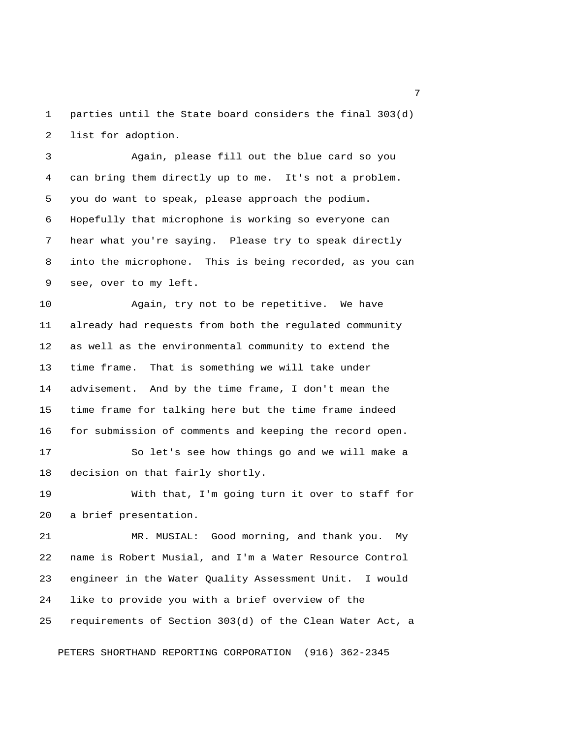parties until the State board considers the final 303(d) list for adoption.

Again, please fill out the blue card so you can bring them directly up to me. It's not a problem. you do want to speak, please approach the podium. Hopefully that microphone is working so everyone can hear what you're saying. Please try to speak directly into the microphone. This is being recorded, as you can see, over to my left.

Again, try not to be repetitive. We have already had requests from both the regulated community as well as the environmental community to extend the time frame. That is something we will take under advisement. And by the time frame, I don't mean the time frame for talking here but the time frame indeed for submission of comments and keeping the record open.

So let's see how things go and we will make a decision on that fairly shortly.

With that, I'm going turn it over to staff for a brief presentation.

MR. MUSIAL: Good morning, and thank you. My name is Robert Musial, and I'm a Water Resource Control engineer in the Water Quality Assessment Unit. I would like to provide you with a brief overview of the requirements of Section 303(d) of the Clean Water Act, a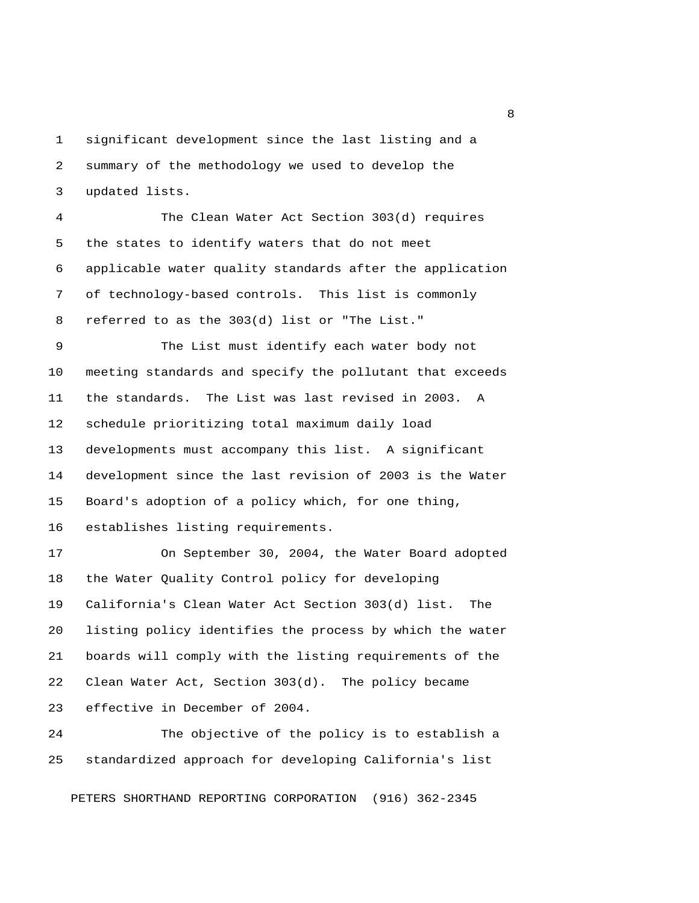significant development since the last listing and a summary of the methodology we used to develop the updated lists.

The Clean Water Act Section 303(d) requires the states to identify waters that do not meet applicable water quality standards after the application of technology-based controls. This list is commonly referred to as the 303(d) list or "The List."

The List must identify each water body not meeting standards and specify the pollutant that exceeds the standards. The List was last revised in 2003. A schedule prioritizing total maximum daily load developments must accompany this list. A significant development since the last revision of 2003 is the Water Board's adoption of a policy which, for one thing, establishes listing requirements.

On September 30, 2004, the Water Board adopted the Water Quality Control policy for developing California's Clean Water Act Section 303(d) list. The listing policy identifies the process by which the water boards will comply with the listing requirements of the Clean Water Act, Section 303(d). The policy became effective in December of 2004.

The objective of the policy is to establish a standardized approach for developing California's list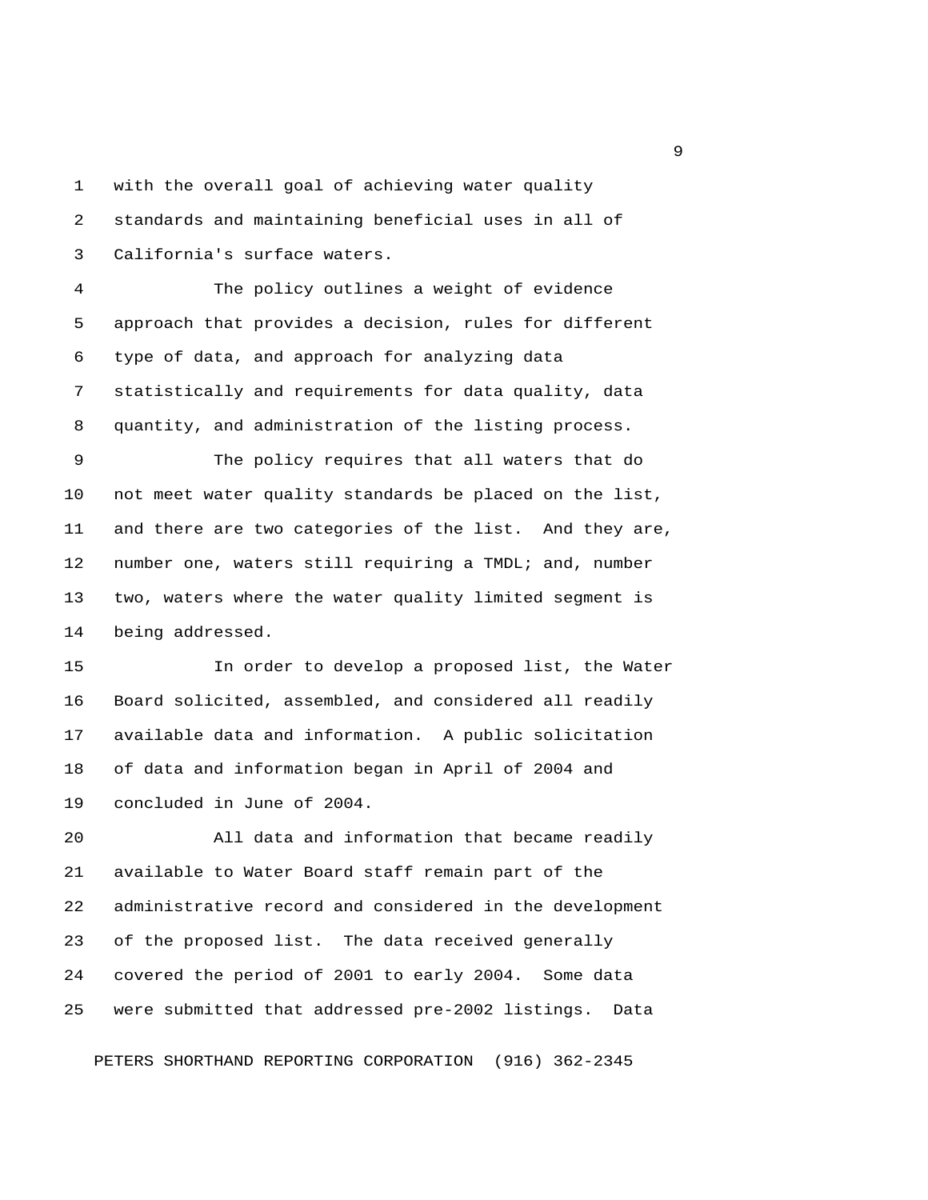with the overall goal of achieving water quality standards and maintaining beneficial uses in all of California's surface waters.

The policy outlines a weight of evidence approach that provides a decision, rules for different type of data, and approach for analyzing data statistically and requirements for data quality, data quantity, and administration of the listing process.

The policy requires that all waters that do not meet water quality standards be placed on the list, and there are two categories of the list. And they are, number one, waters still requiring a TMDL; and, number two, waters where the water quality limited segment is being addressed.

In order to develop a proposed list, the Water Board solicited, assembled, and considered all readily available data and information. A public solicitation of data and information began in April of 2004 and concluded in June of 2004.

All data and information that became readily available to Water Board staff remain part of the administrative record and considered in the development of the proposed list. The data received generally covered the period of 2001 to early 2004. Some data were submitted that addressed pre-2002 listings. Data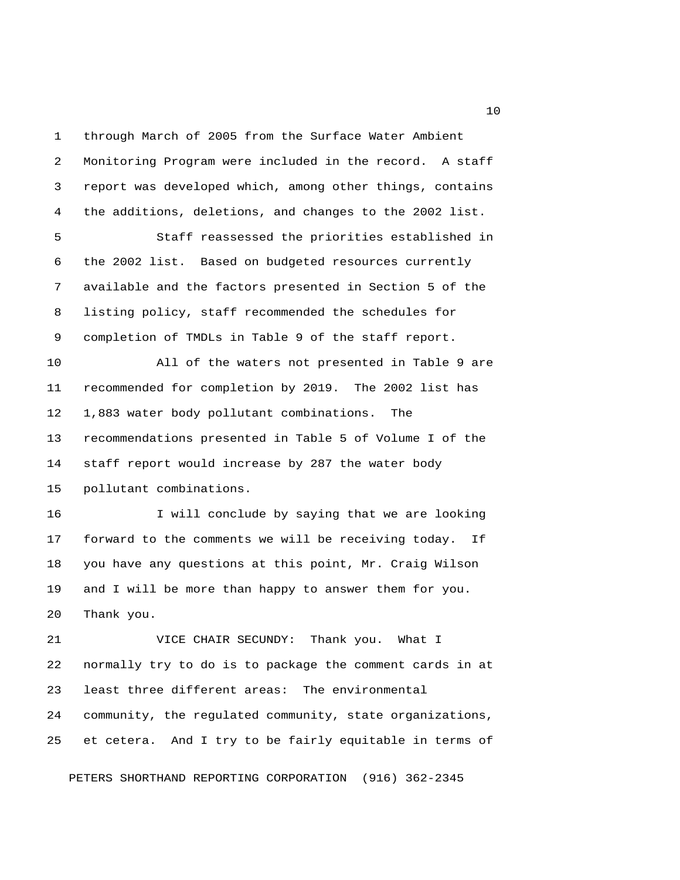through March of 2005 from the Surface Water Ambient Monitoring Program were included in the record. A staff report was developed which, among other things, contains the additions, deletions, and changes to the 2002 list.

Staff reassessed the priorities established in the 2002 list. Based on budgeted resources currently available and the factors presented in Section 5 of the listing policy, staff recommended the schedules for completion of TMDLs in Table 9 of the staff report.

All of the waters not presented in Table 9 are recommended for completion by 2019. The 2002 list has 1,883 water body pollutant combinations. The recommendations presented in Table 5 of Volume I of the staff report would increase by 287 the water body pollutant combinations.

I will conclude by saying that we are looking forward to the comments we will be receiving today. If you have any questions at this point, Mr. Craig Wilson and I will be more than happy to answer them for you. Thank you.

VICE CHAIR SECUNDY: Thank you. What I normally try to do is to package the comment cards in at least three different areas: The environmental community, the regulated community, state organizations, et cetera. And I try to be fairly equitable in terms of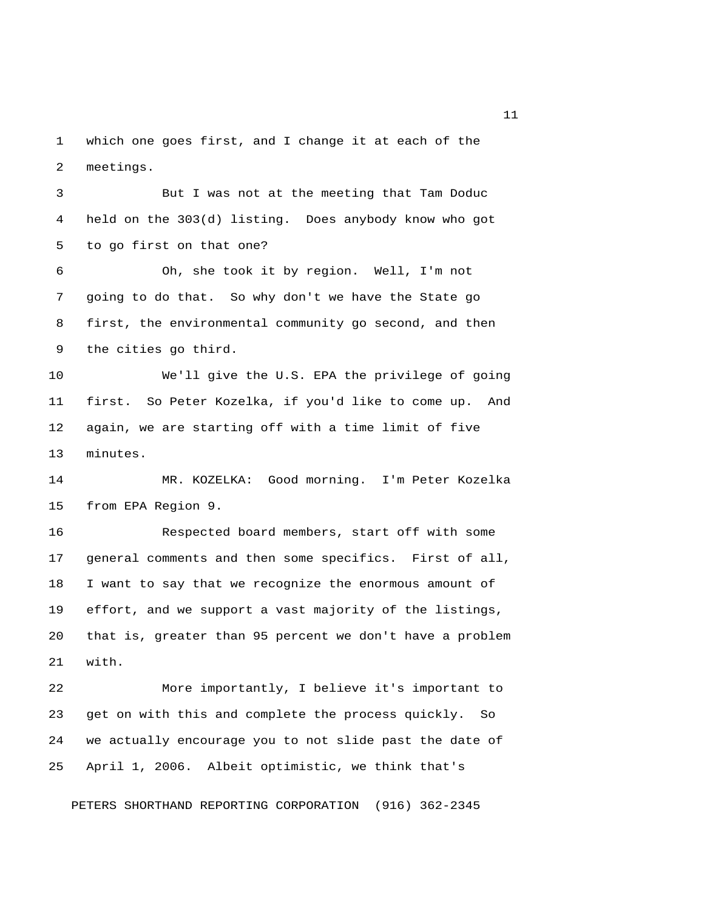which one goes first, and I change it at each of the meetings.

But I was not at the meeting that Tam Doduc held on the 303(d) listing. Does anybody know who got to go first on that one?

Oh, she took it by region. Well, I'm not going to do that. So why don't we have the State go first, the environmental community go second, and then the cities go third.

We'll give the U.S. EPA the privilege of going first. So Peter Kozelka, if you'd like to come up. And again, we are starting off with a time limit of five minutes.

MR. KOZELKA: Good morning. I'm Peter Kozelka from EPA Region 9.

Respected board members, start off with some general comments and then some specifics. First of all, I want to say that we recognize the enormous amount of effort, and we support a vast majority of the listings, that is, greater than 95 percent we don't have a problem with.

More importantly, I believe it's important to get on with this and complete the process quickly. So we actually encourage you to not slide past the date of April 1, 2006. Albeit optimistic, we think that's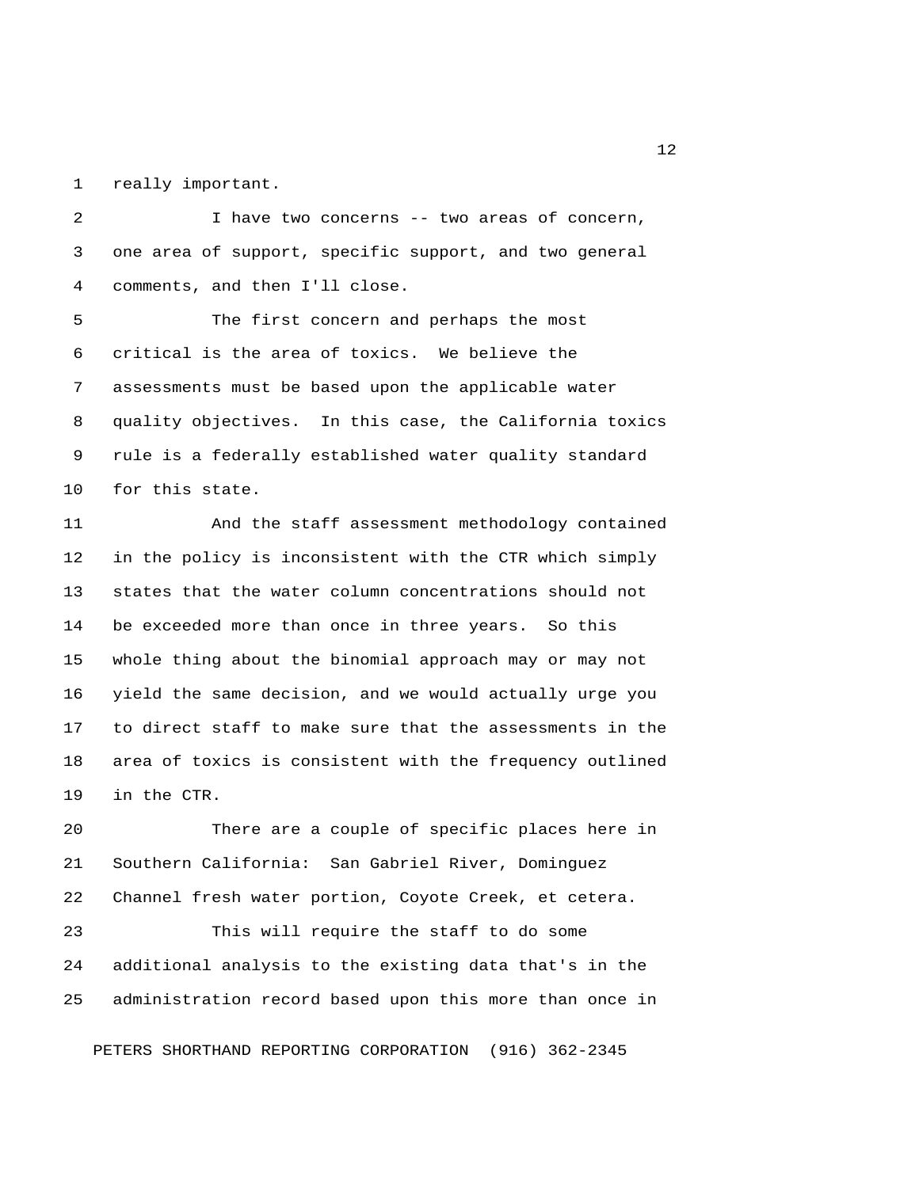really important.

I have two concerns -- two areas of concern, one area of support, specific support, and two general comments, and then I'll close.

The first concern and perhaps the most critical is the area of toxics. We believe the assessments must be based upon the applicable water quality objectives. In this case, the California toxics rule is a federally established water quality standard for this state.

And the staff assessment methodology contained in the policy is inconsistent with the CTR which simply states that the water column concentrations should not be exceeded more than once in three years. So this whole thing about the binomial approach may or may not yield the same decision, and we would actually urge you to direct staff to make sure that the assessments in the area of toxics is consistent with the frequency outlined in the CTR.

There are a couple of specific places here in Southern California: San Gabriel River, Dominguez Channel fresh water portion, Coyote Creek, et cetera.

This will require the staff to do some additional analysis to the existing data that's in the administration record based upon this more than once in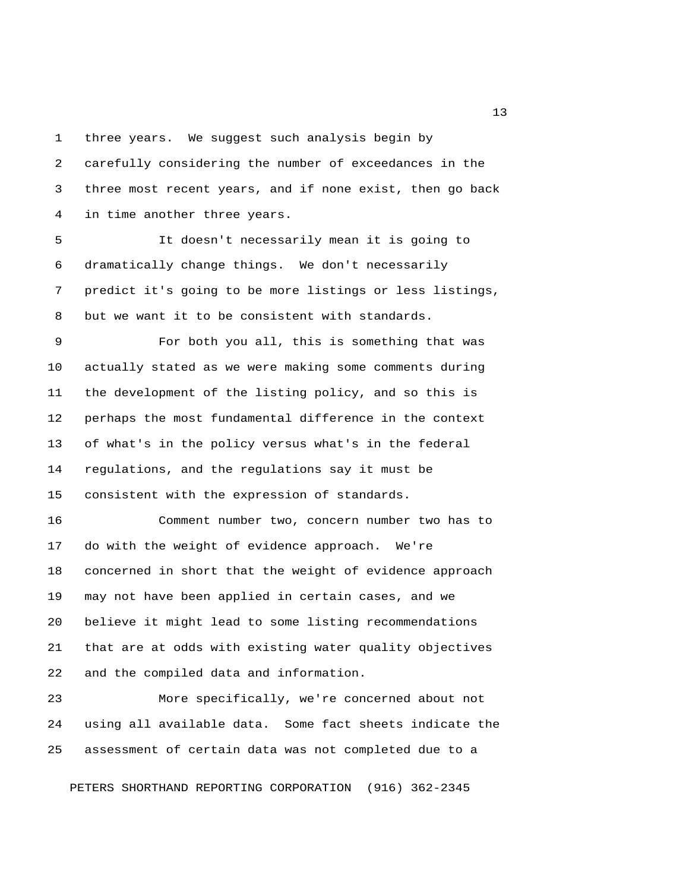three years. We suggest such analysis begin by carefully considering the number of exceedances in the three most recent years, and if none exist, then go back in time another three years.

It doesn't necessarily mean it is going to dramatically change things. We don't necessarily predict it's going to be more listings or less listings, but we want it to be consistent with standards.

For both you all, this is something that was actually stated as we were making some comments during the development of the listing policy, and so this is perhaps the most fundamental difference in the context of what's in the policy versus what's in the federal regulations, and the regulations say it must be consistent with the expression of standards.

Comment number two, concern number two has to do with the weight of evidence approach. We're concerned in short that the weight of evidence approach may not have been applied in certain cases, and we believe it might lead to some listing recommendations that are at odds with existing water quality objectives and the compiled data and information.

More specifically, we're concerned about not using all available data. Some fact sheets indicate the assessment of certain data was not completed due to a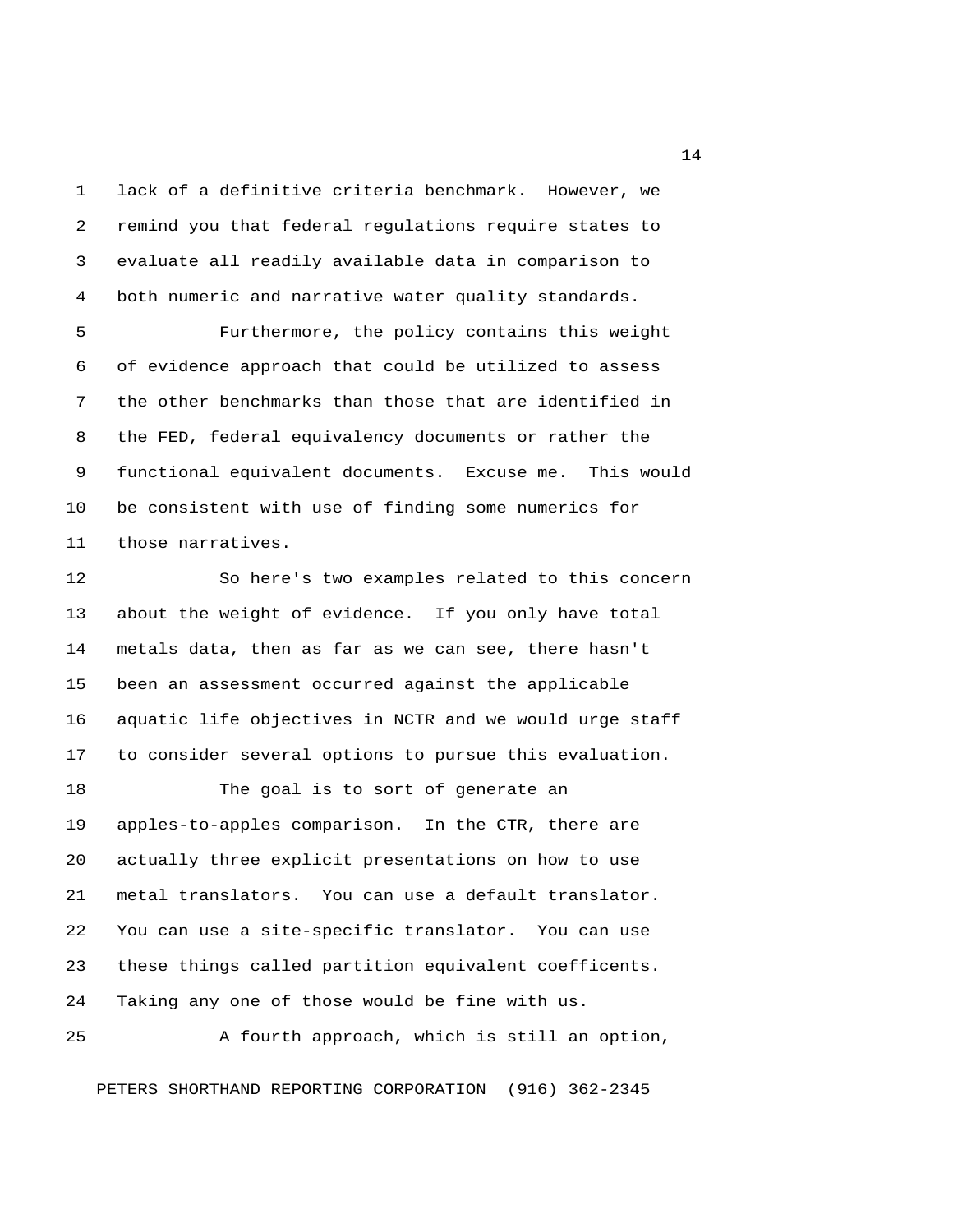lack of a definitive criteria benchmark. However, we remind you that federal regulations require states to evaluate all readily available data in comparison to both numeric and narrative water quality standards.

Furthermore, the policy contains this weight of evidence approach that could be utilized to assess the other benchmarks than those that are identified in the FED, federal equivalency documents or rather the functional equivalent documents. Excuse me. This would be consistent with use of finding some numerics for those narratives.

So here's two examples related to this concern about the weight of evidence. If you only have total metals data, then as far as we can see, there hasn't been an assessment occurred against the applicable aquatic life objectives in NCTR and we would urge staff to consider several options to pursue this evaluation.

The goal is to sort of generate an apples-to-apples comparison. In the CTR, there are actually three explicit presentations on how to use metal translators. You can use a default translator. You can use a site-specific translator. You can use these things called partition equivalent coefficents. Taking any one of those would be fine with us.

A fourth approach, which is still an option,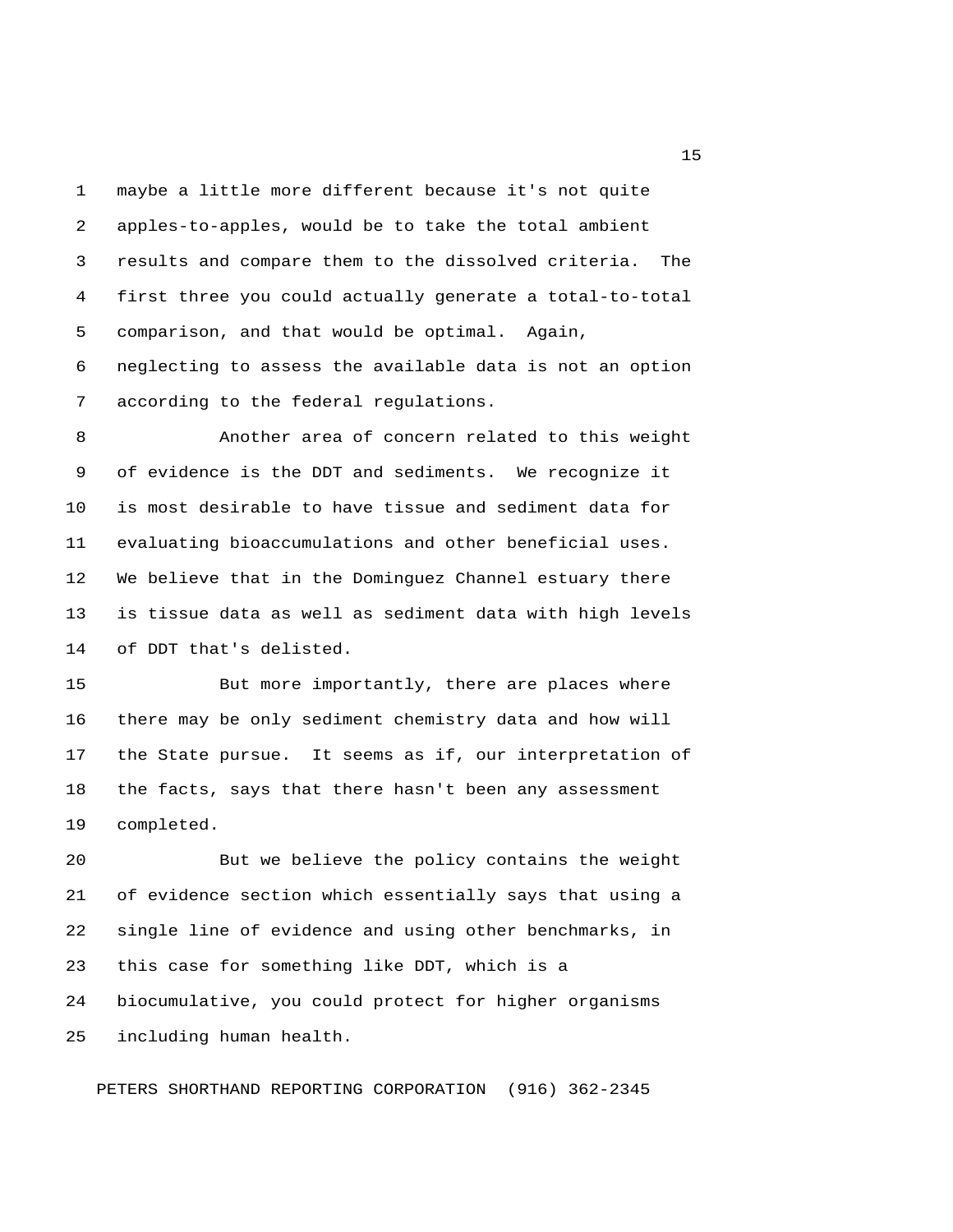maybe a little more different because it's not quite apples-to-apples, would be to take the total ambient results and compare them to the dissolved criteria. The first three you could actually generate a total-to-total comparison, and that would be optimal. Again, neglecting to assess the available data is not an option according to the federal regulations.

Another area of concern related to this weight of evidence is the DDT and sediments. We recognize it is most desirable to have tissue and sediment data for evaluating bioaccumulations and other beneficial uses. We believe that in the Dominguez Channel estuary there is tissue data as well as sediment data with high levels of DDT that's delisted.

But more importantly, there are places where there may be only sediment chemistry data and how will the State pursue. It seems as if, our interpretation of the facts, says that there hasn't been any assessment completed.

But we believe the policy contains the weight of evidence section which essentially says that using a single line of evidence and using other benchmarks, in this case for something like DDT, which is a biocumulative, you could protect for higher organisms including human health.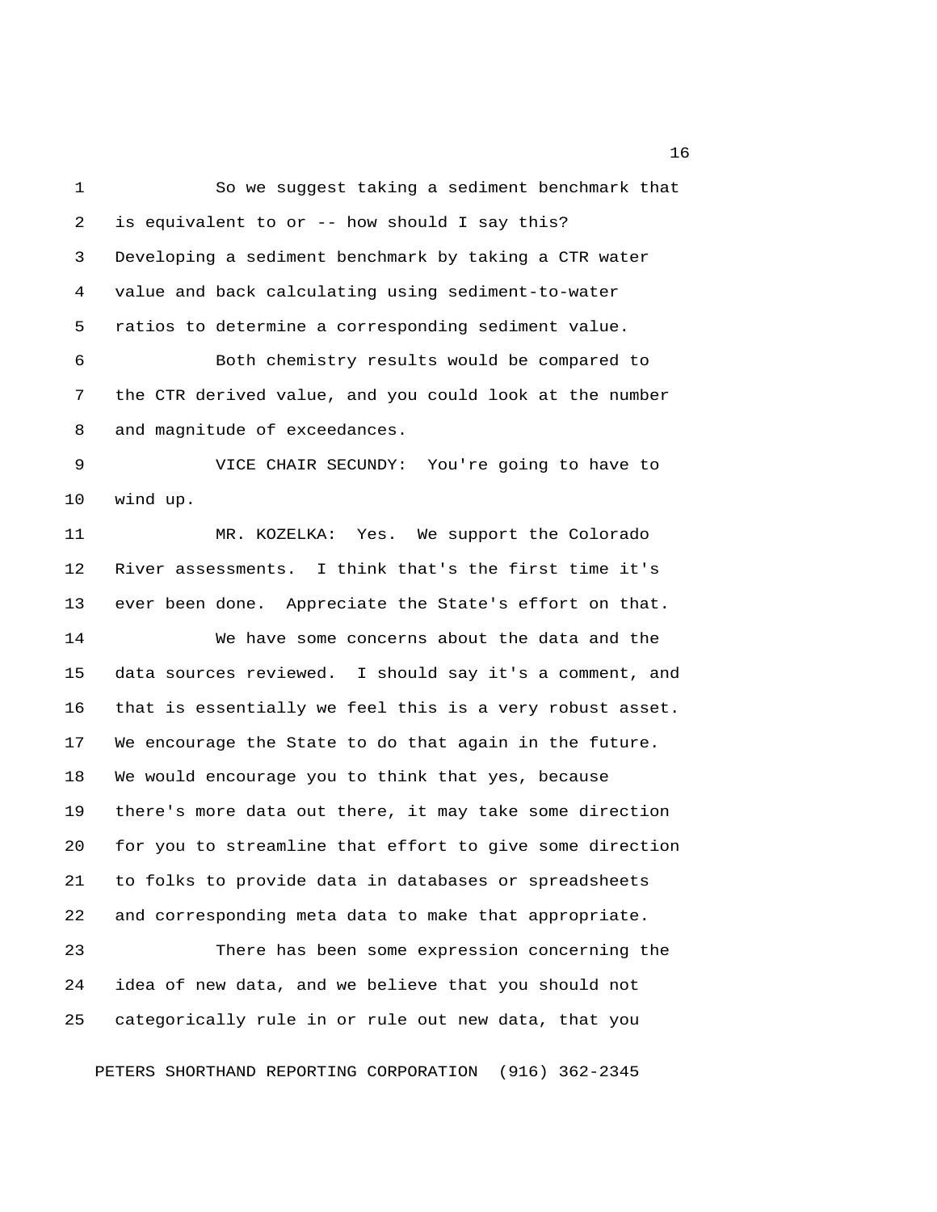So we suggest taking a sediment benchmark that is equivalent to or -- how should I say this? Developing a sediment benchmark by taking a CTR water value and back calculating using sediment-to-water ratios to determine a corresponding sediment value.

Both chemistry results would be compared to the CTR derived value, and you could look at the number and magnitude of exceedances.

VICE CHAIR SECUNDY: You're going to have to wind up.

MR. KOZELKA: Yes. We support the Colorado River assessments. I think that's the first time it's ever been done. Appreciate the State's effort on that.

We have some concerns about the data and the data sources reviewed. I should say it's a comment, and that is essentially we feel this is a very robust asset. We encourage the State to do that again in the future. We would encourage you to think that yes, because there's more data out there, it may take some direction for you to streamline that effort to give some direction to folks to provide data in databases or spreadsheets and corresponding meta data to make that appropriate.

There has been some expression concerning the idea of new data, and we believe that you should not categorically rule in or rule out new data, that you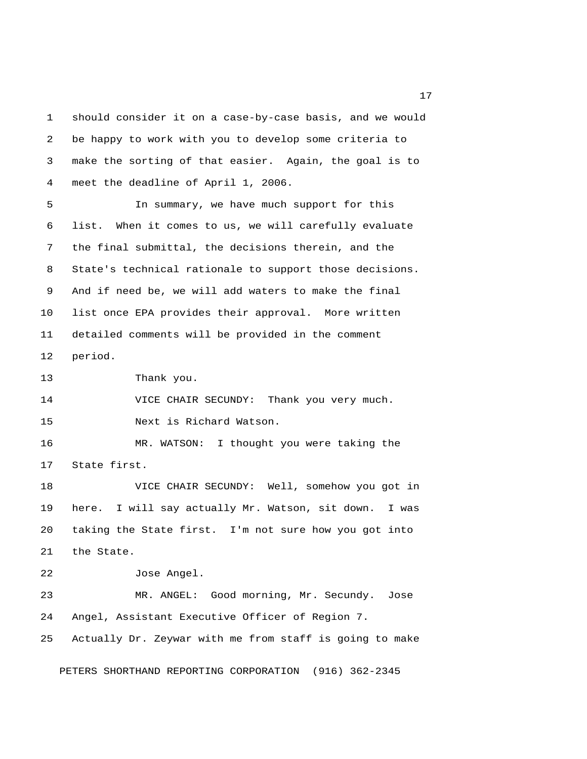should consider it on a case-by-case basis, and we would be happy to work with you to develop some criteria to make the sorting of that easier. Again, the goal is to meet the deadline of April 1, 2006.

In summary, we have much support for this list. When it comes to us, we will carefully evaluate the final submittal, the decisions therein, and the State's technical rationale to support those decisions. And if need be, we will add waters to make the final list once EPA provides their approval. More written detailed comments will be provided in the comment period.

Thank you.

VICE CHAIR SECUNDY: Thank you very much.

Next is Richard Watson.

MR. WATSON: I thought you were taking the State first.

VICE CHAIR SECUNDY: Well, somehow you got in here. I will say actually Mr. Watson, sit down. I was taking the State first. I'm not sure how you got into the State.

Jose Angel.

MR. ANGEL: Good morning, Mr. Secundy. Jose Angel, Assistant Executive Officer of Region 7. Actually Dr. Zeywar with me from staff is going to make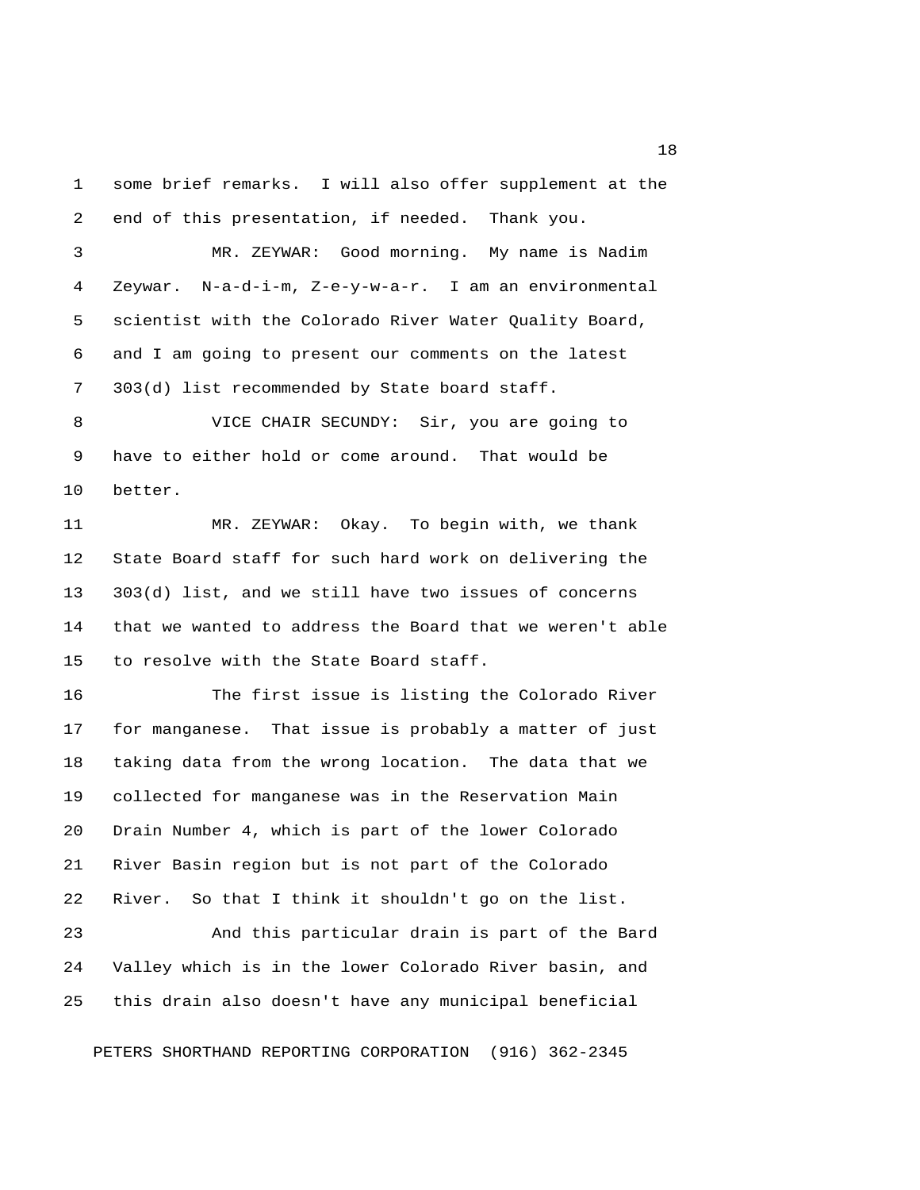some brief remarks. I will also offer supplement at the end of this presentation, if needed. Thank you.

MR. ZEYWAR: Good morning. My name is Nadim Zeywar. N-a-d-i-m, Z-e-y-w-a-r. I am an environmental scientist with the Colorado River Water Quality Board, and I am going to present our comments on the latest 303(d) list recommended by State board staff.

VICE CHAIR SECUNDY: Sir, you are going to have to either hold or come around. That would be better.

MR. ZEYWAR: Okay. To begin with, we thank State Board staff for such hard work on delivering the 303(d) list, and we still have two issues of concerns that we wanted to address the Board that we weren't able to resolve with the State Board staff.

The first issue is listing the Colorado River for manganese. That issue is probably a matter of just taking data from the wrong location. The data that we collected for manganese was in the Reservation Main Drain Number 4, which is part of the lower Colorado River Basin region but is not part of the Colorado River. So that I think it shouldn't go on the list.

And this particular drain is part of the Bard Valley which is in the lower Colorado River basin, and this drain also doesn't have any municipal beneficial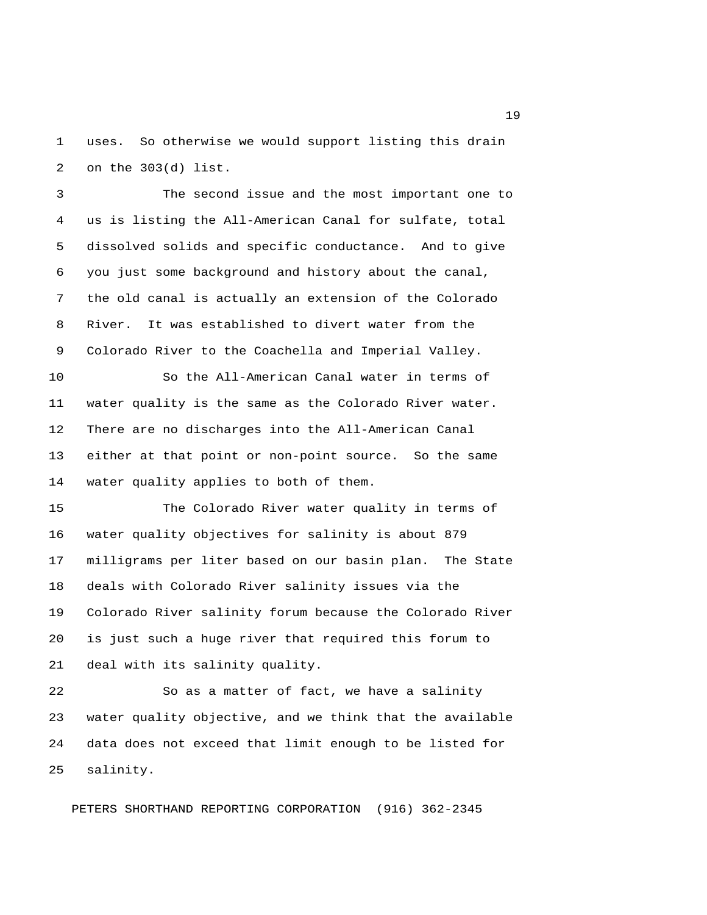uses. So otherwise we would support listing this drain on the 303(d) list.

The second issue and the most important one to us is listing the All-American Canal for sulfate, total dissolved solids and specific conductance. And to give you just some background and history about the canal, the old canal is actually an extension of the Colorado River. It was established to divert water from the Colorado River to the Coachella and Imperial Valley.

So the All-American Canal water in terms of water quality is the same as the Colorado River water. There are no discharges into the All-American Canal either at that point or non-point source. So the same water quality applies to both of them.

The Colorado River water quality in terms of water quality objectives for salinity is about 879 milligrams per liter based on our basin plan. The State deals with Colorado River salinity issues via the Colorado River salinity forum because the Colorado River is just such a huge river that required this forum to deal with its salinity quality.

So as a matter of fact, we have a salinity water quality objective, and we think that the available data does not exceed that limit enough to be listed for salinity.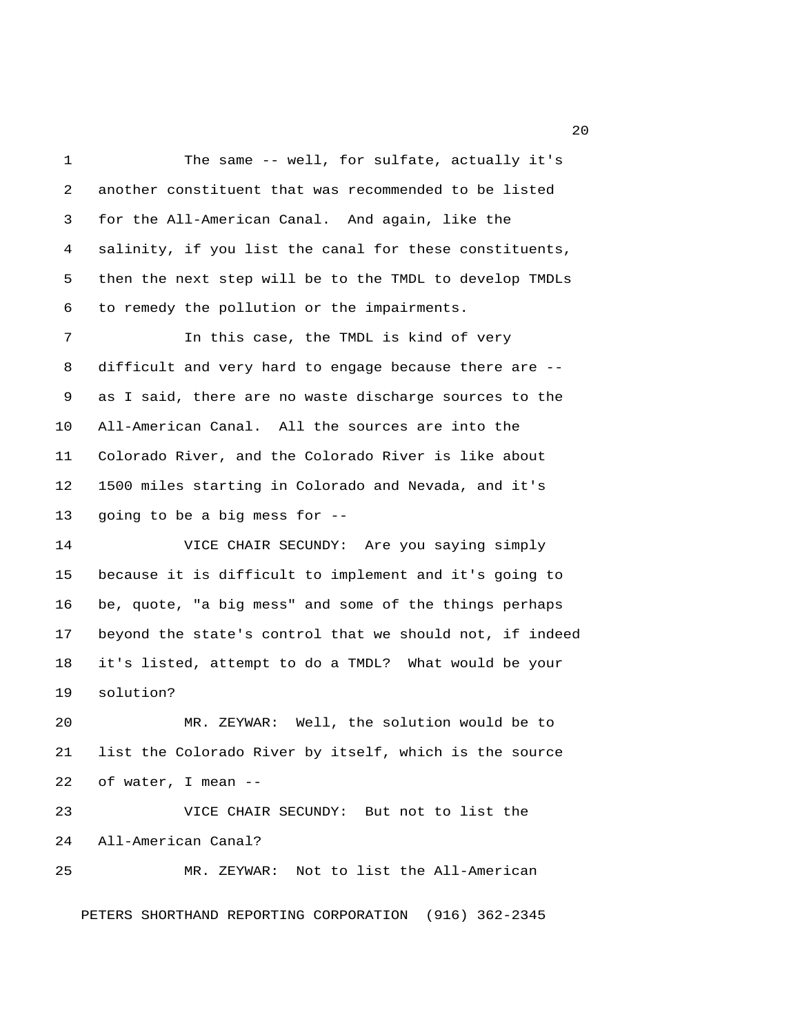The same -- well, for sulfate, actually it's another constituent that was recommended to be listed for the All-American Canal. And again, like the salinity, if you list the canal for these constituents, then the next step will be to the TMDL to develop TMDLs to remedy the pollution or the impairments.

In this case, the TMDL is kind of very difficult and very hard to engage because there are -- as I said, there are no waste discharge sources to the All-American Canal. All the sources are into the Colorado River, and the Colorado River is like about 1500 miles starting in Colorado and Nevada, and it's going to be a big mess for --

VICE CHAIR SECUNDY: Are you saying simply because it is difficult to implement and it's going to be, quote, "a big mess" and some of the things perhaps beyond the state's control that we should not, if indeed it's listed, attempt to do a TMDL? What would be your solution?

MR. ZEYWAR: Well, the solution would be to list the Colorado River by itself, which is the source of water, I mean --

VICE CHAIR SECUNDY: But not to list the All-American Canal?

MR. ZEYWAR: Not to list the All-American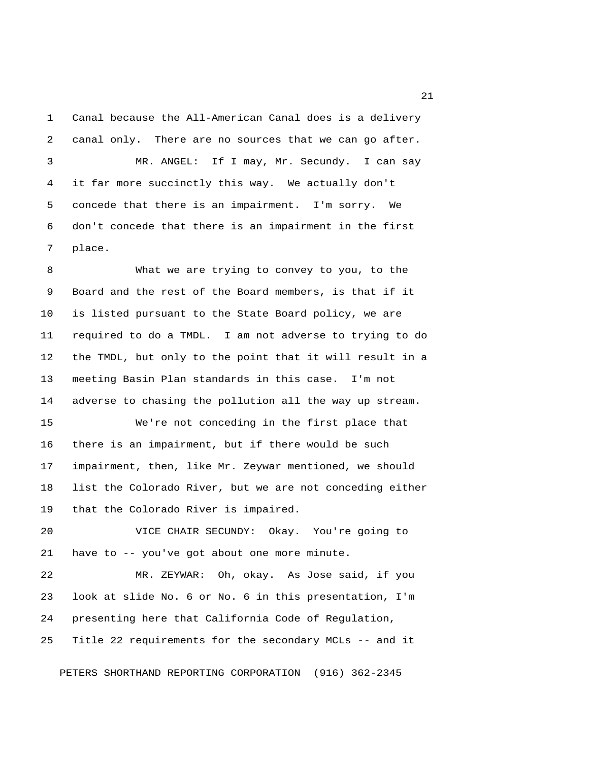Canal because the All-American Canal does is a delivery canal only. There are no sources that we can go after.

MR. ANGEL: If I may, Mr. Secundy. I can say it far more succinctly this way. We actually don't concede that there is an impairment. I'm sorry. We don't concede that there is an impairment in the first place.

What we are trying to convey to you, to the Board and the rest of the Board members, is that if it is listed pursuant to the State Board policy, we are required to do a TMDL. I am not adverse to trying to do the TMDL, but only to the point that it will result in a meeting Basin Plan standards in this case. I'm not adverse to chasing the pollution all the way up stream.

We're not conceding in the first place that there is an impairment, but if there would be such impairment, then, like Mr. Zeywar mentioned, we should list the Colorado River, but we are not conceding either that the Colorado River is impaired.

VICE CHAIR SECUNDY: Okay. You're going to have to -- you've got about one more minute.

MR. ZEYWAR: Oh, okay. As Jose said, if you look at slide No. 6 or No. 6 in this presentation, I'm presenting here that California Code of Regulation, Title 22 requirements for the secondary MCLs -- and it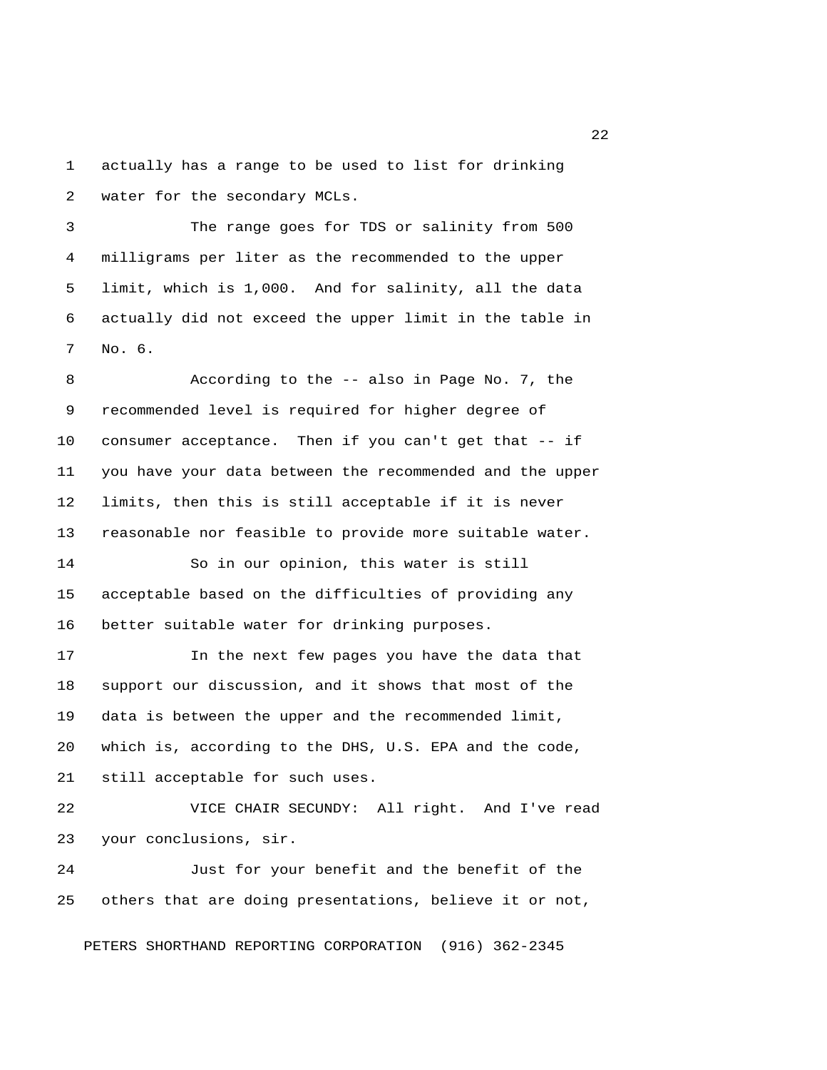actually has a range to be used to list for drinking water for the secondary MCLs.

The range goes for TDS or salinity from 500 milligrams per liter as the recommended to the upper limit, which is 1,000. And for salinity, all the data actually did not exceed the upper limit in the table in No. 6.

According to the -- also in Page No. 7, the recommended level is required for higher degree of consumer acceptance. Then if you can't get that -- if you have your data between the recommended and the upper limits, then this is still acceptable if it is never reasonable nor feasible to provide more suitable water.

So in our opinion, this water is still acceptable based on the difficulties of providing any better suitable water for drinking purposes.

In the next few pages you have the data that support our discussion, and it shows that most of the data is between the upper and the recommended limit, which is, according to the DHS, U.S. EPA and the code, still acceptable for such uses.

VICE CHAIR SECUNDY: All right. And I've read your conclusions, sir.

Just for your benefit and the benefit of the others that are doing presentations, believe it or not,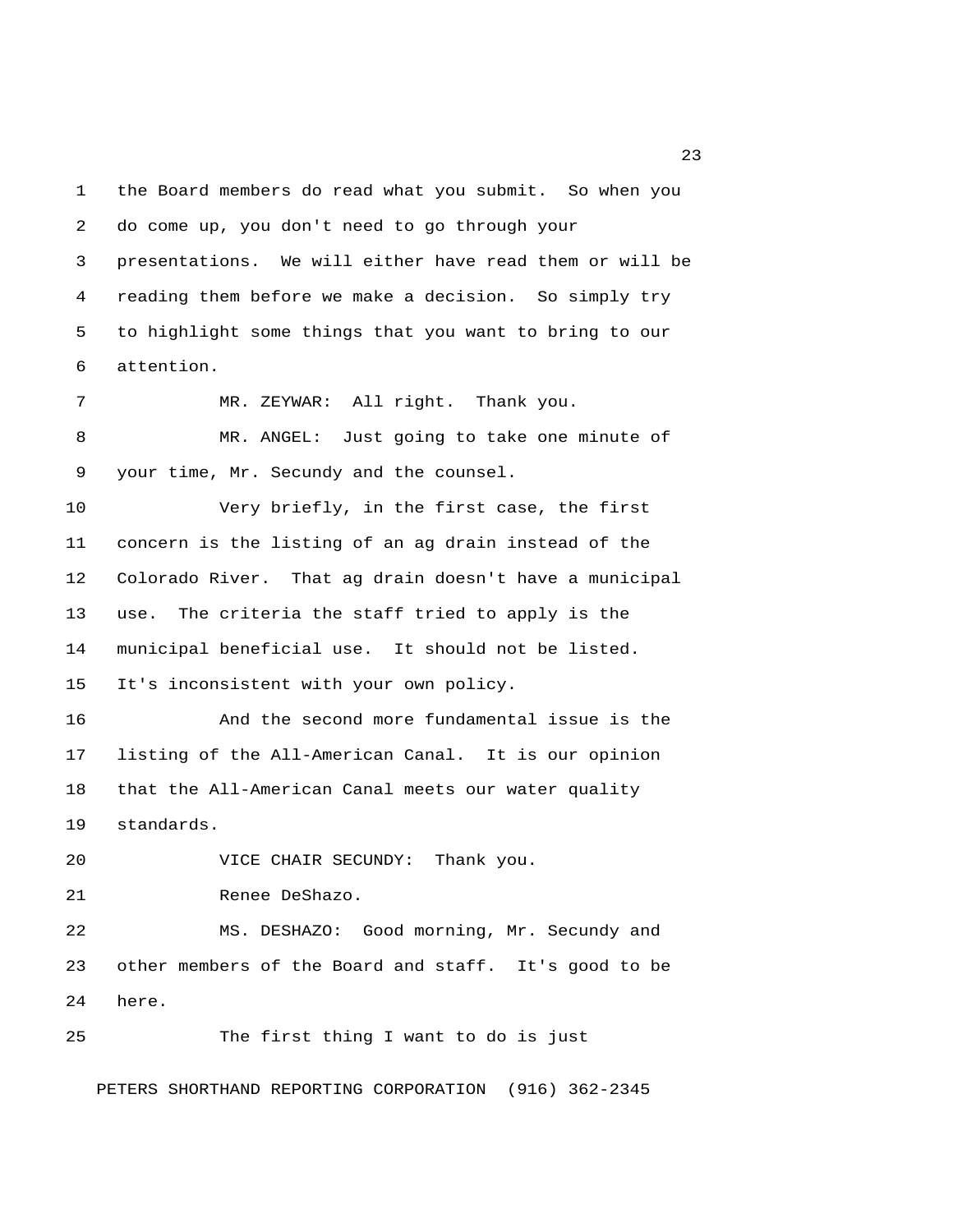the Board members do read what you submit. So when you do come up, you don't need to go through your presentations. We will either have read them or will be reading them before we make a decision. So simply try to highlight some things that you want to bring to our attention.

MR. ZEYWAR: All right. Thank you.

MR. ANGEL: Just going to take one minute of your time, Mr. Secundy and the counsel.

Very briefly, in the first case, the first concern is the listing of an ag drain instead of the Colorado River. That ag drain doesn't have a municipal use. The criteria the staff tried to apply is the municipal beneficial use. It should not be listed. It's inconsistent with your own policy.

And the second more fundamental issue is the listing of the All-American Canal. It is our opinion that the All-American Canal meets our water quality standards.

VICE CHAIR SECUNDY: Thank you.

Renee DeShazo.

MS. DESHAZO: Good morning, Mr. Secundy and other members of the Board and staff. It's good to be here.

The first thing I want to do is just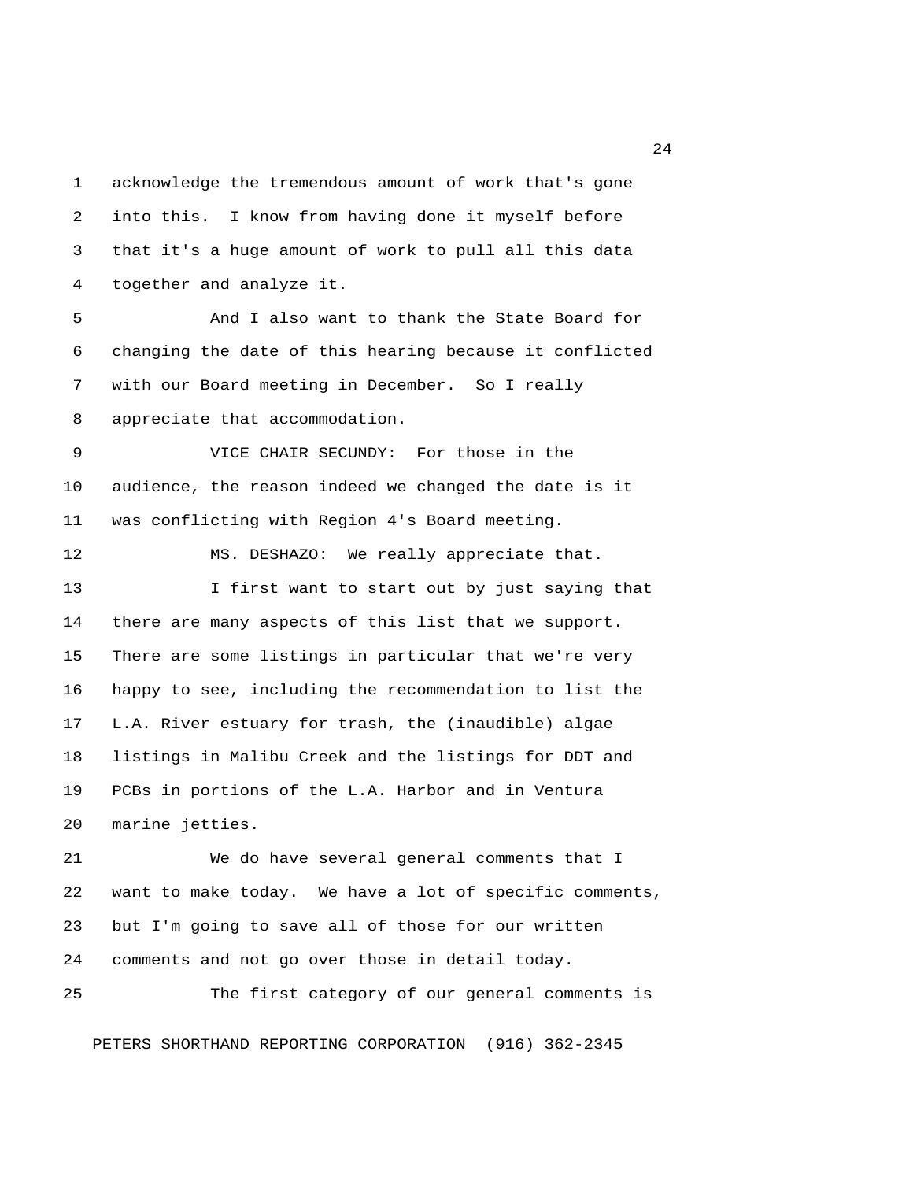acknowledge the tremendous amount of work that's gone into this. I know from having done it myself before that it's a huge amount of work to pull all this data together and analyze it.

And I also want to thank the State Board for changing the date of this hearing because it conflicted with our Board meeting in December. So I really appreciate that accommodation.

VICE CHAIR SECUNDY: For those in the audience, the reason indeed we changed the date is it was conflicting with Region 4's Board meeting.

MS. DESHAZO: We really appreciate that.

I first want to start out by just saying that there are many aspects of this list that we support. There are some listings in particular that we're very happy to see, including the recommendation to list the L.A. River estuary for trash, the (inaudible) algae listings in Malibu Creek and the listings for DDT and PCBs in portions of the L.A. Harbor and in Ventura marine jetties.

We do have several general comments that I want to make today. We have a lot of specific comments, but I'm going to save all of those for our written comments and not go over those in detail today.

The first category of our general comments is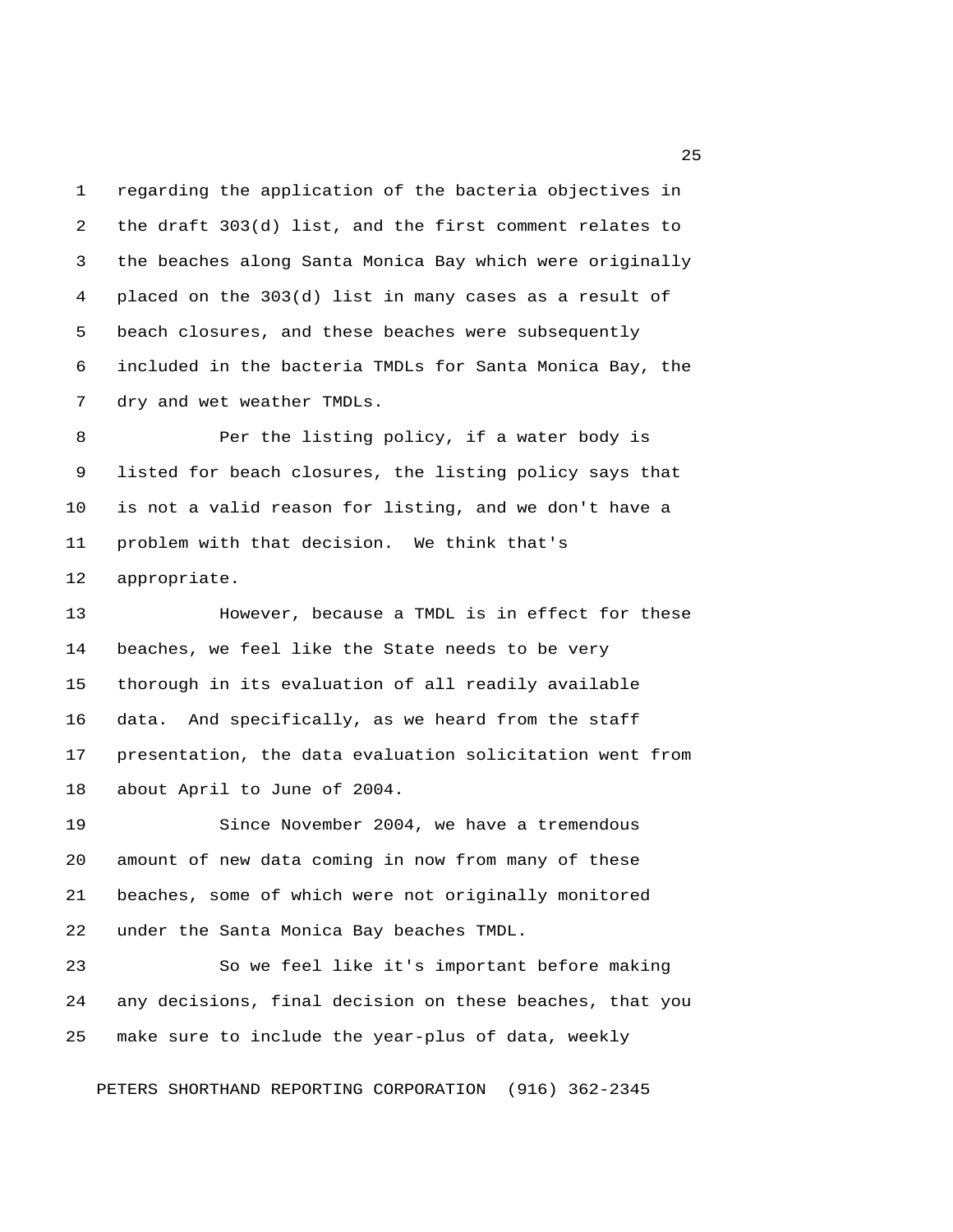regarding the application of the bacteria objectives in the draft 303(d) list, and the first comment relates to the beaches along Santa Monica Bay which were originally placed on the 303(d) list in many cases as a result of beach closures, and these beaches were subsequently included in the bacteria TMDLs for Santa Monica Bay, the dry and wet weather TMDLs.

Per the listing policy, if a water body is listed for beach closures, the listing policy says that is not a valid reason for listing, and we don't have a problem with that decision. We think that's appropriate.

However, because a TMDL is in effect for these beaches, we feel like the State needs to be very thorough in its evaluation of all readily available data. And specifically, as we heard from the staff presentation, the data evaluation solicitation went from about April to June of 2004.

Since November 2004, we have a tremendous amount of new data coming in now from many of these beaches, some of which were not originally monitored under the Santa Monica Bay beaches TMDL.

So we feel like it's important before making any decisions, final decision on these beaches, that you make sure to include the year-plus of data, weekly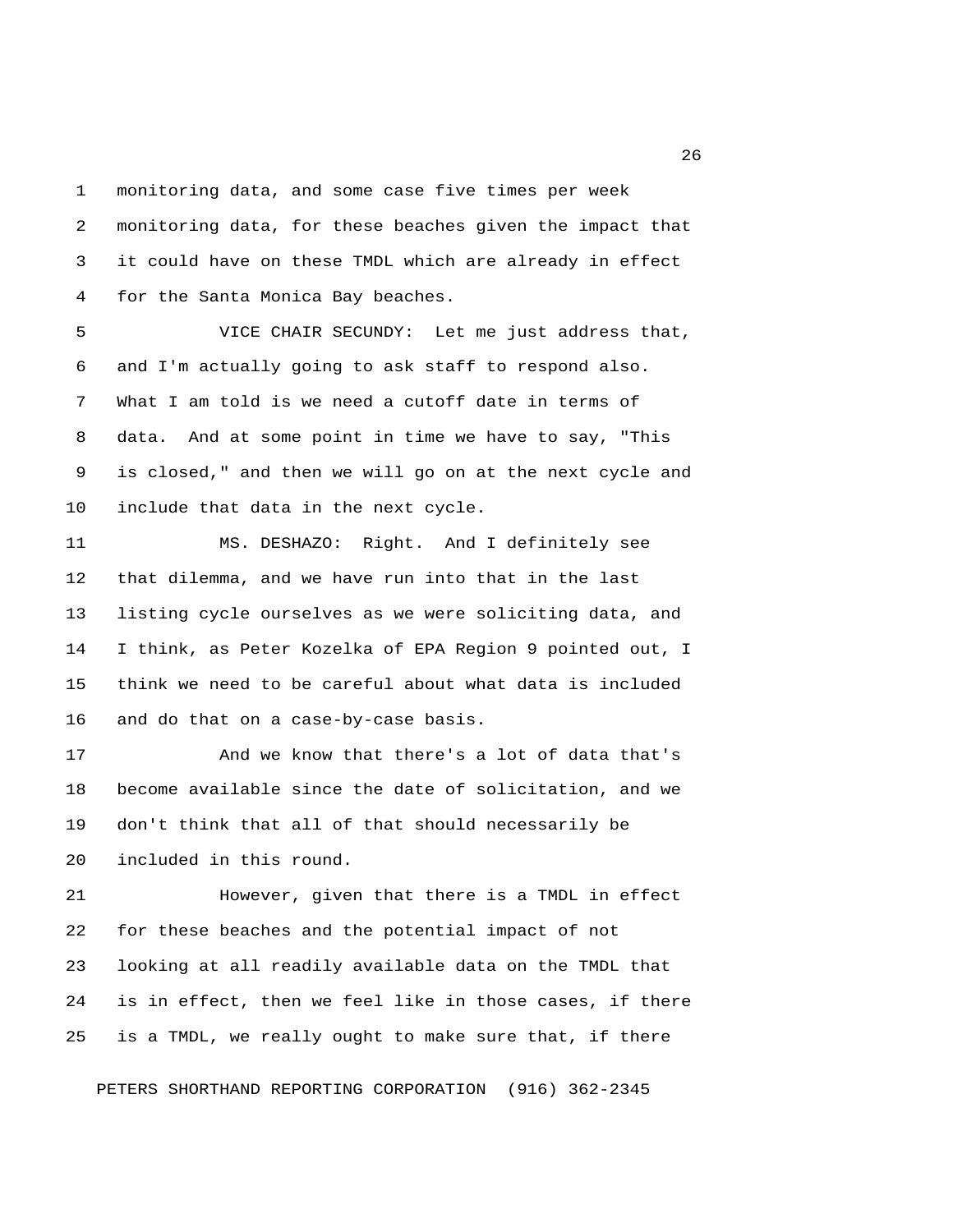monitoring data, and some case five times per week monitoring data, for these beaches given the impact that it could have on these TMDL which are already in effect for the Santa Monica Bay beaches.

VICE CHAIR SECUNDY: Let me just address that, and I'm actually going to ask staff to respond also. What I am told is we need a cutoff date in terms of data. And at some point in time we have to say, "This is closed," and then we will go on at the next cycle and include that data in the next cycle.

MS. DESHAZO: Right. And I definitely see that dilemma, and we have run into that in the last listing cycle ourselves as we were soliciting data, and I think, as Peter Kozelka of EPA Region 9 pointed out, I think we need to be careful about what data is included and do that on a case-by-case basis.

And we know that there's a lot of data that's become available since the date of solicitation, and we don't think that all of that should necessarily be included in this round.

However, given that there is a TMDL in effect for these beaches and the potential impact of not looking at all readily available data on the TMDL that is in effect, then we feel like in those cases, if there is a TMDL, we really ought to make sure that, if there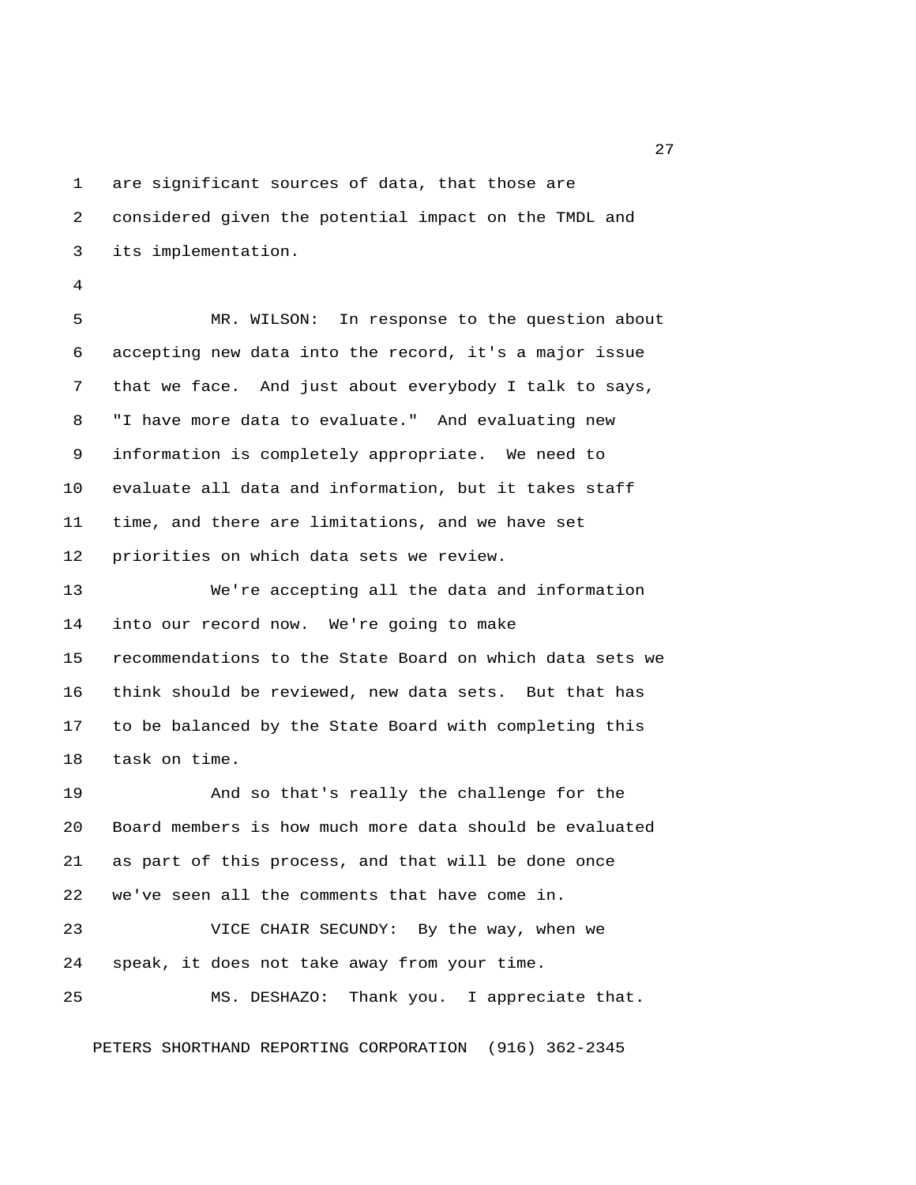are significant sources of data, that those are considered given the potential impact on the TMDL and its implementation.

MR. WILSON: In response to the question about accepting new data into the record, it's a major issue that we face. And just about everybody I talk to says, "I have more data to evaluate." And evaluating new information is completely appropriate. We need to evaluate all data and information, but it takes staff time, and there are limitations, and we have set priorities on which data sets we review.

We're accepting all the data and information into our record now. We're going to make recommendations to the State Board on which data sets we think should be reviewed, new data sets. But that has to be balanced by the State Board with completing this task on time.

And so that's really the challenge for the Board members is how much more data should be evaluated as part of this process, and that will be done once we've seen all the comments that have come in.

VICE CHAIR SECUNDY: By the way, when we speak, it does not take away from your time.

MS. DESHAZO: Thank you. I appreciate that.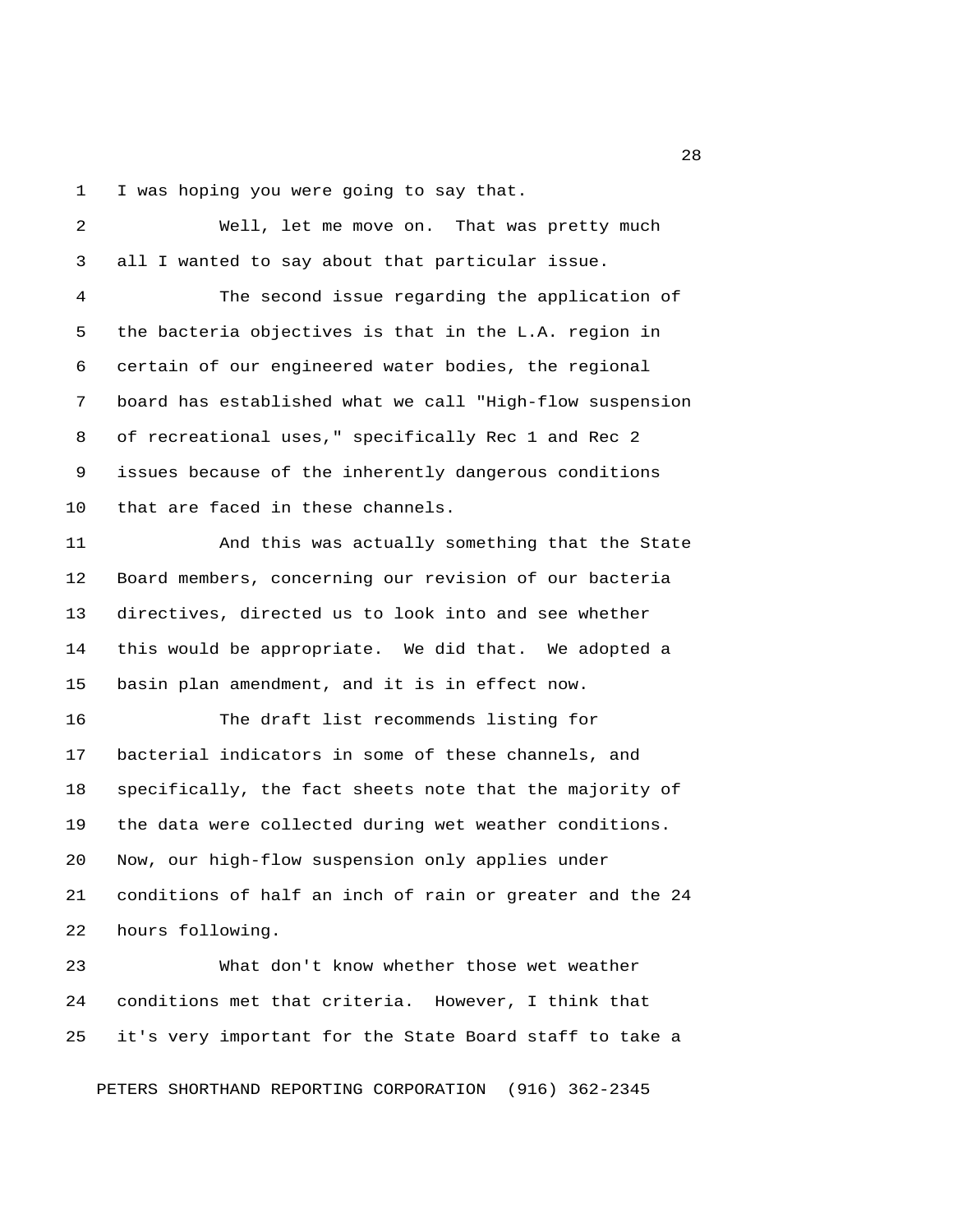I was hoping you were going to say that.

Well, let me move on. That was pretty much all I wanted to say about that particular issue.

The second issue regarding the application of the bacteria objectives is that in the L.A. region in certain of our engineered water bodies, the regional board has established what we call "High-flow suspension of recreational uses," specifically Rec 1 and Rec 2 issues because of the inherently dangerous conditions that are faced in these channels.

And this was actually something that the State Board members, concerning our revision of our bacteria directives, directed us to look into and see whether this would be appropriate. We did that. We adopted a basin plan amendment, and it is in effect now.

The draft list recommends listing for bacterial indicators in some of these channels, and specifically, the fact sheets note that the majority of the data were collected during wet weather conditions. Now, our high-flow suspension only applies under conditions of half an inch of rain or greater and the 24 hours following.

What don't know whether those wet weather conditions met that criteria. However, I think that it's very important for the State Board staff to take a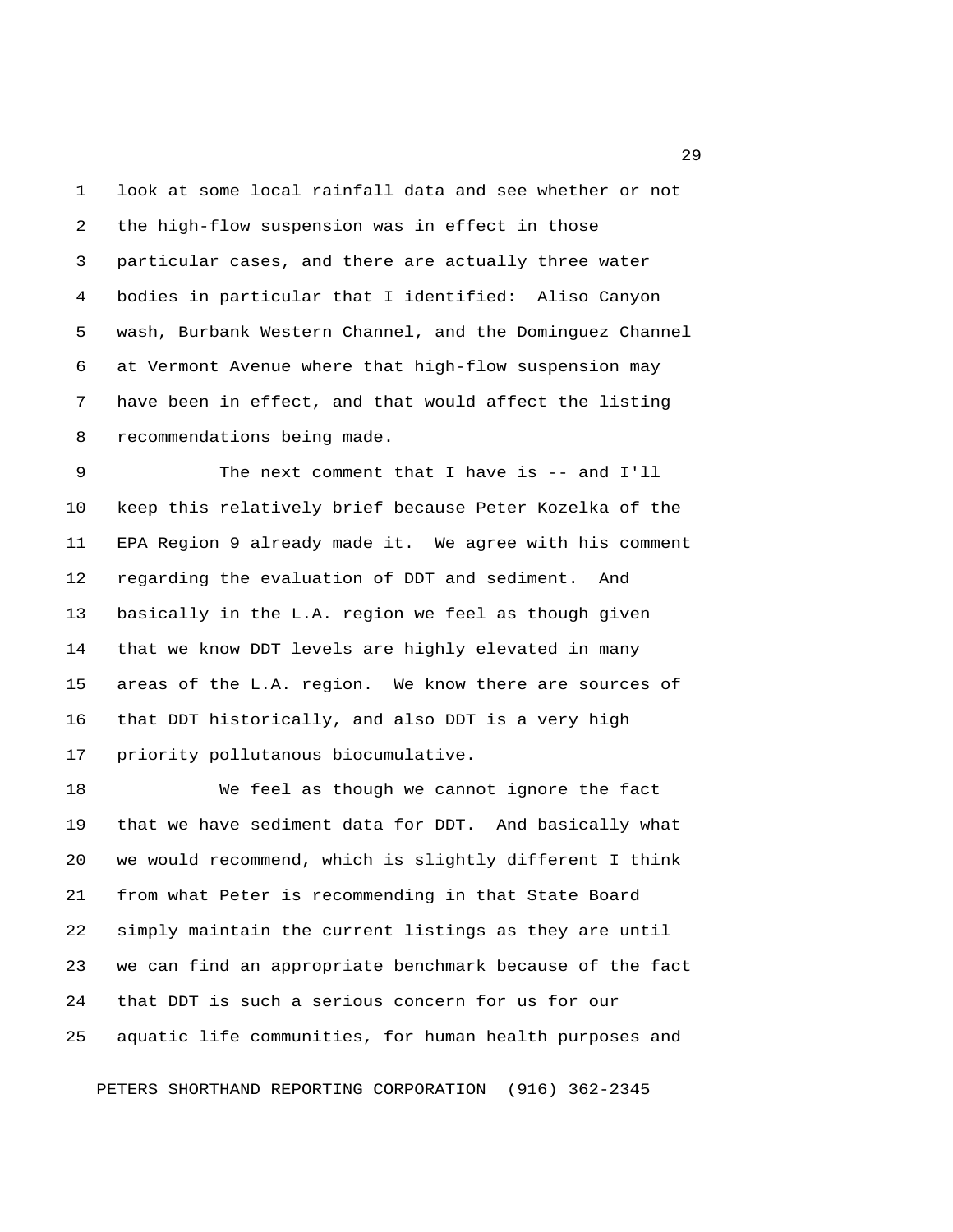look at some local rainfall data and see whether or not the high-flow suspension was in effect in those particular cases, and there are actually three water bodies in particular that I identified: Aliso Canyon wash, Burbank Western Channel, and the Dominguez Channel at Vermont Avenue where that high-flow suspension may have been in effect, and that would affect the listing recommendations being made.

The next comment that I have is -- and I'll keep this relatively brief because Peter Kozelka of the EPA Region 9 already made it. We agree with his comment regarding the evaluation of DDT and sediment. And basically in the L.A. region we feel as though given that we know DDT levels are highly elevated in many areas of the L.A. region. We know there are sources of that DDT historically, and also DDT is a very high priority pollutanous biocumulative.

We feel as though we cannot ignore the fact that we have sediment data for DDT. And basically what we would recommend, which is slightly different I think from what Peter is recommending in that State Board simply maintain the current listings as they are until we can find an appropriate benchmark because of the fact that DDT is such a serious concern for us for our aquatic life communities, for human health purposes and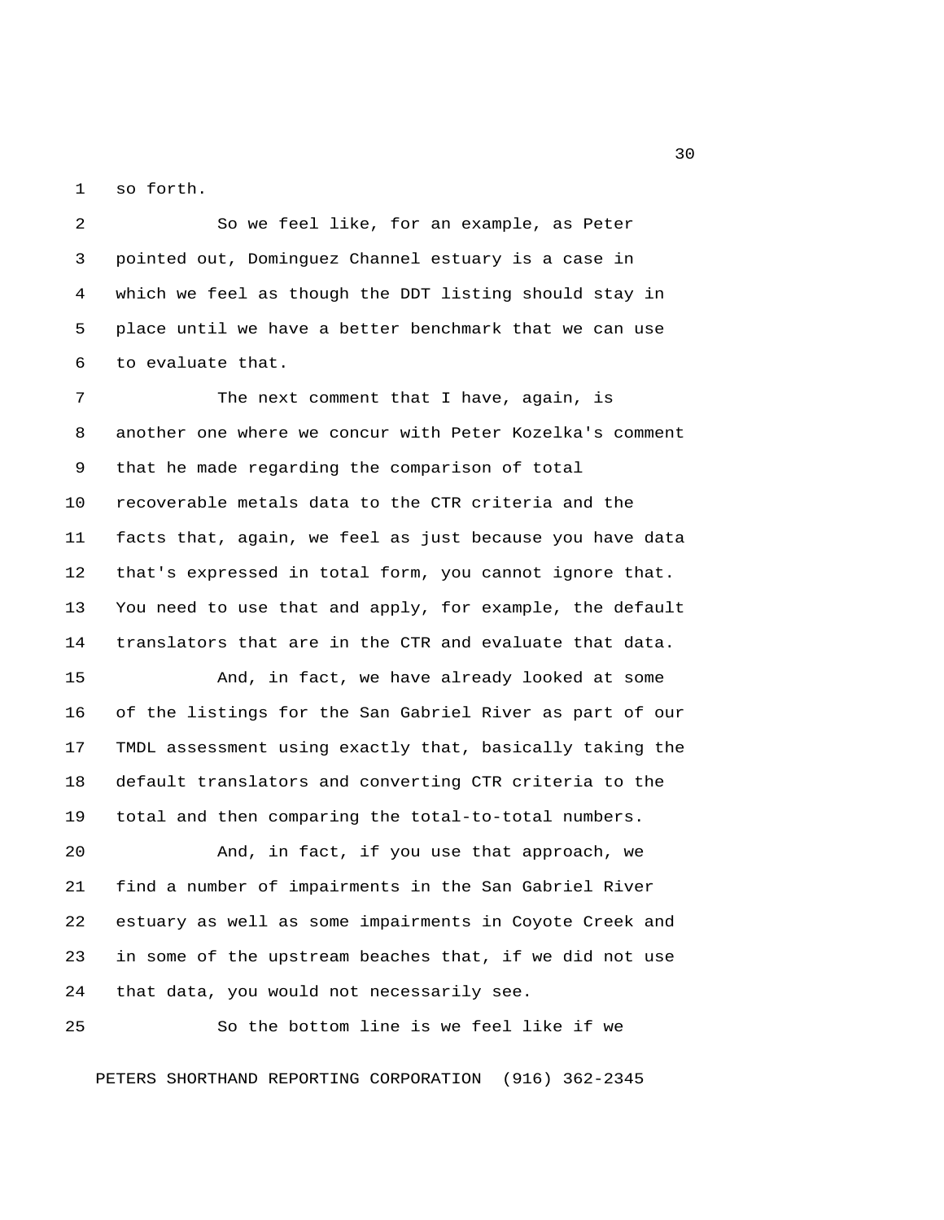so forth.

So we feel like, for an example, as Peter pointed out, Dominguez Channel estuary is a case in which we feel as though the DDT listing should stay in place until we have a better benchmark that we can use to evaluate that.

The next comment that I have, again, is another one where we concur with Peter Kozelka's comment that he made regarding the comparison of total recoverable metals data to the CTR criteria and the facts that, again, we feel as just because you have data that's expressed in total form, you cannot ignore that. You need to use that and apply, for example, the default translators that are in the CTR and evaluate that data.

And, in fact, we have already looked at some of the listings for the San Gabriel River as part of our TMDL assessment using exactly that, basically taking the default translators and converting CTR criteria to the total and then comparing the total-to-total numbers.

And, in fact, if you use that approach, we find a number of impairments in the San Gabriel River estuary as well as some impairments in Coyote Creek and in some of the upstream beaches that, if we did not use that data, you would not necessarily see.

So the bottom line is we feel like if we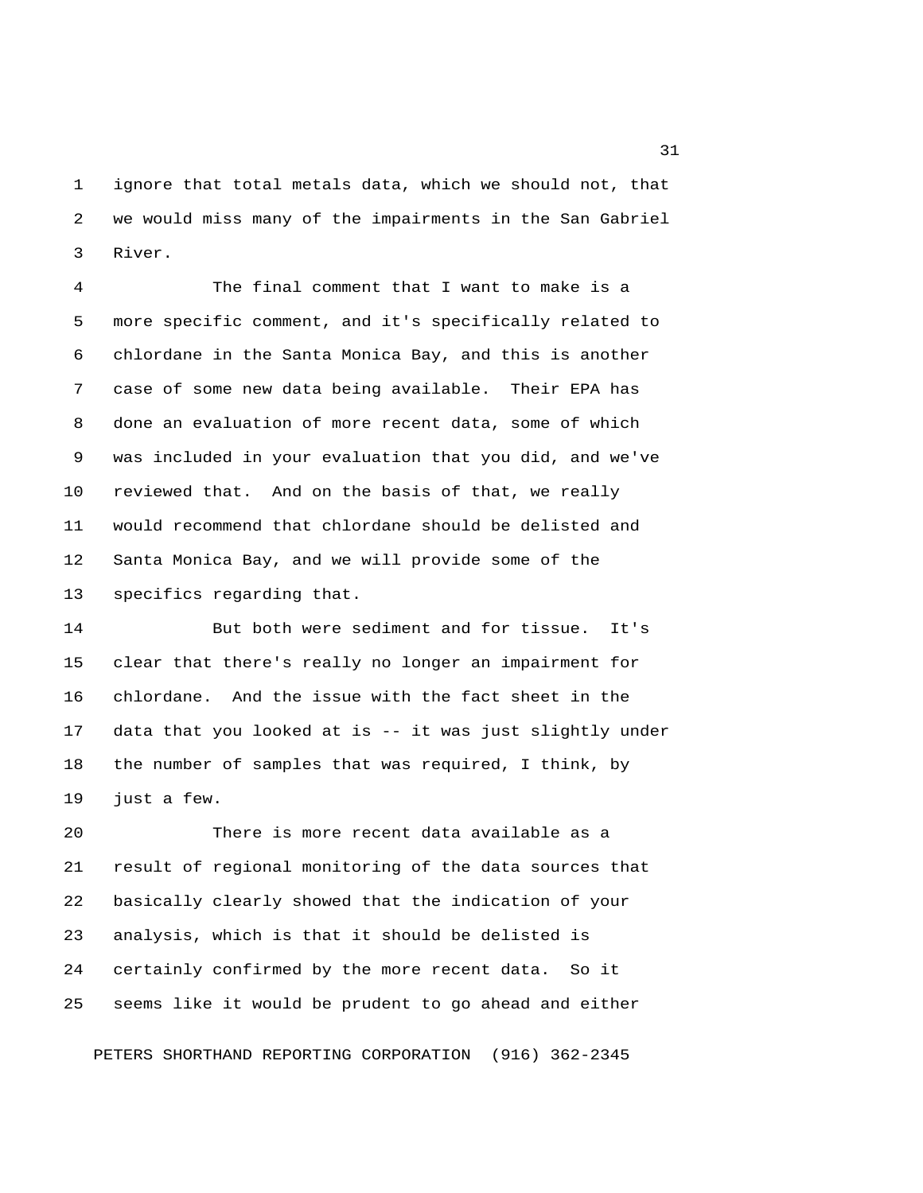ignore that total metals data, which we should not, that we would miss many of the impairments in the San Gabriel River.

The final comment that I want to make is a more specific comment, and it's specifically related to chlordane in the Santa Monica Bay, and this is another case of some new data being available. Their EPA has done an evaluation of more recent data, some of which was included in your evaluation that you did, and we've reviewed that. And on the basis of that, we really would recommend that chlordane should be delisted and Santa Monica Bay, and we will provide some of the specifics regarding that.

But both were sediment and for tissue. It's clear that there's really no longer an impairment for chlordane. And the issue with the fact sheet in the data that you looked at is -- it was just slightly under the number of samples that was required, I think, by just a few.

There is more recent data available as a result of regional monitoring of the data sources that basically clearly showed that the indication of your analysis, which is that it should be delisted is certainly confirmed by the more recent data. So it seems like it would be prudent to go ahead and either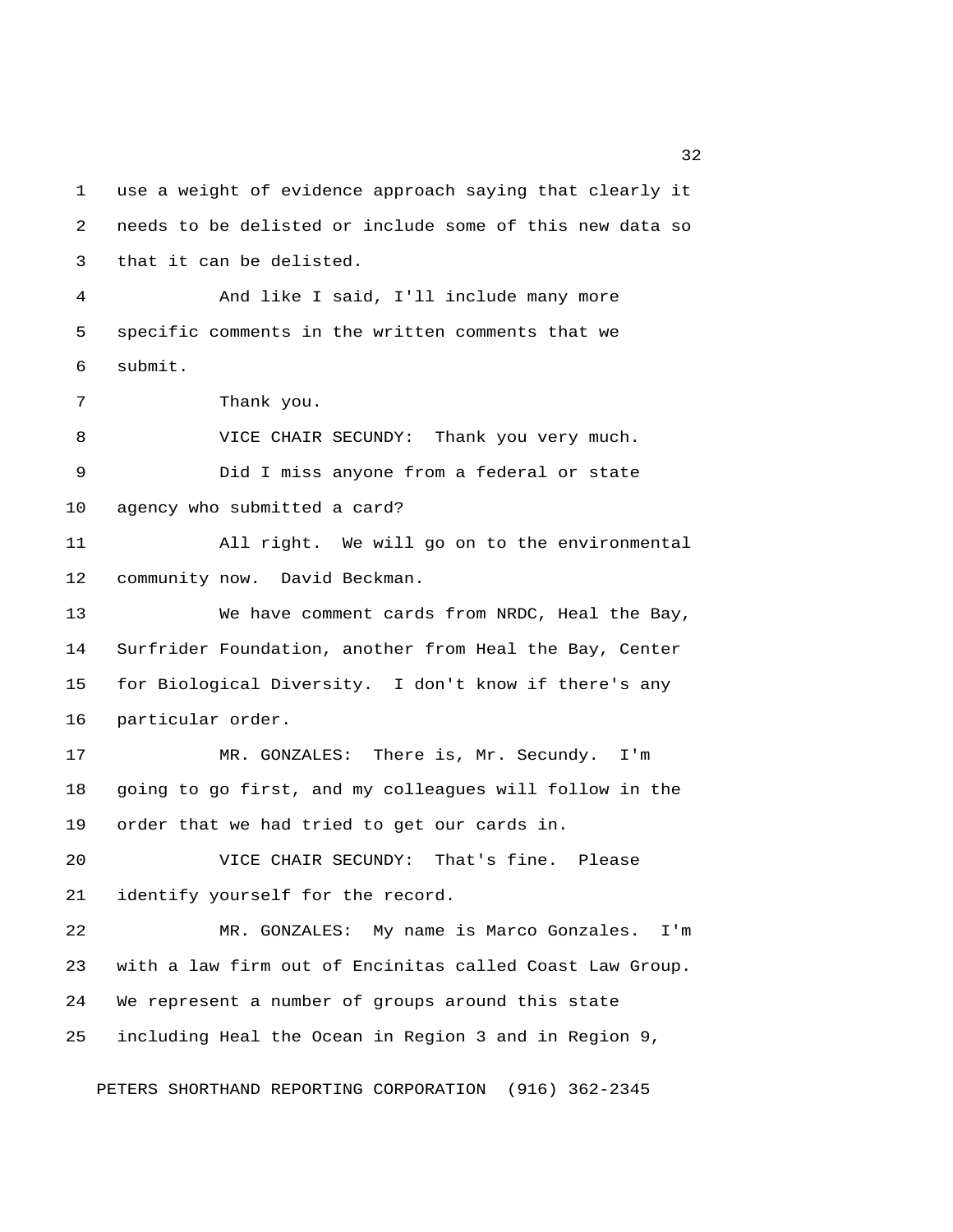use a weight of evidence approach saying that clearly it needs to be delisted or include some of this new data so that it can be delisted.

And like I said, I'll include many more specific comments in the written comments that we submit.

Thank you.

VICE CHAIR SECUNDY: Thank you very much.

Did I miss anyone from a federal or state agency who submitted a card?

All right. We will go on to the environmental community now. David Beckman.

We have comment cards from NRDC, Heal the Bay, Surfrider Foundation, another from Heal the Bay, Center for Biological Diversity. I don't know if there's any particular order.

MR. GONZALES: There is, Mr. Secundy. I'm going to go first, and my colleagues will follow in the order that we had tried to get our cards in.

VICE CHAIR SECUNDY: That's fine. Please identify yourself for the record.

MR. GONZALES: My name is Marco Gonzales. I'm with a law firm out of Encinitas called Coast Law Group. We represent a number of groups around this state including Heal the Ocean in Region 3 and in Region 9,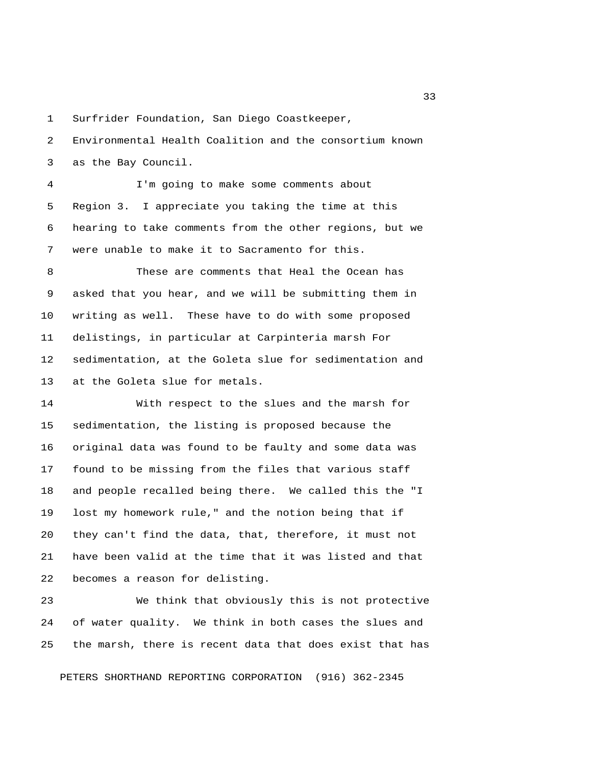Surfrider Foundation, San Diego Coastkeeper, Environmental Health Coalition and the consortium known as the Bay Council.

I'm going to make some comments about Region 3. I appreciate you taking the time at this hearing to take comments from the other regions, but we were unable to make it to Sacramento for this.

These are comments that Heal the Ocean has asked that you hear, and we will be submitting them in writing as well. These have to do with some proposed delistings, in particular at Carpinteria marsh For sedimentation, at the Goleta slue for sedimentation and at the Goleta slue for metals.

With respect to the slues and the marsh for sedimentation, the listing is proposed because the original data was found to be faulty and some data was found to be missing from the files that various staff and people recalled being there. We called this the "I lost my homework rule," and the notion being that if they can't find the data, that, therefore, it must not have been valid at the time that it was listed and that becomes a reason for delisting.

We think that obviously this is not protective of water quality. We think in both cases the slues and the marsh, there is recent data that does exist that has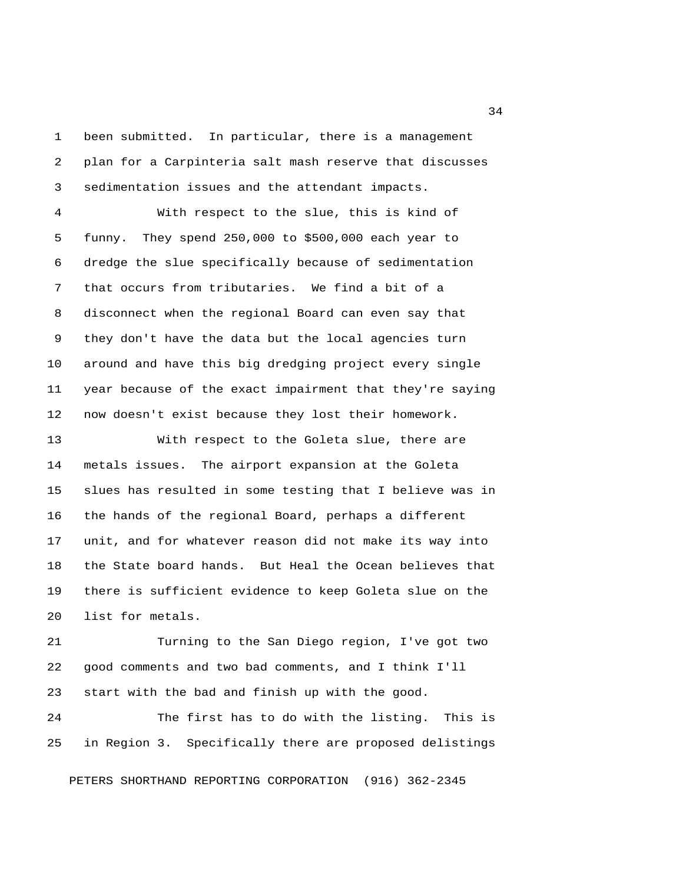been submitted. In particular, there is a management plan for a Carpinteria salt mash reserve that discusses sedimentation issues and the attendant impacts.

With respect to the slue, this is kind of funny. They spend 250,000 to $500,000 each year to dredge the slue specifically because of sedimentation that occurs from tributaries. We find a bit of a disconnect when the regional Board can even say that they don't have the data but the local agencies turn around and have this big dredging project every single year because of the exact impairment that they're saying now doesn't exist because they lost their homework.

With respect to the Goleta slue, there are metals issues. The airport expansion at the Goleta slues has resulted in some testing that I believe was in the hands of the regional Board, perhaps a different unit, and for whatever reason did not make its way into the State board hands. But Heal the Ocean believes that there is sufficient evidence to keep Goleta slue on the list for metals.

Turning to the San Diego region, I've got two good comments and two bad comments, and I think I'll start with the bad and finish up with the good.

The first has to do with the listing. This is in Region 3. Specifically there are proposed delistings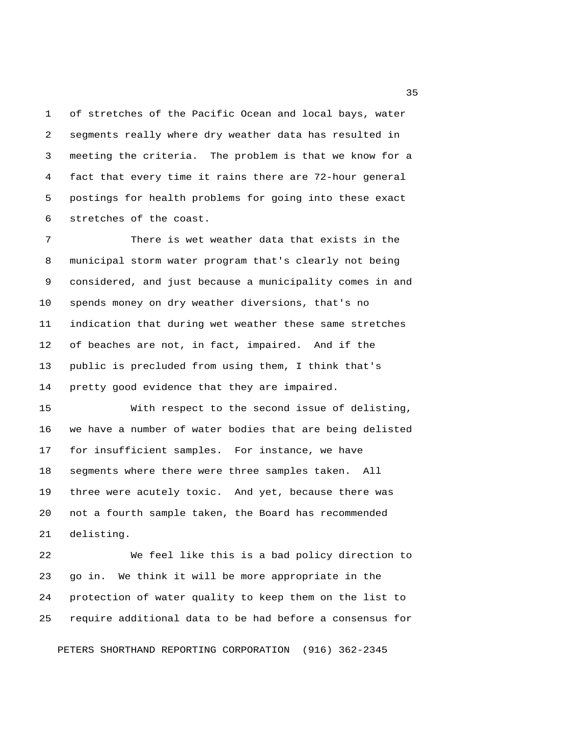of stretches of the Pacific Ocean and local bays, water segments really where dry weather data has resulted in meeting the criteria. The problem is that we know for a fact that every time it rains there are 72-hour general postings for health problems for going into these exact stretches of the coast.

There is wet weather data that exists in the municipal storm water program that's clearly not being considered, and just because a municipality comes in and spends money on dry weather diversions, that's no indication that during wet weather these same stretches of beaches are not, in fact, impaired. And if the public is precluded from using them, I think that's pretty good evidence that they are impaired.

With respect to the second issue of delisting, we have a number of water bodies that are being delisted for insufficient samples. For instance, we have segments where there were three samples taken. All three were acutely toxic. And yet, because there was not a fourth sample taken, the Board has recommended delisting.

We feel like this is a bad policy direction to go in. We think it will be more appropriate in the protection of water quality to keep them on the list to require additional data to be had before a consensus for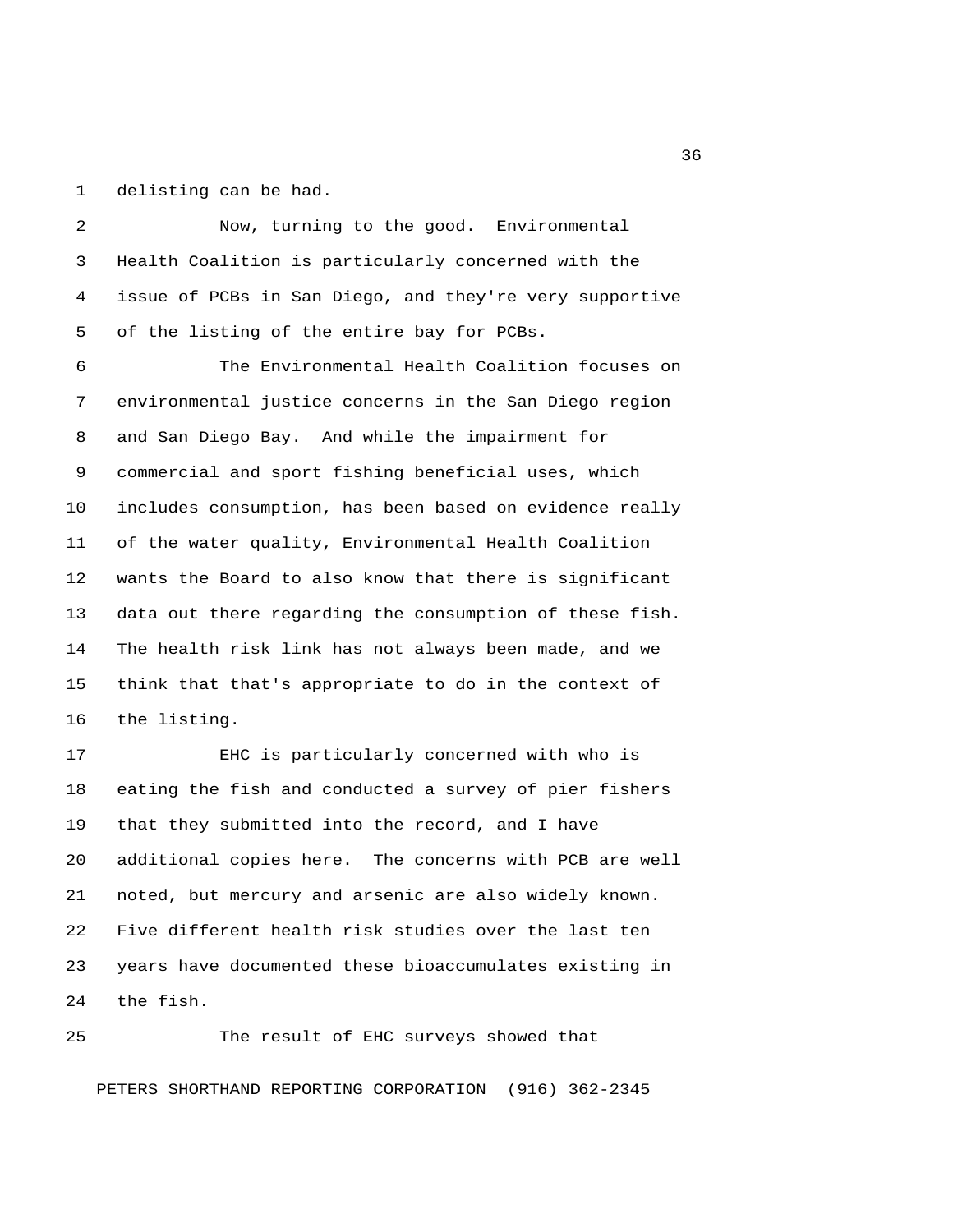delisting can be had.

Now, turning to the good. Environmental Health Coalition is particularly concerned with the issue of PCBs in San Diego, and they're very supportive of the listing of the entire bay for PCBs.

The Environmental Health Coalition focuses on environmental justice concerns in the San Diego region and San Diego Bay. And while the impairment for commercial and sport fishing beneficial uses, which includes consumption, has been based on evidence really of the water quality, Environmental Health Coalition wants the Board to also know that there is significant data out there regarding the consumption of these fish. The health risk link has not always been made, and we think that that's appropriate to do in the context of the listing.

EHC is particularly concerned with who is eating the fish and conducted a survey of pier fishers that they submitted into the record, and I have additional copies here. The concerns with PCB are well noted, but mercury and arsenic are also widely known. Five different health risk studies over the last ten years have documented these bioaccumulates existing in the fish.

The result of EHC surveys showed that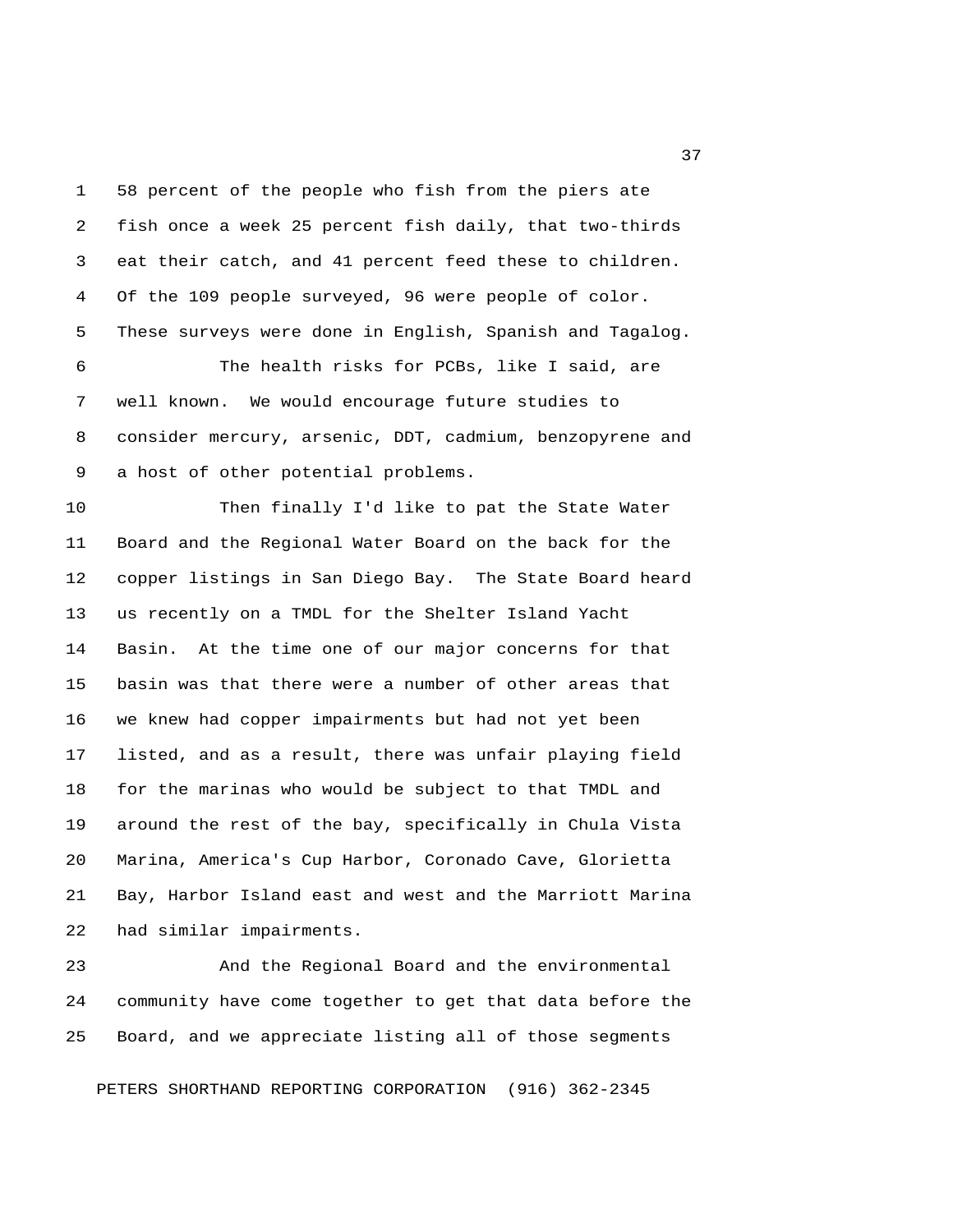58 percent of the people who fish from the piers ate fish once a week 25 percent fish daily, that two-thirds eat their catch, and 41 percent feed these to children. Of the 109 people surveyed, 96 were people of color. These surveys were done in English, Spanish and Tagalog.

The health risks for PCBs, like I said, are well known. We would encourage future studies to consider mercury, arsenic, DDT, cadmium, benzopyrene and a host of other potential problems.

Then finally I'd like to pat the State Water Board and the Regional Water Board on the back for the copper listings in San Diego Bay. The State Board heard us recently on a TMDL for the Shelter Island Yacht Basin. At the time one of our major concerns for that basin was that there were a number of other areas that we knew had copper impairments but had not yet been listed, and as a result, there was unfair playing field for the marinas who would be subject to that TMDL and around the rest of the bay, specifically in Chula Vista Marina, America's Cup Harbor, Coronado Cave, Glorietta Bay, Harbor Island east and west and the Marriott Marina had similar impairments.

And the Regional Board and the environmental community have come together to get that data before the Board, and we appreciate listing all of those segments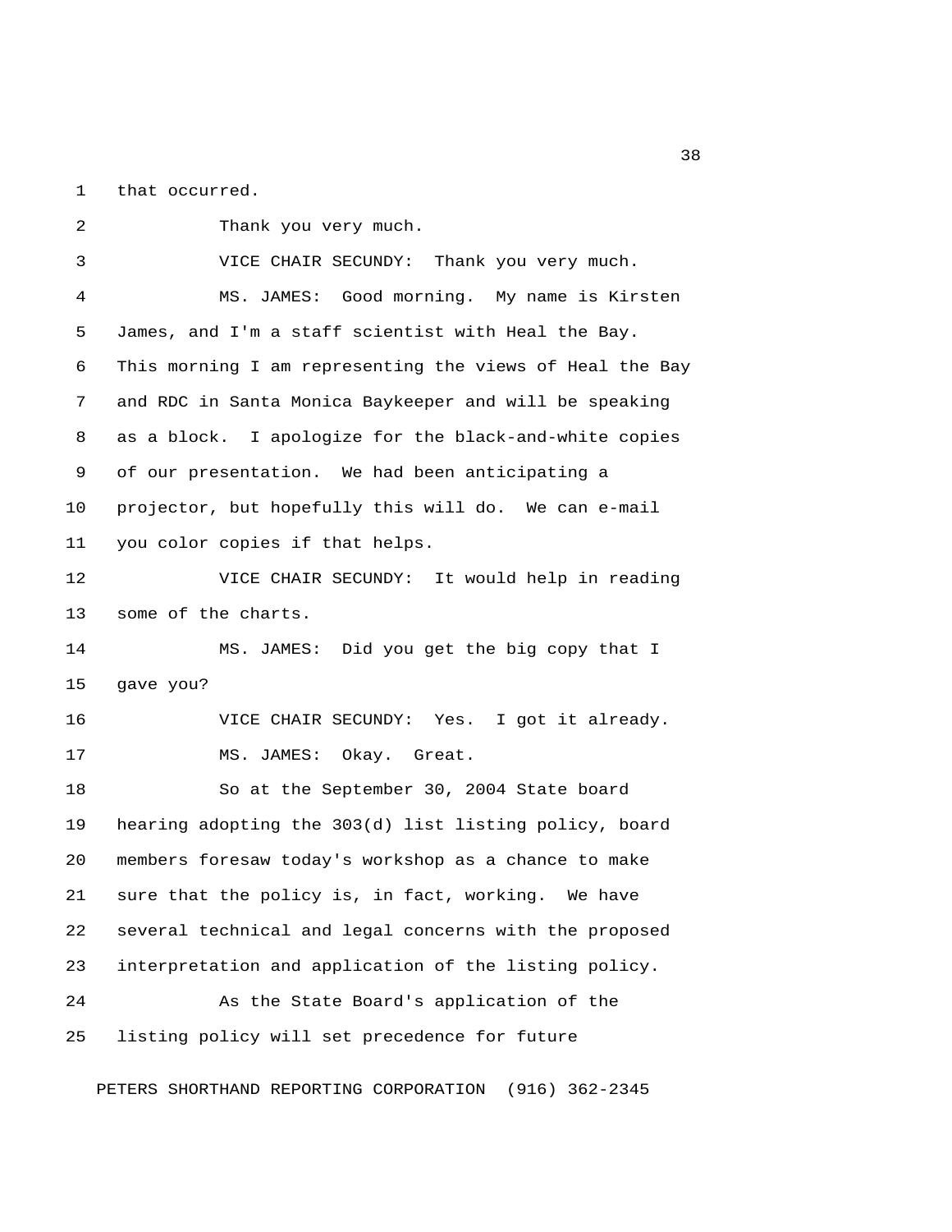that occurred.

Thank you very much.

VICE CHAIR SECUNDY: Thank you very much.

MS. JAMES: Good morning. My name is Kirsten James, and I'm a staff scientist with Heal the Bay. This morning I am representing the views of Heal the Bay and RDC in Santa Monica Baykeeper and will be speaking as a block. I apologize for the black-and-white copies of our presentation. We had been anticipating a projector, but hopefully this will do. We can e-mail you color copies if that helps.

VICE CHAIR SECUNDY: It would help in reading some of the charts.

MS. JAMES: Did you get the big copy that I gave you?

VICE CHAIR SECUNDY: Yes. I got it already.

MS. JAMES: Okay. Great.

So at the September 30, 2004 State board hearing adopting the 303(d) list listing policy, board members foresaw today's workshop as a chance to make sure that the policy is, in fact, working. We have several technical and legal concerns with the proposed interpretation and application of the listing policy.

As the State Board's application of the listing policy will set precedence for future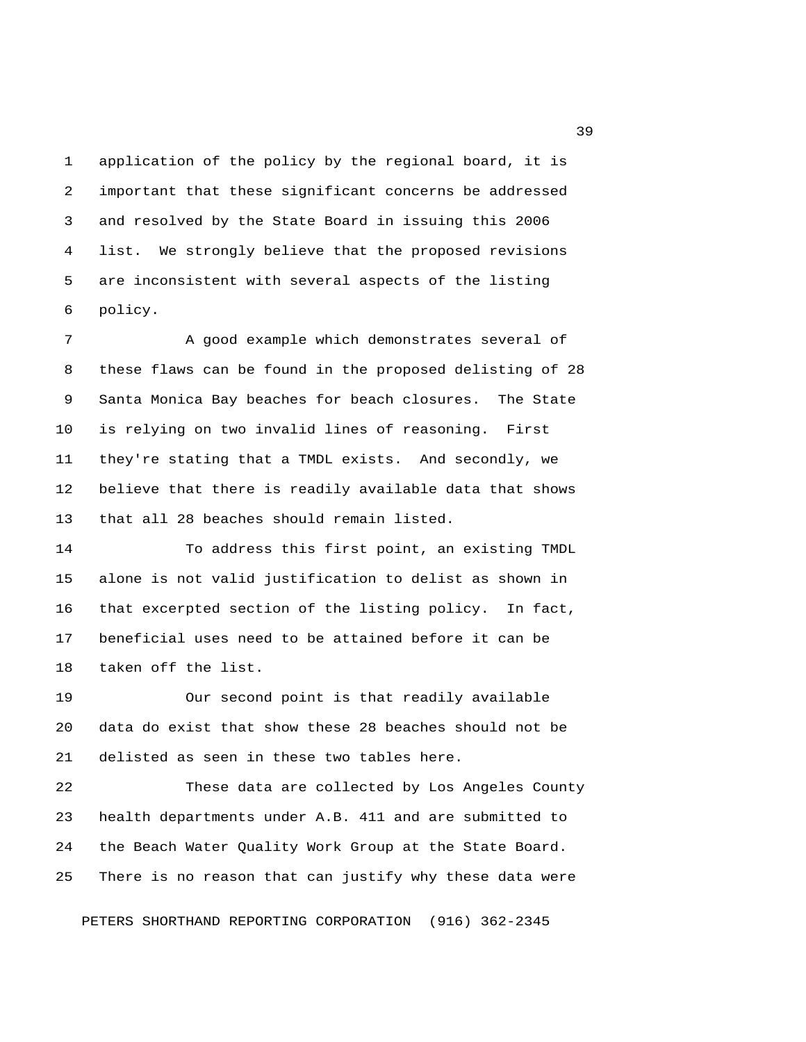application of the policy by the regional board, it is important that these significant concerns be addressed and resolved by the State Board in issuing this 2006 list. We strongly believe that the proposed revisions are inconsistent with several aspects of the listing policy.

A good example which demonstrates several of these flaws can be found in the proposed delisting of 28 Santa Monica Bay beaches for beach closures. The State is relying on two invalid lines of reasoning. First they're stating that a TMDL exists. And secondly, we believe that there is readily available data that shows that all 28 beaches should remain listed.

To address this first point, an existing TMDL alone is not valid justification to delist as shown in that excerpted section of the listing policy. In fact, beneficial uses need to be attained before it can be taken off the list.

Our second point is that readily available data do exist that show these 28 beaches should not be delisted as seen in these two tables here.

These data are collected by Los Angeles County health departments under A.B. 411 and are submitted to the Beach Water Quality Work Group at the State Board. There is no reason that can justify why these data were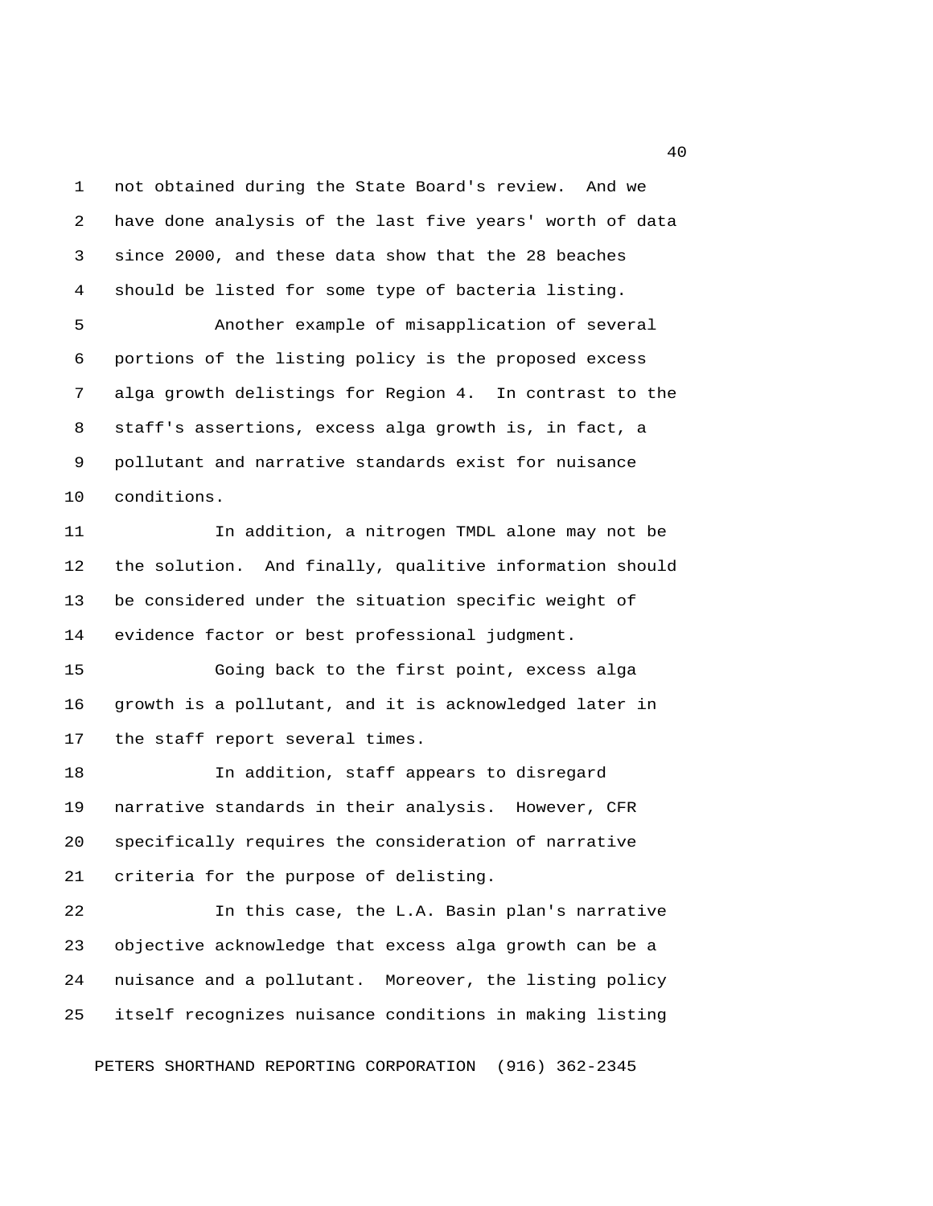not obtained during the State Board's review. And we have done analysis of the last five years' worth of data since 2000, and these data show that the 28 beaches should be listed for some type of bacteria listing.

Another example of misapplication of several portions of the listing policy is the proposed excess alga growth delistings for Region 4. In contrast to the staff's assertions, excess alga growth is, in fact, a pollutant and narrative standards exist for nuisance conditions.

In addition, a nitrogen TMDL alone may not be the solution. And finally, qualitive information should be considered under the situation specific weight of evidence factor or best professional judgment.

Going back to the first point, excess alga growth is a pollutant, and it is acknowledged later in the staff report several times.

In addition, staff appears to disregard narrative standards in their analysis. However, CFR specifically requires the consideration of narrative criteria for the purpose of delisting.

In this case, the L.A. Basin plan's narrative objective acknowledge that excess alga growth can be a nuisance and a pollutant. Moreover, the listing policy itself recognizes nuisance conditions in making listing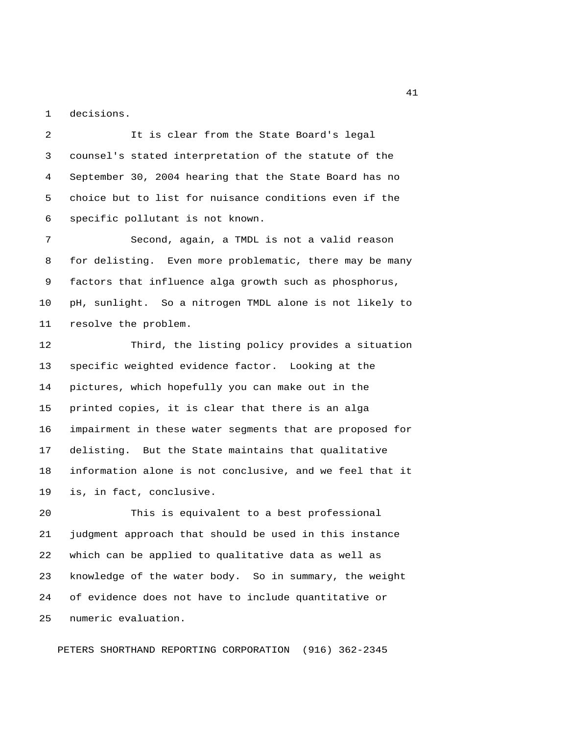decisions.

It is clear from the State Board's legal counsel's stated interpretation of the statute of the September 30, 2004 hearing that the State Board has no choice but to list for nuisance conditions even if the specific pollutant is not known.

Second, again, a TMDL is not a valid reason for delisting. Even more problematic, there may be many factors that influence alga growth such as phosphorus, pH, sunlight. So a nitrogen TMDL alone is not likely to resolve the problem.

Third, the listing policy provides a situation specific weighted evidence factor. Looking at the pictures, which hopefully you can make out in the printed copies, it is clear that there is an alga impairment in these water segments that are proposed for delisting. But the State maintains that qualitative information alone is not conclusive, and we feel that it is, in fact, conclusive.

This is equivalent to a best professional judgment approach that should be used in this instance which can be applied to qualitative data as well as knowledge of the water body. So in summary, the weight of evidence does not have to include quantitative or numeric evaluation.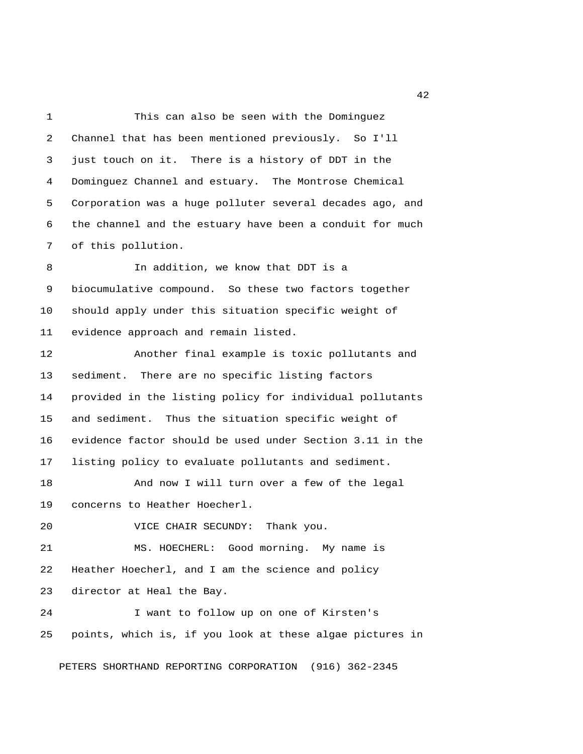This can also be seen with the Dominguez Channel that has been mentioned previously. So I'll just touch on it. There is a history of DDT in the Dominguez Channel and estuary. The Montrose Chemical Corporation was a huge polluter several decades ago, and the channel and the estuary have been a conduit for much of this pollution.

In addition, we know that DDT is a biocumulative compound. So these two factors together should apply under this situation specific weight of evidence approach and remain listed.

Another final example is toxic pollutants and sediment. There are no specific listing factors provided in the listing policy for individual pollutants and sediment. Thus the situation specific weight of evidence factor should be used under Section 3.11 in the listing policy to evaluate pollutants and sediment.

And now I will turn over a few of the legal concerns to Heather Hoecherl.

VICE CHAIR SECUNDY: Thank you.

MS. HOECHERL: Good morning. My name is Heather Hoecherl, and I am the science and policy director at Heal the Bay.

I want to follow up on one of Kirsten's points, which is, if you look at these algae pictures in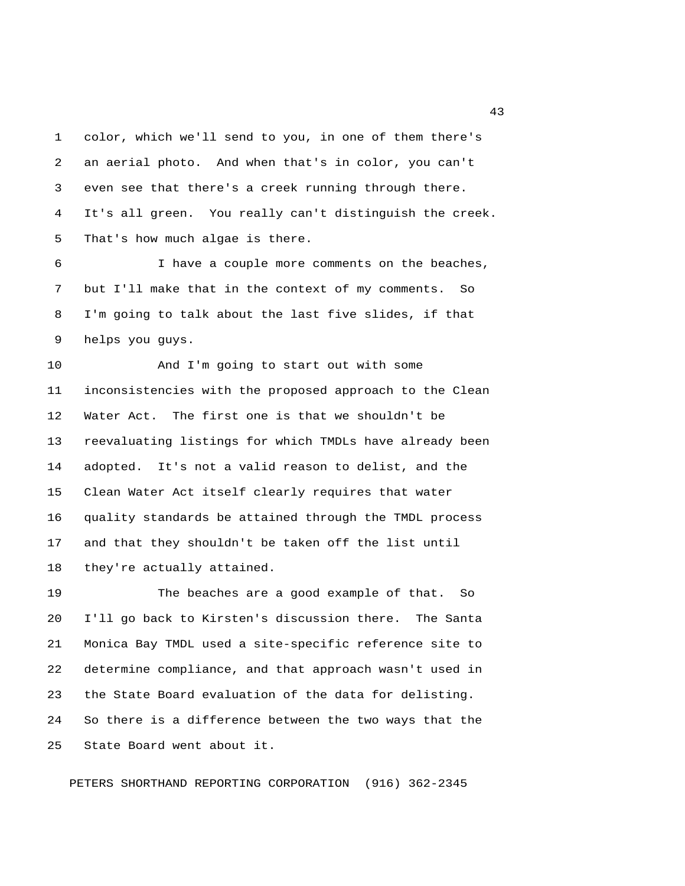color, which we'll send to you, in one of them there's an aerial photo. And when that's in color, you can't even see that there's a creek running through there. It's all green. You really can't distinguish the creek. That's how much algae is there.

I have a couple more comments on the beaches, but I'll make that in the context of my comments. So I'm going to talk about the last five slides, if that helps you guys.

And I'm going to start out with some inconsistencies with the proposed approach to the Clean Water Act. The first one is that we shouldn't be reevaluating listings for which TMDLs have already been adopted. It's not a valid reason to delist, and the Clean Water Act itself clearly requires that water quality standards be attained through the TMDL process and that they shouldn't be taken off the list until they're actually attained.

The beaches are a good example of that. So I'll go back to Kirsten's discussion there. The Santa Monica Bay TMDL used a site-specific reference site to determine compliance, and that approach wasn't used in the State Board evaluation of the data for delisting. So there is a difference between the two ways that the State Board went about it.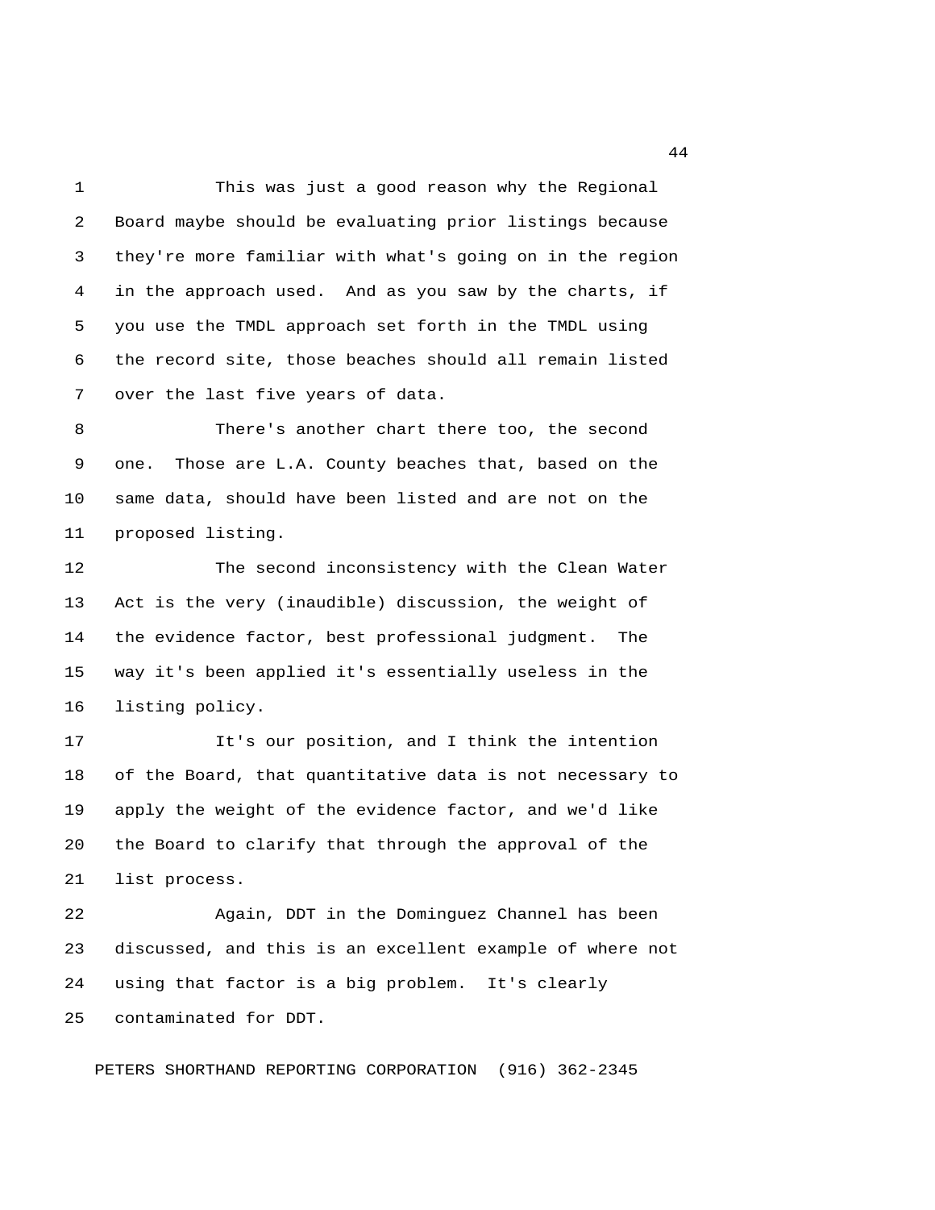This was just a good reason why the Regional Board maybe should be evaluating prior listings because they're more familiar with what's going on in the region in the approach used. And as you saw by the charts, if you use the TMDL approach set forth in the TMDL using the record site, those beaches should all remain listed over the last five years of data.

There's another chart there too, the second one. Those are L.A. County beaches that, based on the same data, should have been listed and are not on the proposed listing.

The second inconsistency with the Clean Water Act is the very (inaudible) discussion, the weight of the evidence factor, best professional judgment. The way it's been applied it's essentially useless in the listing policy.

It's our position, and I think the intention of the Board, that quantitative data is not necessary to apply the weight of the evidence factor, and we'd like the Board to clarify that through the approval of the list process.

Again, DDT in the Dominguez Channel has been discussed, and this is an excellent example of where not using that factor is a big problem. It's clearly contaminated for DDT.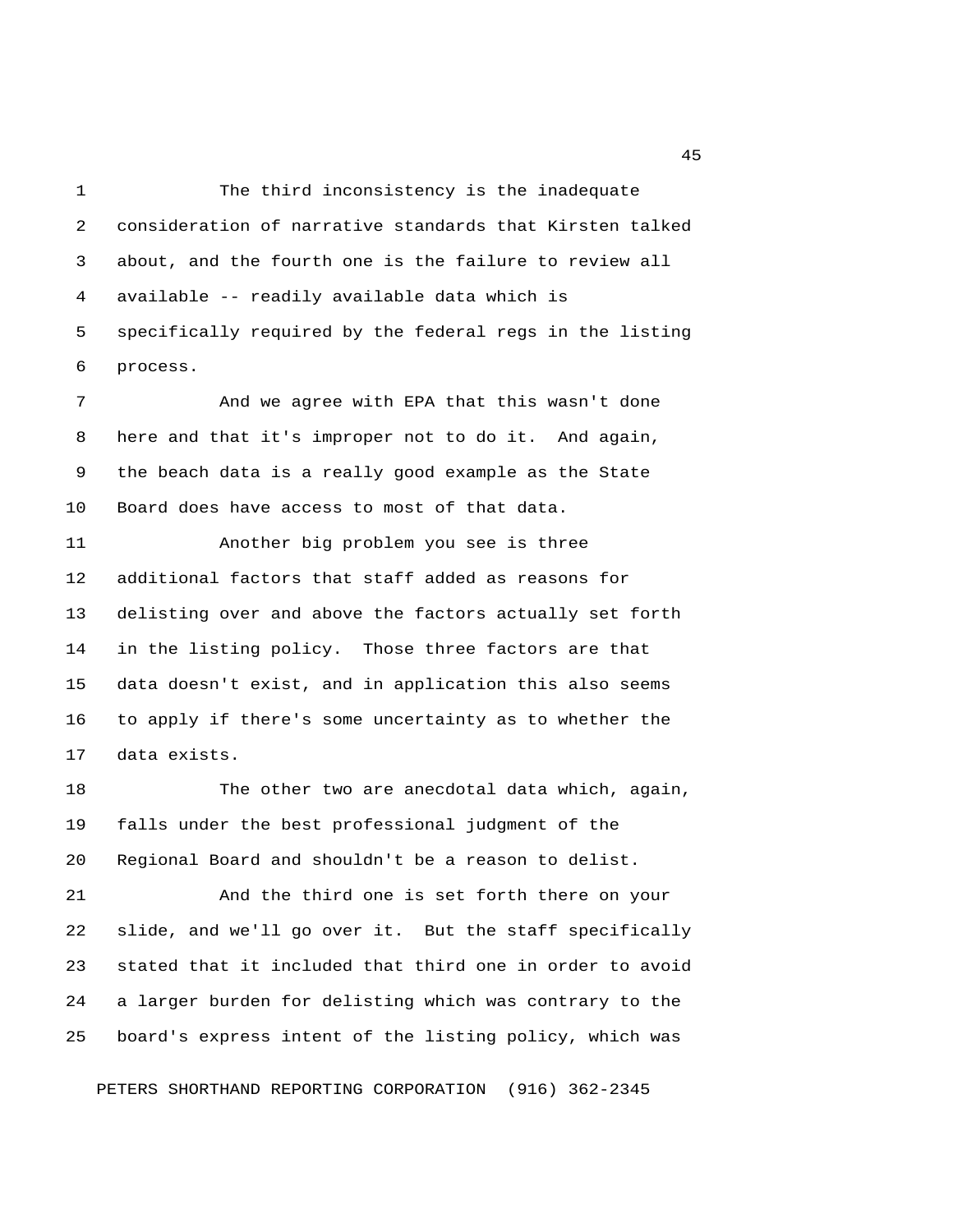The third inconsistency is the inadequate consideration of narrative standards that Kirsten talked about, and the fourth one is the failure to review all available -- readily available data which is specifically required by the federal regs in the listing process.

And we agree with EPA that this wasn't done here and that it's improper not to do it. And again, the beach data is a really good example as the State Board does have access to most of that data.

Another big problem you see is three additional factors that staff added as reasons for delisting over and above the factors actually set forth in the listing policy. Those three factors are that data doesn't exist, and in application this also seems to apply if there's some uncertainty as to whether the data exists.

The other two are anecdotal data which, again, falls under the best professional judgment of the Regional Board and shouldn't be a reason to delist.

And the third one is set forth there on your slide, and we'll go over it. But the staff specifically stated that it included that third one in order to avoid a larger burden for delisting which was contrary to the board's express intent of the listing policy, which was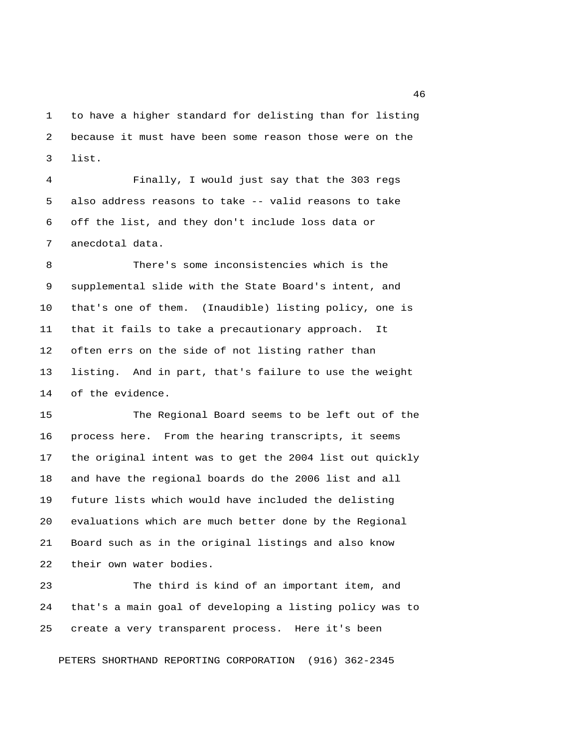to have a higher standard for delisting than for listing because it must have been some reason those were on the list.

Finally, I would just say that the 303 regs also address reasons to take -- valid reasons to take off the list, and they don't include loss data or anecdotal data.

There's some inconsistencies which is the supplemental slide with the State Board's intent, and that's one of them. (Inaudible) listing policy, one is that it fails to take a precautionary approach. It often errs on the side of not listing rather than listing. And in part, that's failure to use the weight of the evidence.

The Regional Board seems to be left out of the process here. From the hearing transcripts, it seems the original intent was to get the 2004 list out quickly and have the regional boards do the 2006 list and all future lists which would have included the delisting evaluations which are much better done by the Regional Board such as in the original listings and also know their own water bodies.

The third is kind of an important item, and that's a main goal of developing a listing policy was to create a very transparent process. Here it's been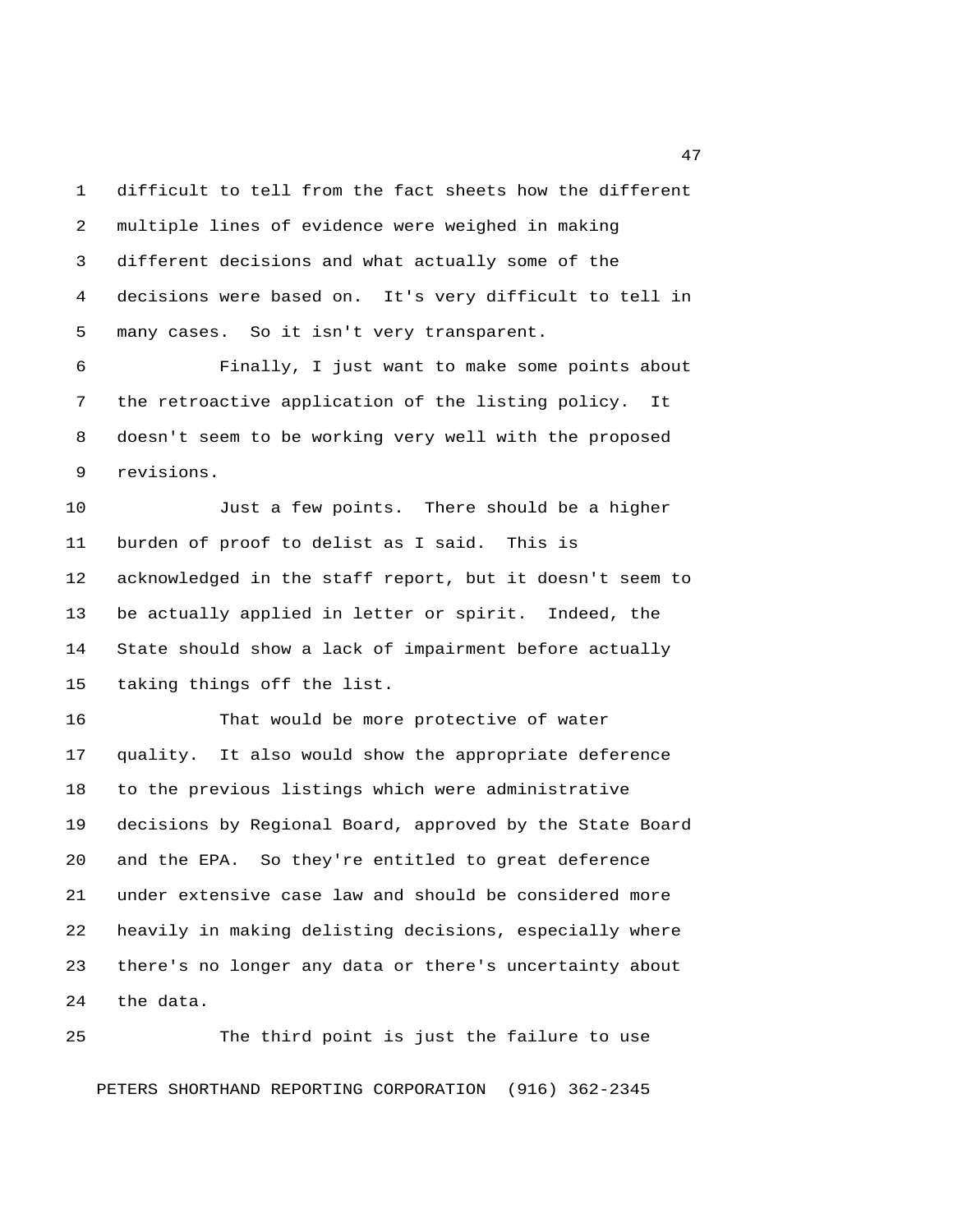difficult to tell from the fact sheets how the different multiple lines of evidence were weighed in making different decisions and what actually some of the decisions were based on. It's very difficult to tell in many cases. So it isn't very transparent.

Finally, I just want to make some points about the retroactive application of the listing policy. It doesn't seem to be working very well with the proposed revisions.

Just a few points. There should be a higher burden of proof to delist as I said. This is acknowledged in the staff report, but it doesn't seem to be actually applied in letter or spirit. Indeed, the State should show a lack of impairment before actually taking things off the list.

That would be more protective of water quality. It also would show the appropriate deference to the previous listings which were administrative decisions by Regional Board, approved by the State Board and the EPA. So they're entitled to great deference under extensive case law and should be considered more heavily in making delisting decisions, especially where there's no longer any data or there's uncertainty about the data.

The third point is just the failure to use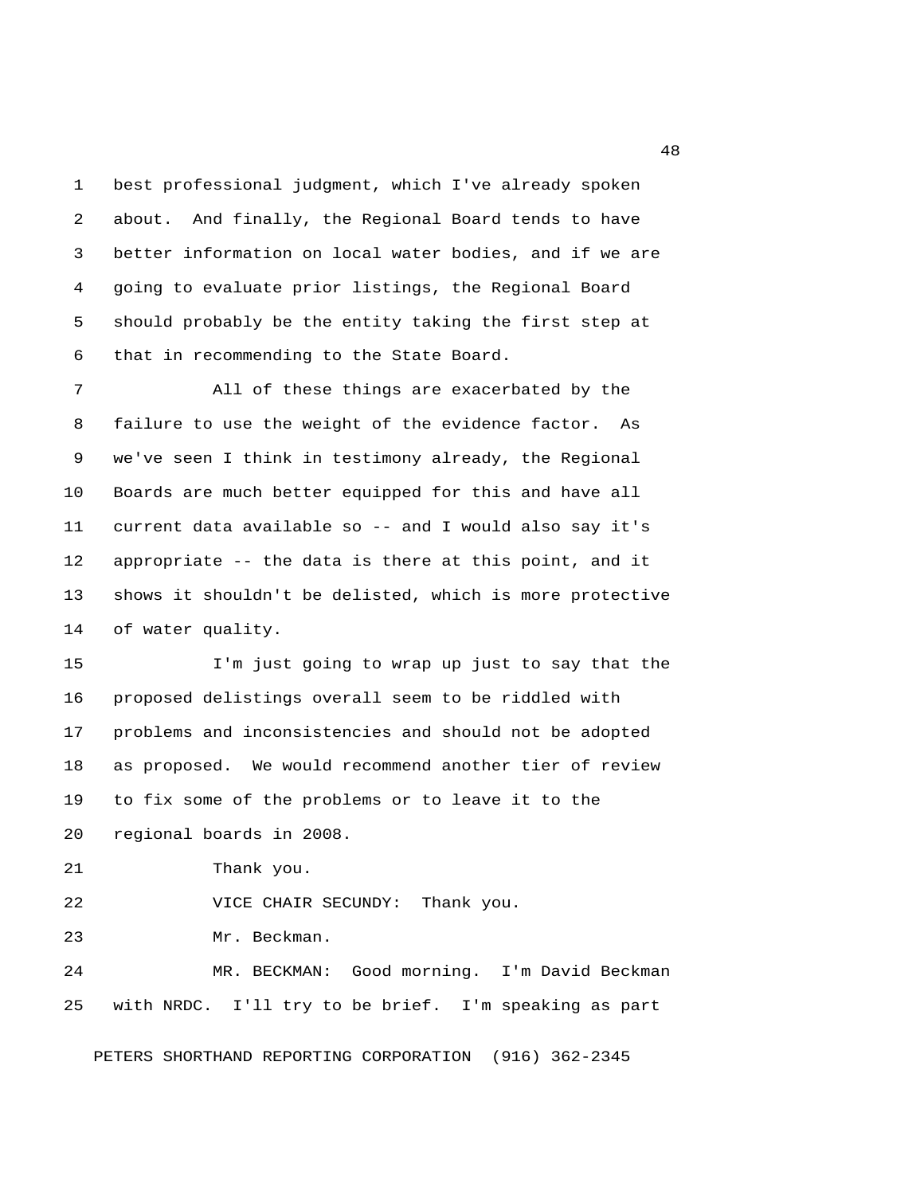best professional judgment, which I've already spoken about. And finally, the Regional Board tends to have better information on local water bodies, and if we are going to evaluate prior listings, the Regional Board should probably be the entity taking the first step at that in recommending to the State Board.

All of these things are exacerbated by the failure to use the weight of the evidence factor. As we've seen I think in testimony already, the Regional Boards are much better equipped for this and have all current data available so -- and I would also say it's appropriate -- the data is there at this point, and it shows it shouldn't be delisted, which is more protective of water quality.

I'm just going to wrap up just to say that the proposed delistings overall seem to be riddled with problems and inconsistencies and should not be adopted as proposed. We would recommend another tier of review to fix some of the problems or to leave it to the regional boards in 2008.

Thank you.

VICE CHAIR SECUNDY: Thank you.

Mr. Beckman.

MR. BECKMAN: Good morning. I'm David Beckman with NRDC. I'll try to be brief. I'm speaking as part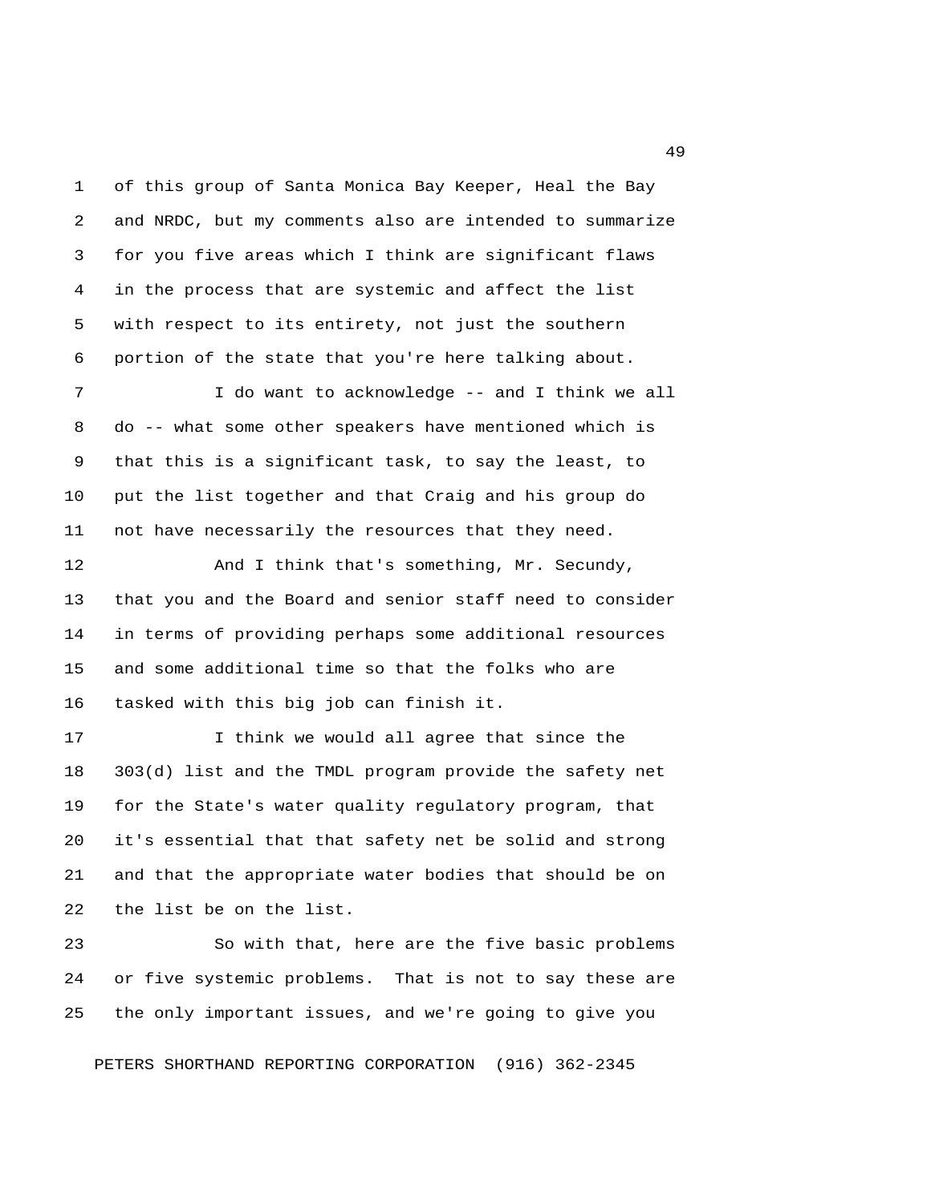of this group of Santa Monica Bay Keeper, Heal the Bay and NRDC, but my comments also are intended to summarize for you five areas which I think are significant flaws in the process that are systemic and affect the list with respect to its entirety, not just the southern portion of the state that you're here talking about.

I do want to acknowledge -- and I think we all do -- what some other speakers have mentioned which is that this is a significant task, to say the least, to put the list together and that Craig and his group do not have necessarily the resources that they need.

And I think that's something, Mr. Secundy, that you and the Board and senior staff need to consider in terms of providing perhaps some additional resources and some additional time so that the folks who are tasked with this big job can finish it.

I think we would all agree that since the 303(d) list and the TMDL program provide the safety net for the State's water quality regulatory program, that it's essential that that safety net be solid and strong and that the appropriate water bodies that should be on the list be on the list.

So with that, here are the five basic problems or five systemic problems. That is not to say these are the only important issues, and we're going to give you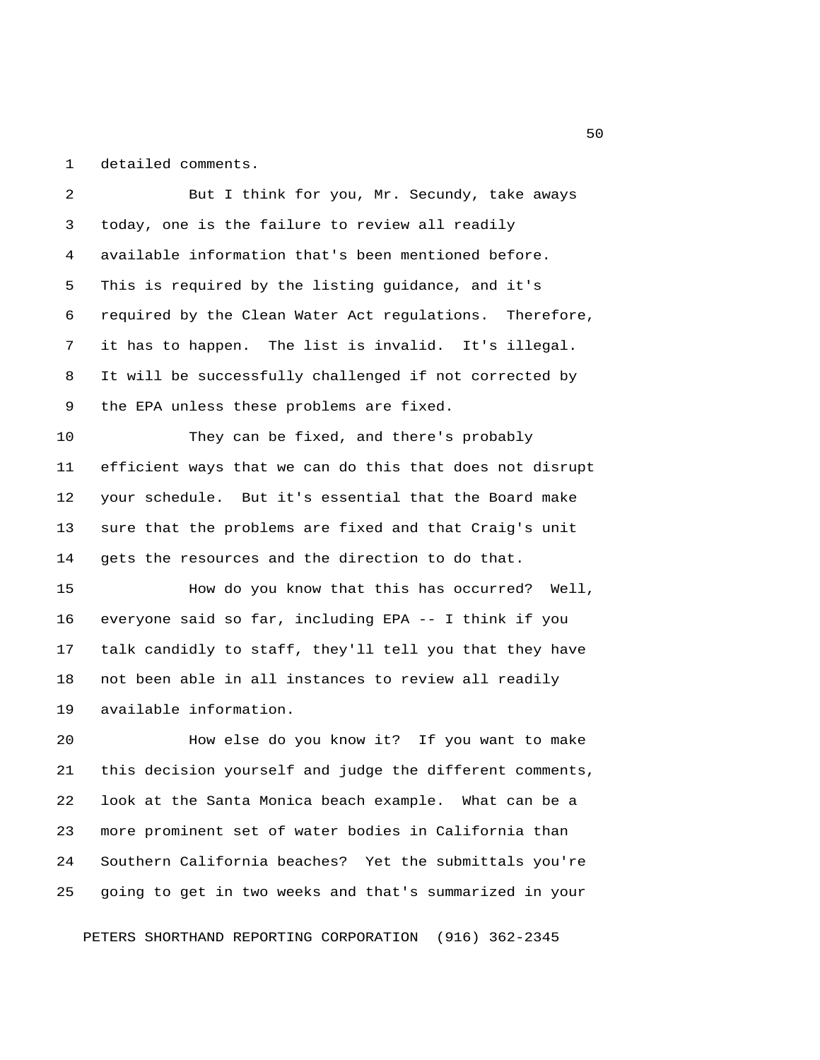detailed comments.

But I think for you, Mr. Secundy, take aways today, one is the failure to review all readily available information that's been mentioned before. This is required by the listing guidance, and it's required by the Clean Water Act regulations. Therefore, it has to happen. The list is invalid. It's illegal. It will be successfully challenged if not corrected by the EPA unless these problems are fixed.

They can be fixed, and there's probably efficient ways that we can do this that does not disrupt your schedule. But it's essential that the Board make sure that the problems are fixed and that Craig's unit gets the resources and the direction to do that.

How do you know that this has occurred? Well, everyone said so far, including EPA -- I think if you talk candidly to staff, they'll tell you that they have not been able in all instances to review all readily available information.

How else do you know it? If you want to make this decision yourself and judge the different comments, look at the Santa Monica beach example. What can be a more prominent set of water bodies in California than Southern California beaches? Yet the submittals you're going to get in two weeks and that's summarized in your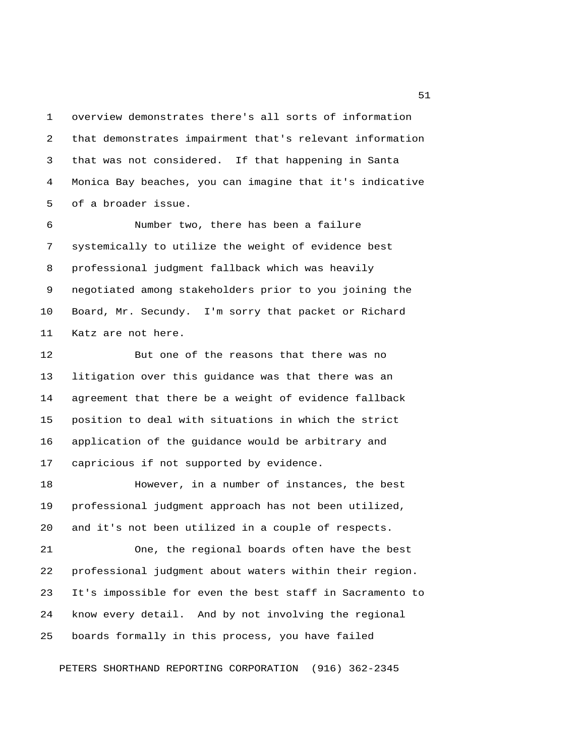overview demonstrates there's all sorts of information that demonstrates impairment that's relevant information that was not considered. If that happening in Santa Monica Bay beaches, you can imagine that it's indicative of a broader issue.

Number two, there has been a failure systemically to utilize the weight of evidence best professional judgment fallback which was heavily negotiated among stakeholders prior to you joining the Board, Mr. Secundy. I'm sorry that packet or Richard Katz are not here.

But one of the reasons that there was no litigation over this guidance was that there was an agreement that there be a weight of evidence fallback position to deal with situations in which the strict application of the guidance would be arbitrary and capricious if not supported by evidence.

However, in a number of instances, the best professional judgment approach has not been utilized, and it's not been utilized in a couple of respects.

One, the regional boards often have the best professional judgment about waters within their region. It's impossible for even the best staff in Sacramento to know every detail. And by not involving the regional boards formally in this process, you have failed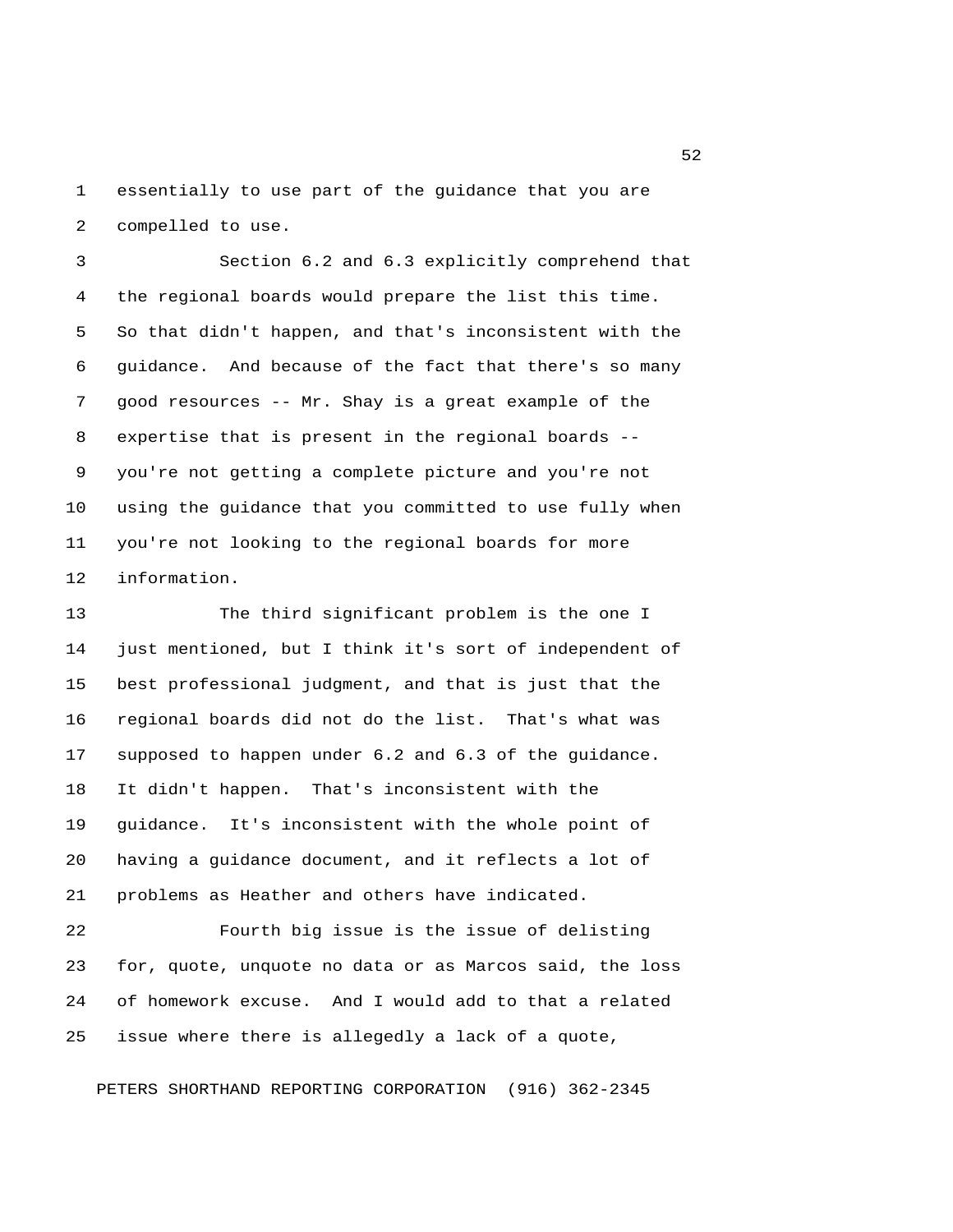essentially to use part of the guidance that you are compelled to use.

Section 6.2 and 6.3 explicitly comprehend that the regional boards would prepare the list this time. So that didn't happen, and that's inconsistent with the guidance. And because of the fact that there's so many good resources -- Mr. Shay is a great example of the expertise that is present in the regional boards -- you're not getting a complete picture and you're not using the guidance that you committed to use fully when you're not looking to the regional boards for more information.

The third significant problem is the one I just mentioned, but I think it's sort of independent of best professional judgment, and that is just that the regional boards did not do the list. That's what was supposed to happen under 6.2 and 6.3 of the guidance. It didn't happen. That's inconsistent with the guidance. It's inconsistent with the whole point of having a guidance document, and it reflects a lot of problems as Heather and others have indicated.

Fourth big issue is the issue of delisting for, quote, unquote no data or as Marcos said, the loss of homework excuse. And I would add to that a related issue where there is allegedly a lack of a quote,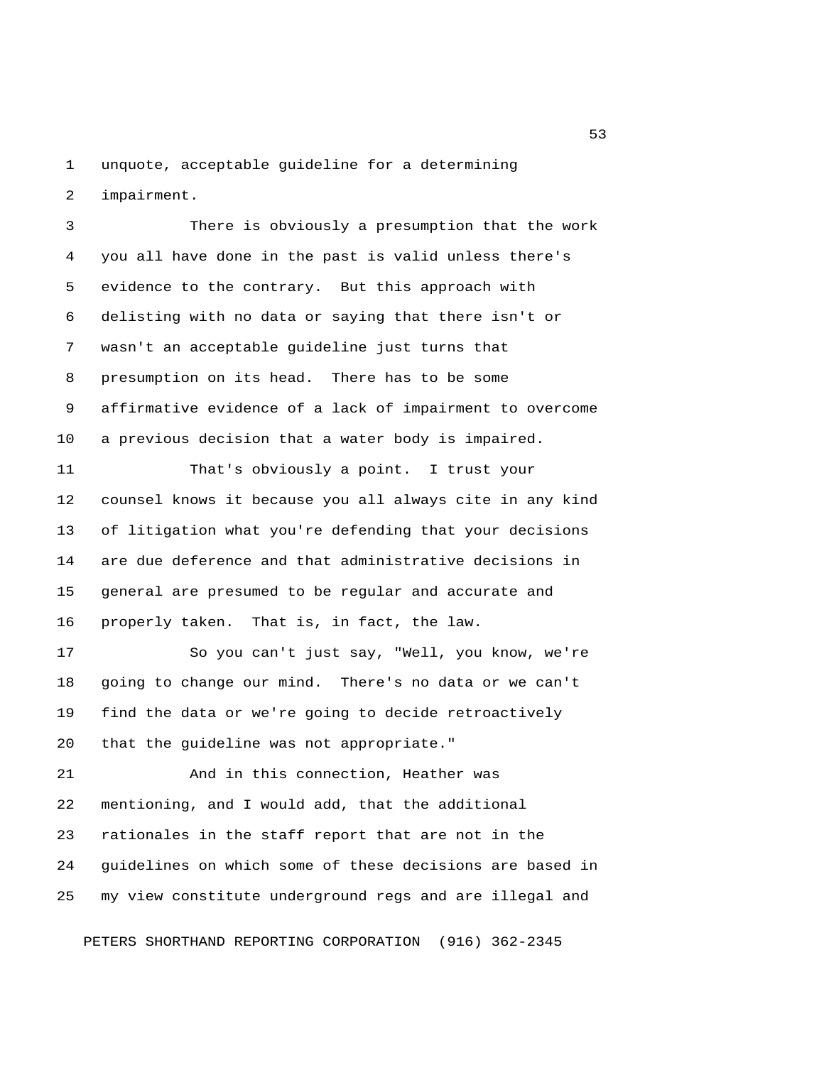unquote, acceptable guideline for a determining impairment.

There is obviously a presumption that the work you all have done in the past is valid unless there's evidence to the contrary. But this approach with delisting with no data or saying that there isn't or wasn't an acceptable guideline just turns that presumption on its head. There has to be some affirmative evidence of a lack of impairment to overcome a previous decision that a water body is impaired.

That's obviously a point. I trust your counsel knows it because you all always cite in any kind of litigation what you're defending that your decisions are due deference and that administrative decisions in general are presumed to be regular and accurate and properly taken. That is, in fact, the law.

So you can't just say, "Well, you know, we're going to change our mind. There's no data or we can't find the data or we're going to decide retroactively that the guideline was not appropriate."

And in this connection, Heather was mentioning, and I would add, that the additional rationales in the staff report that are not in the guidelines on which some of these decisions are based in my view constitute underground regs and are illegal and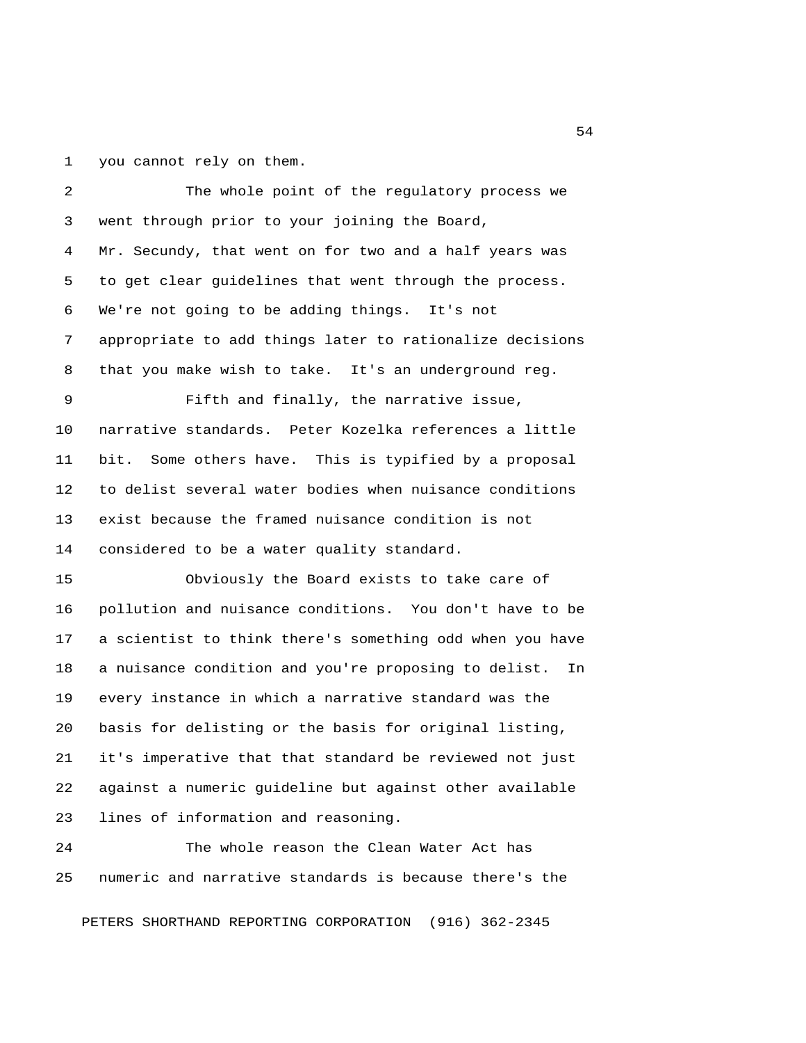you cannot rely on them.

The whole point of the regulatory process we went through prior to your joining the Board, Mr. Secundy, that went on for two and a half years was to get clear guidelines that went through the process. We're not going to be adding things. It's not appropriate to add things later to rationalize decisions that you make wish to take. It's an underground reg.

Fifth and finally, the narrative issue, narrative standards. Peter Kozelka references a little bit. Some others have. This is typified by a proposal to delist several water bodies when nuisance conditions exist because the framed nuisance condition is not considered to be a water quality standard.

Obviously the Board exists to take care of pollution and nuisance conditions. You don't have to be a scientist to think there's something odd when you have a nuisance condition and you're proposing to delist. In every instance in which a narrative standard was the basis for delisting or the basis for original listing, it's imperative that that standard be reviewed not just against a numeric guideline but against other available lines of information and reasoning.

The whole reason the Clean Water Act has numeric and narrative standards is because there's the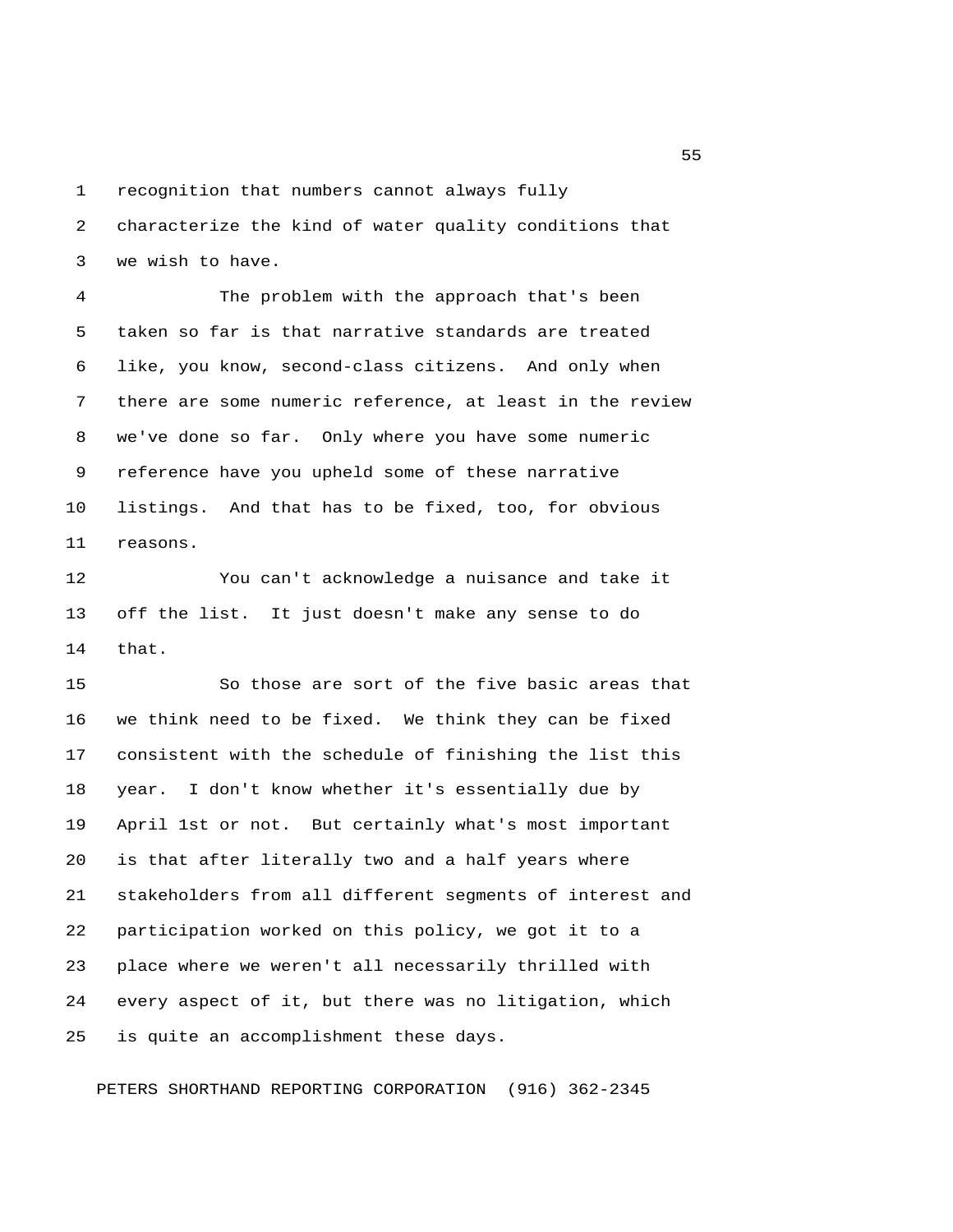recognition that numbers cannot always fully characterize the kind of water quality conditions that we wish to have.

The problem with the approach that's been taken so far is that narrative standards are treated like, you know, second-class citizens. And only when there are some numeric reference, at least in the review we've done so far. Only where you have some numeric reference have you upheld some of these narrative listings. And that has to be fixed, too, for obvious reasons.

You can't acknowledge a nuisance and take it off the list. It just doesn't make any sense to do that.

So those are sort of the five basic areas that we think need to be fixed. We think they can be fixed consistent with the schedule of finishing the list this year. I don't know whether it's essentially due by April 1st or not. But certainly what's most important is that after literally two and a half years where stakeholders from all different segments of interest and participation worked on this policy, we got it to a place where we weren't all necessarily thrilled with every aspect of it, but there was no litigation, which is quite an accomplishment these days.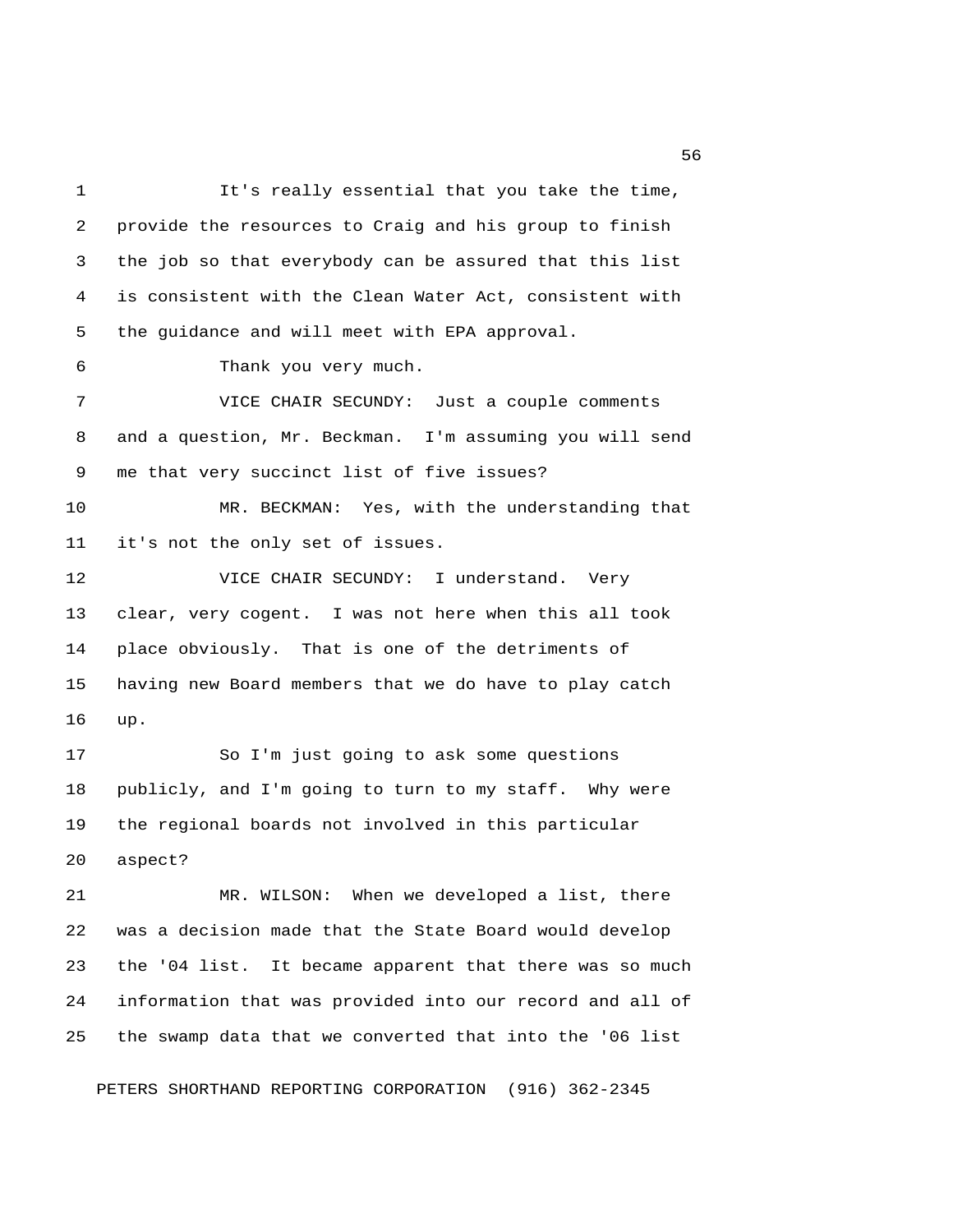It's really essential that you take the time, provide the resources to Craig and his group to finish the job so that everybody can be assured that this list is consistent with the Clean Water Act, consistent with the guidance and will meet with EPA approval.

Thank you very much.

VICE CHAIR SECUNDY: Just a couple comments and a question, Mr. Beckman. I'm assuming you will send me that very succinct list of five issues?

MR. BECKMAN: Yes, with the understanding that it's not the only set of issues.

VICE CHAIR SECUNDY: I understand. Very clear, very cogent. I was not here when this all took place obviously. That is one of the detriments of having new Board members that we do have to play catch up.

So I'm just going to ask some questions publicly, and I'm going to turn to my staff. Why were the regional boards not involved in this particular aspect?

MR. WILSON: When we developed a list, there was a decision made that the State Board would develop the '04 list. It became apparent that there was so much information that was provided into our record and all of the swamp data that we converted that into the '06 list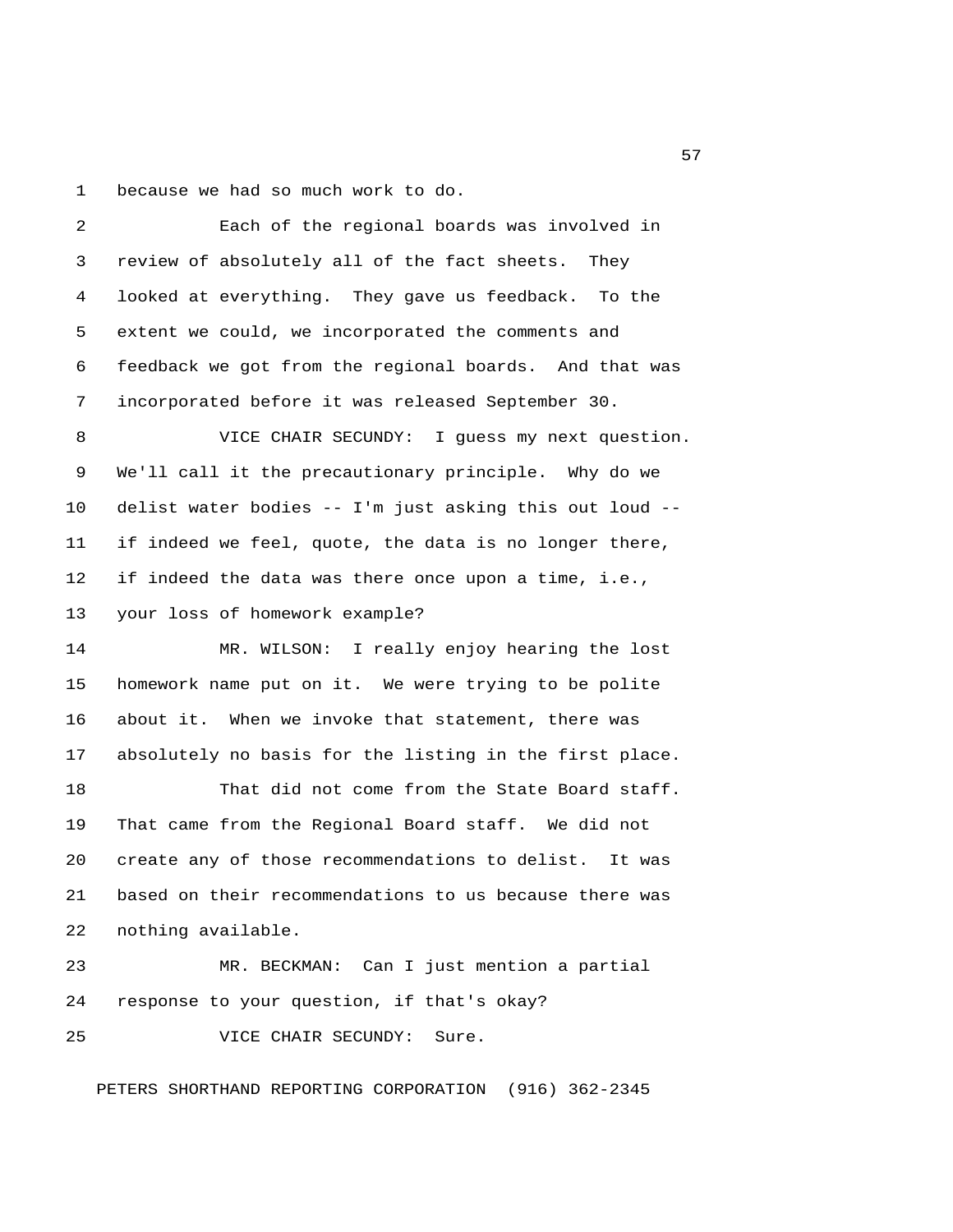because we had so much work to do.

Each of the regional boards was involved in review of absolutely all of the fact sheets. They looked at everything. They gave us feedback. To the extent we could, we incorporated the comments and feedback we got from the regional boards. And that was incorporated before it was released September 30.

VICE CHAIR SECUNDY: I guess my next question. We'll call it the precautionary principle. Why do we delist water bodies -- I'm just asking this out loud -- if indeed we feel, quote, the data is no longer there, if indeed the data was there once upon a time, i.e., your loss of homework example?

MR. WILSON: I really enjoy hearing the lost homework name put on it. We were trying to be polite about it. When we invoke that statement, there was absolutely no basis for the listing in the first place.

That did not come from the State Board staff. That came from the Regional Board staff. We did not create any of those recommendations to delist. It was based on their recommendations to us because there was nothing available.

MR. BECKMAN: Can I just mention a partial response to your question, if that's okay?

VICE CHAIR SECUNDY: Sure.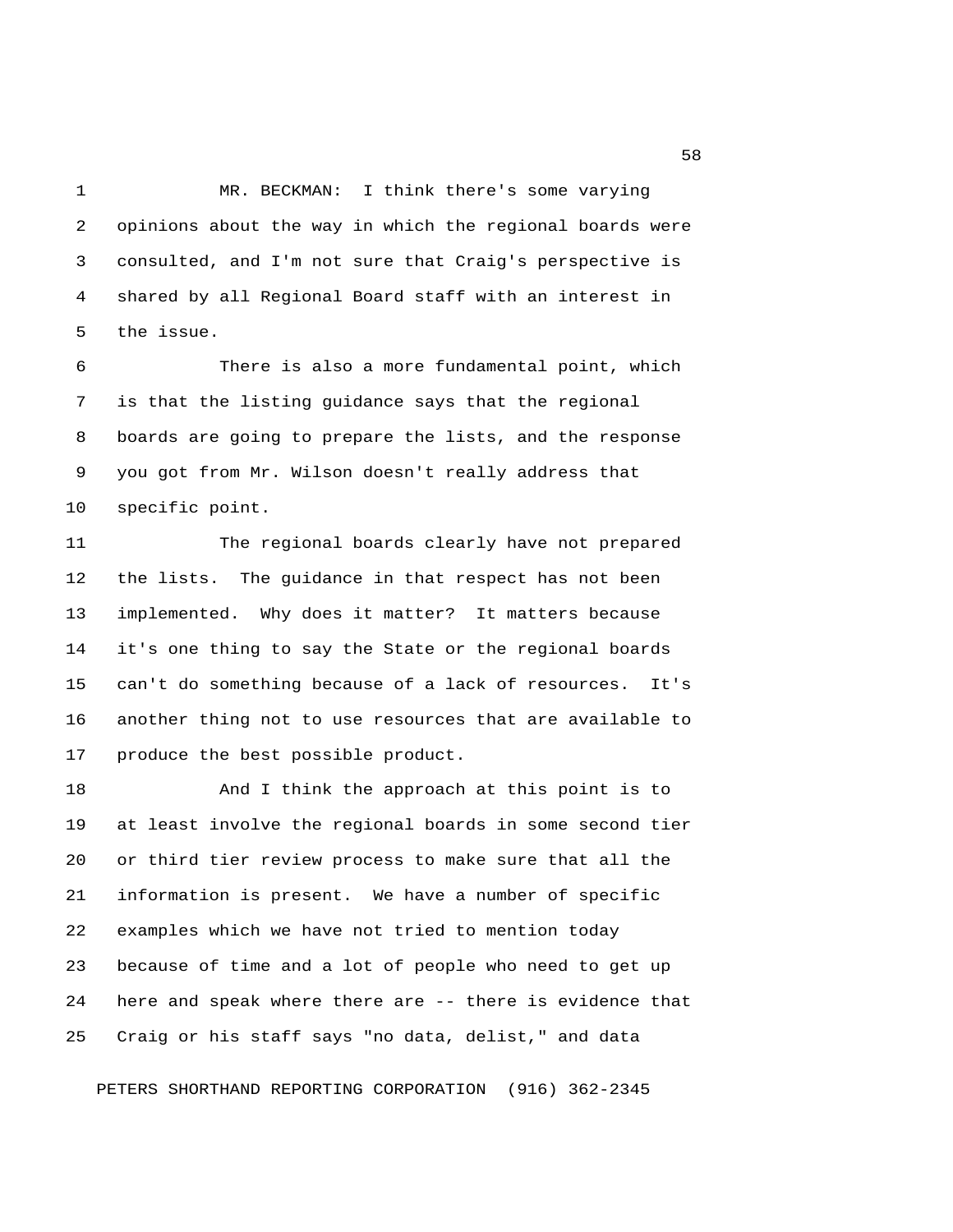MR. BECKMAN: I think there's some varying opinions about the way in which the regional boards were consulted, and I'm not sure that Craig's perspective is shared by all Regional Board staff with an interest in the issue.

There is also a more fundamental point, which is that the listing guidance says that the regional boards are going to prepare the lists, and the response you got from Mr. Wilson doesn't really address that specific point.

The regional boards clearly have not prepared the lists. The guidance in that respect has not been implemented. Why does it matter? It matters because it's one thing to say the State or the regional boards can't do something because of a lack of resources. It's another thing not to use resources that are available to produce the best possible product.

And I think the approach at this point is to at least involve the regional boards in some second tier or third tier review process to make sure that all the information is present. We have a number of specific examples which we have not tried to mention today because of time and a lot of people who need to get up here and speak where there are -- there is evidence that Craig or his staff says "no data, delist," and data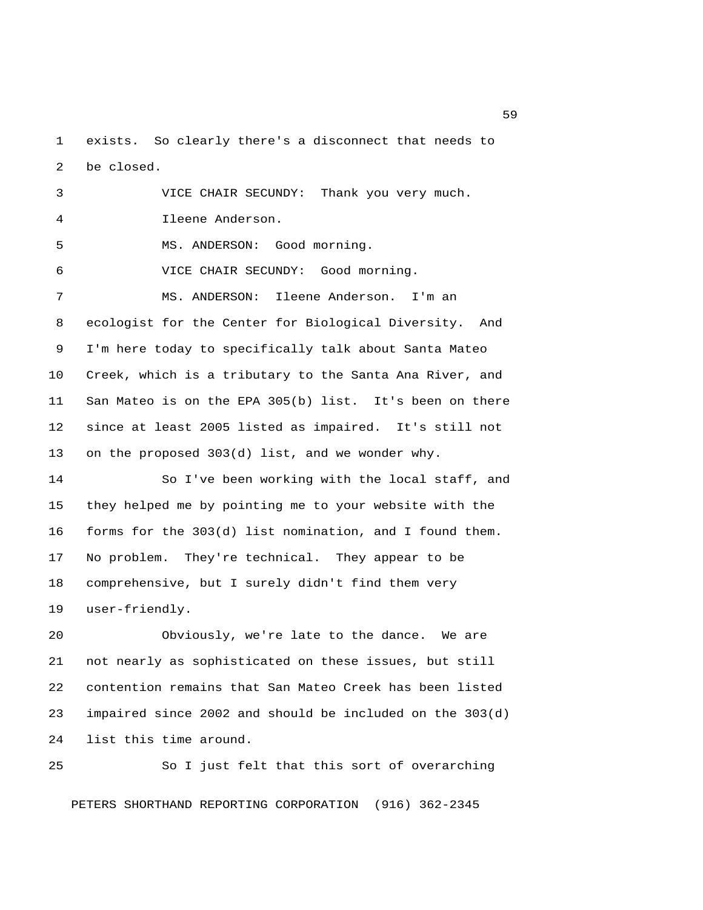exists. So clearly there's a disconnect that needs to be closed.

VICE CHAIR SECUNDY: Thank you very much.

Ileene Anderson.

MS. ANDERSON: Good morning.

VICE CHAIR SECUNDY: Good morning.

MS. ANDERSON: Ileene Anderson. I'm an ecologist for the Center for Biological Diversity. And I'm here today to specifically talk about Santa Mateo Creek, which is a tributary to the Santa Ana River, and San Mateo is on the EPA 305(b) list. It's been on there since at least 2005 listed as impaired. It's still not on the proposed 303(d) list, and we wonder why.

So I've been working with the local staff, and they helped me by pointing me to your website with the forms for the 303(d) list nomination, and I found them. No problem. They're technical. They appear to be comprehensive, but I surely didn't find them very user-friendly.

Obviously, we're late to the dance. We are not nearly as sophisticated on these issues, but still contention remains that San Mateo Creek has been listed impaired since 2002 and should be included on the 303(d) list this time around.

So I just felt that this sort of overarching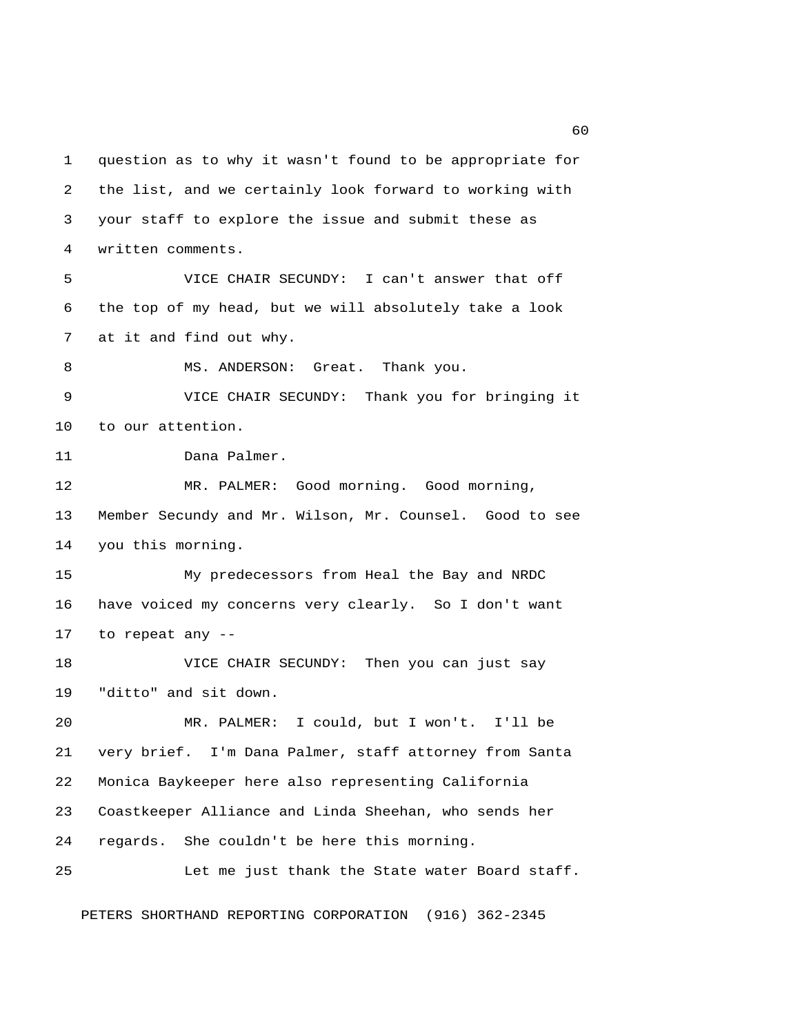question as to why it wasn't found to be appropriate for the list, and we certainly look forward to working with your staff to explore the issue and submit these as written comments.

VICE CHAIR SECUNDY: I can't answer that off the top of my head, but we will absolutely take a look at it and find out why.

MS. ANDERSON: Great. Thank you.

VICE CHAIR SECUNDY: Thank you for bringing it to our attention.

Dana Palmer.

MR. PALMER: Good morning. Good morning, Member Secundy and Mr. Wilson, Mr. Counsel. Good to see you this morning.

My predecessors from Heal the Bay and NRDC have voiced my concerns very clearly. So I don't want to repeat any --

VICE CHAIR SECUNDY: Then you can just say "ditto" and sit down.

MR. PALMER: I could, but I won't. I'll be very brief. I'm Dana Palmer, staff attorney from Santa Monica Baykeeper here also representing California Coastkeeper Alliance and Linda Sheehan, who sends her regards. She couldn't be here this morning.

Let me just thank the State water Board staff.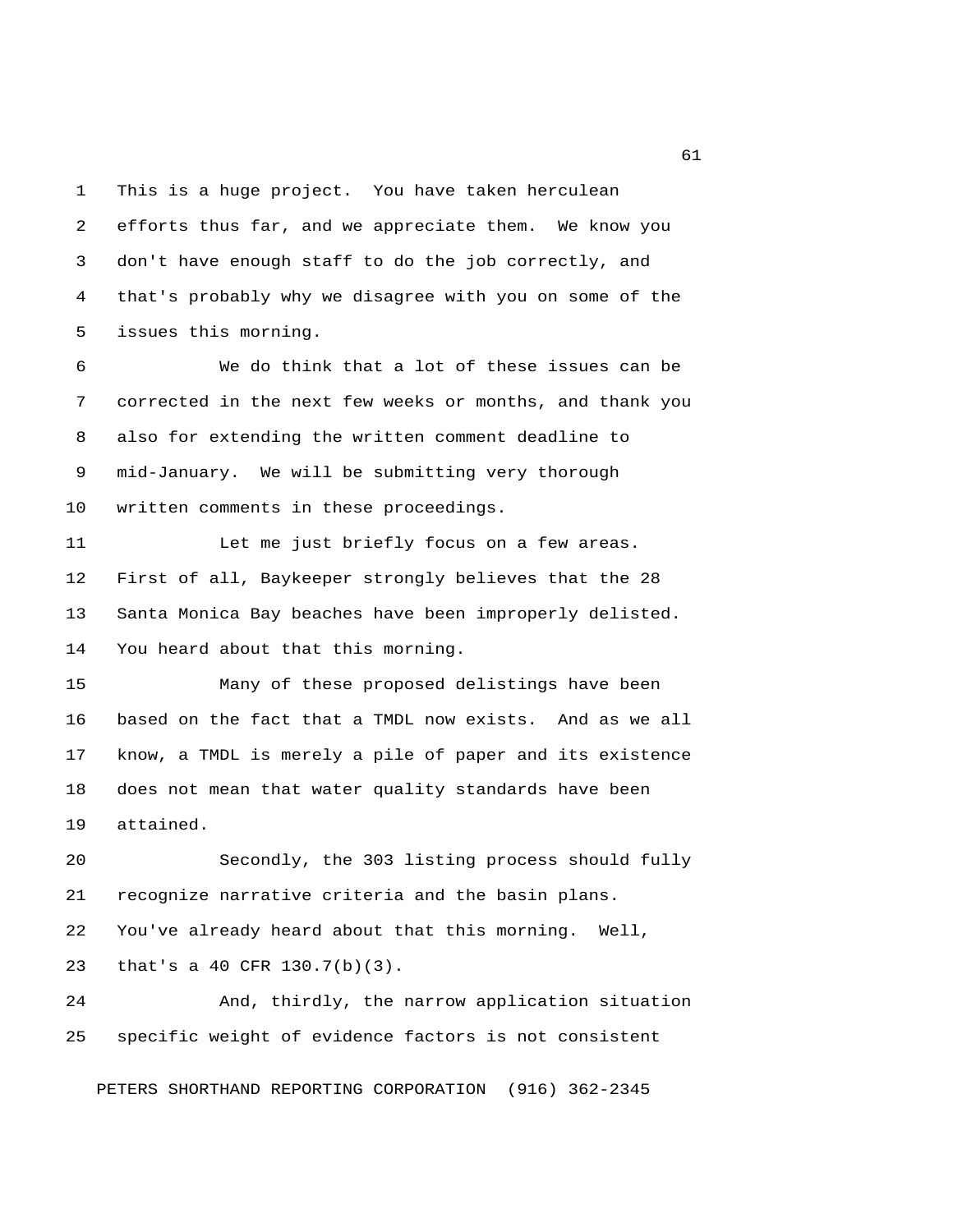This is a huge project. You have taken herculean efforts thus far, and we appreciate them. We know you don't have enough staff to do the job correctly, and that's probably why we disagree with you on some of the issues this morning.

We do think that a lot of these issues can be corrected in the next few weeks or months, and thank you also for extending the written comment deadline to mid-January. We will be submitting very thorough written comments in these proceedings.

Let me just briefly focus on a few areas. First of all, Baykeeper strongly believes that the 28 Santa Monica Bay beaches have been improperly delisted. You heard about that this morning.

Many of these proposed delistings have been based on the fact that a TMDL now exists. And as we all know, a TMDL is merely a pile of paper and its existence does not mean that water quality standards have been attained.

Secondly, the 303 listing process should fully recognize narrative criteria and the basin plans. You've already heard about that this morning. Well, that's a 40 CFR 130.7(b)(3).

And, thirdly, the narrow application situation specific weight of evidence factors is not consistent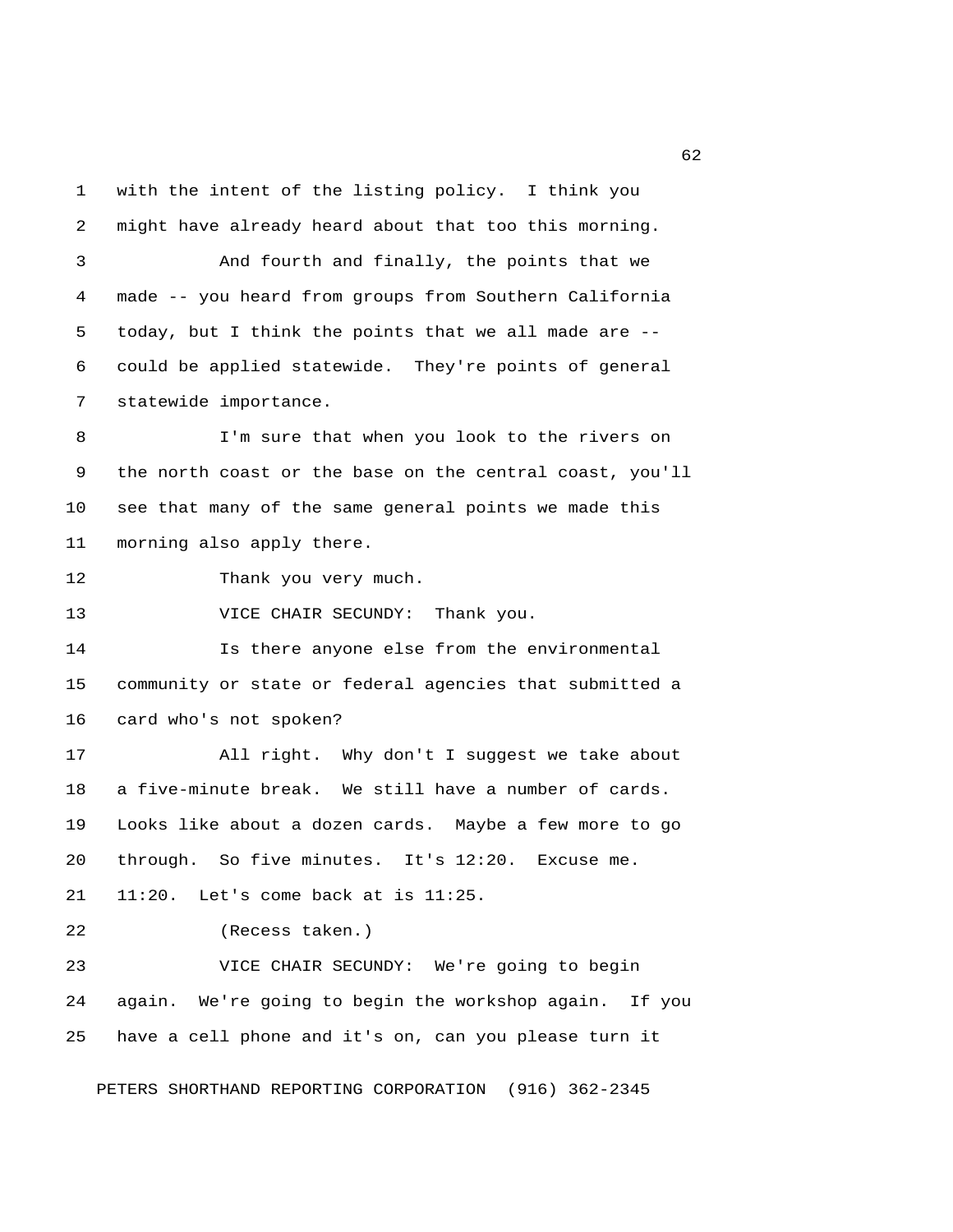with the intent of the listing policy. I think you might have already heard about that too this morning.

And fourth and finally, the points that we made -- you heard from groups from Southern California today, but I think the points that we all made are -- could be applied statewide. They're points of general statewide importance.

I'm sure that when you look to the rivers on the north coast or the base on the central coast, you'll see that many of the same general points we made this morning also apply there.

Thank you very much.

VICE CHAIR SECUNDY: Thank you.

Is there anyone else from the environmental community or state or federal agencies that submitted a card who's not spoken?

All right. Why don't I suggest we take about a five-minute break. We still have a number of cards. Looks like about a dozen cards. Maybe a few more to go through. So five minutes. It's 12:20. Excuse me. 11:20. Let's come back at is 11:25.

(Recess taken.)

VICE CHAIR SECUNDY: We're going to begin again. We're going to begin the workshop again. If you have a cell phone and it's on, can you please turn it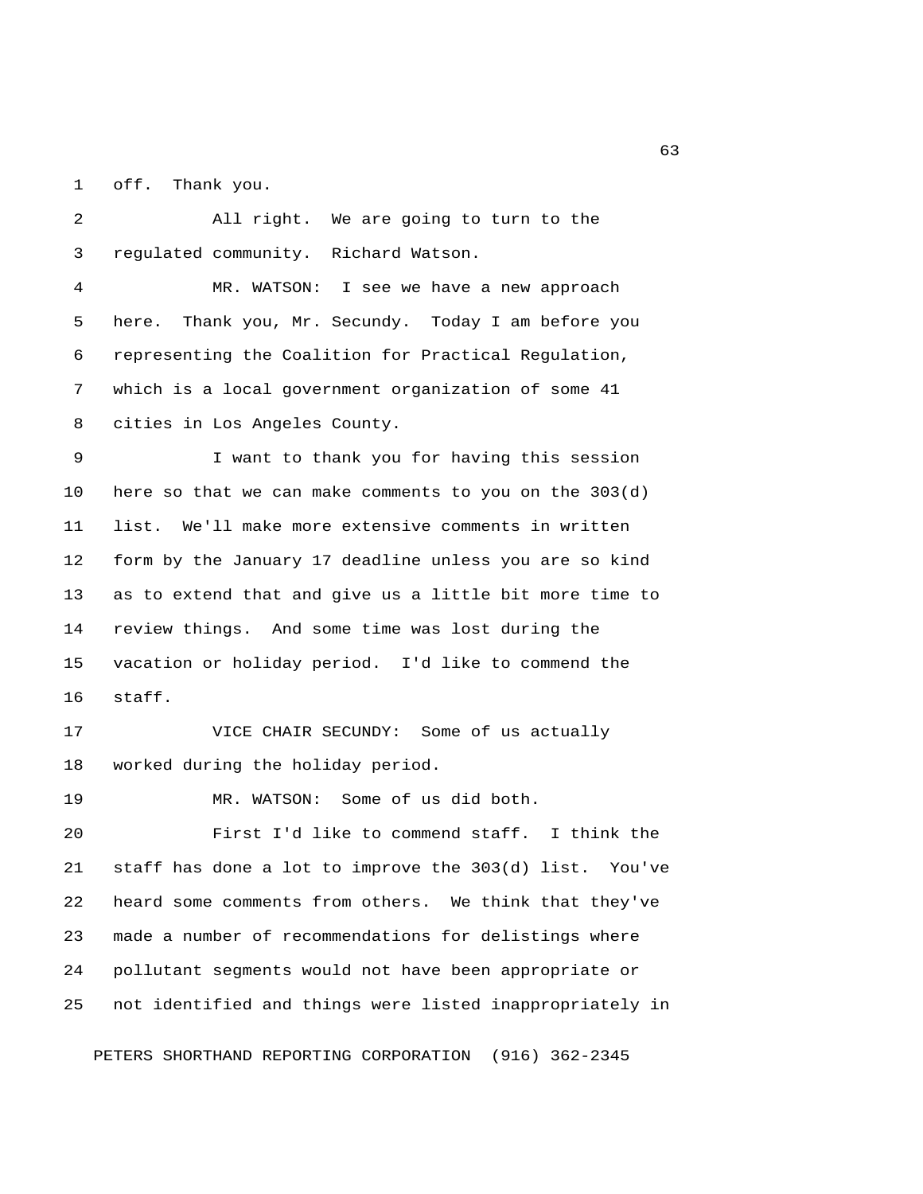off. Thank you.

All right. We are going to turn to the regulated community. Richard Watson.

MR. WATSON: I see we have a new approach here. Thank you, Mr. Secundy. Today I am before you representing the Coalition for Practical Regulation, which is a local government organization of some 41 cities in Los Angeles County.

I want to thank you for having this session here so that we can make comments to you on the 303(d) list. We'll make more extensive comments in written form by the January 17 deadline unless you are so kind as to extend that and give us a little bit more time to review things. And some time was lost during the vacation or holiday period. I'd like to commend the staff.

VICE CHAIR SECUNDY: Some of us actually worked during the holiday period.

MR. WATSON: Some of us did both.

First I'd like to commend staff. I think the staff has done a lot to improve the 303(d) list. You've heard some comments from others. We think that they've made a number of recommendations for delistings where pollutant segments would not have been appropriate or not identified and things were listed inappropriately in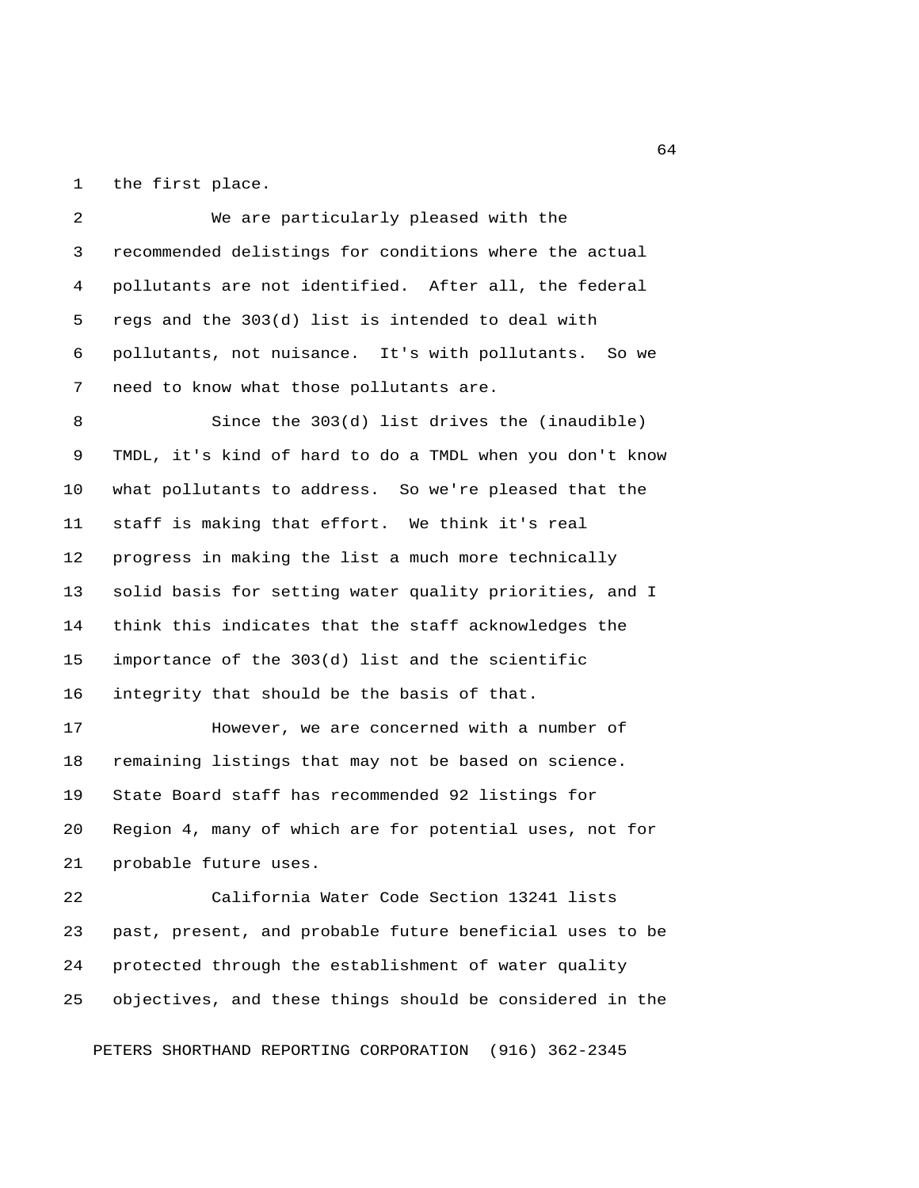the first place.

We are particularly pleased with the recommended delistings for conditions where the actual pollutants are not identified. After all, the federal regs and the 303(d) list is intended to deal with pollutants, not nuisance. It's with pollutants. So we need to know what those pollutants are.

Since the 303(d) list drives the (inaudible) TMDL, it's kind of hard to do a TMDL when you don't know what pollutants to address. So we're pleased that the staff is making that effort. We think it's real progress in making the list a much more technically solid basis for setting water quality priorities, and I think this indicates that the staff acknowledges the importance of the 303(d) list and the scientific integrity that should be the basis of that.

However, we are concerned with a number of remaining listings that may not be based on science. State Board staff has recommended 92 listings for Region 4, many of which are for potential uses, not for probable future uses.

California Water Code Section 13241 lists past, present, and probable future beneficial uses to be protected through the establishment of water quality objectives, and these things should be considered in the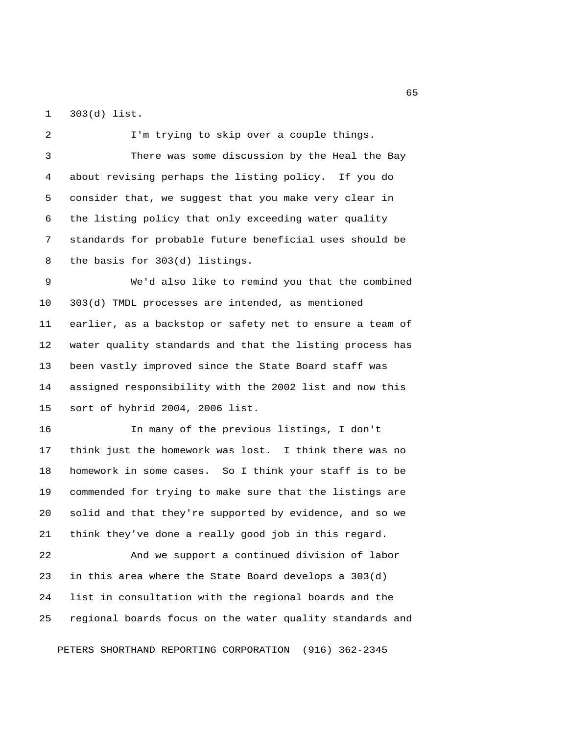303(d) list.

I'm trying to skip over a couple things.

There was some discussion by the Heal the Bay about revising perhaps the listing policy. If you do consider that, we suggest that you make very clear in the listing policy that only exceeding water quality standards for probable future beneficial uses should be the basis for 303(d) listings.

We'd also like to remind you that the combined 303(d) TMDL processes are intended, as mentioned earlier, as a backstop or safety net to ensure a team of water quality standards and that the listing process has been vastly improved since the State Board staff was assigned responsibility with the 2002 list and now this sort of hybrid 2004, 2006 list.

In many of the previous listings, I don't think just the homework was lost. I think there was no homework in some cases. So I think your staff is to be commended for trying to make sure that the listings are solid and that they're supported by evidence, and so we think they've done a really good job in this regard.

And we support a continued division of labor in this area where the State Board develops a 303(d) list in consultation with the regional boards and the regional boards focus on the water quality standards and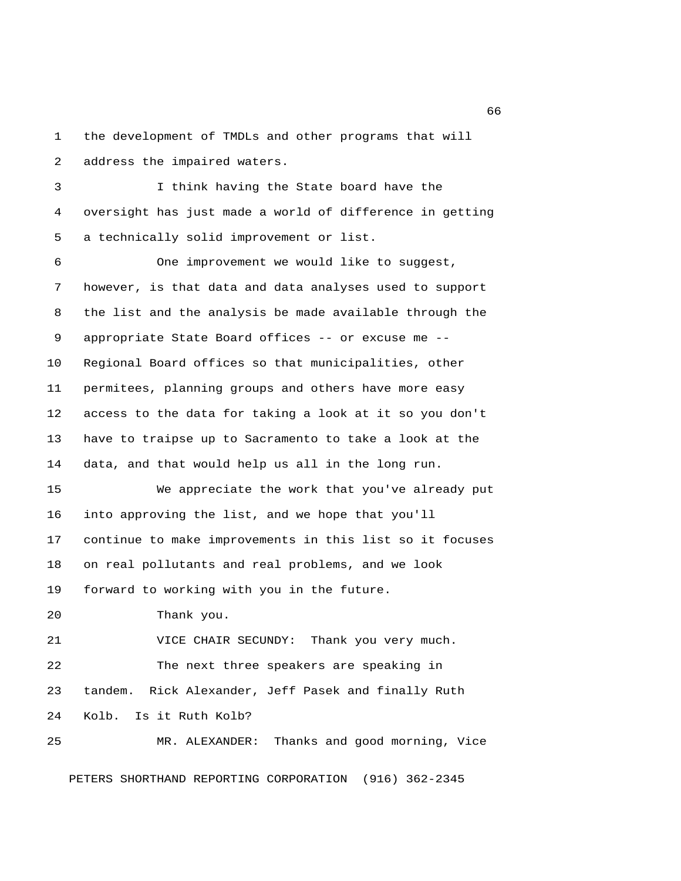the development of TMDLs and other programs that will address the impaired waters.

I think having the State board have the oversight has just made a world of difference in getting a technically solid improvement or list.

One improvement we would like to suggest, however, is that data and data analyses used to support the list and the analysis be made available through the appropriate State Board offices -- or excuse me -- Regional Board offices so that municipalities, other permitees, planning groups and others have more easy access to the data for taking a look at it so you don't have to traipse up to Sacramento to take a look at the data, and that would help us all in the long run.

We appreciate the work that you've already put into approving the list, and we hope that you'll continue to make improvements in this list so it focuses on real pollutants and real problems, and we look forward to working with you in the future.

Thank you.

VICE CHAIR SECUNDY: Thank you very much.

The next three speakers are speaking in tandem. Rick Alexander, Jeff Pasek and finally Ruth Kolb. Is it Ruth Kolb?

MR. ALEXANDER: Thanks and good morning, Vice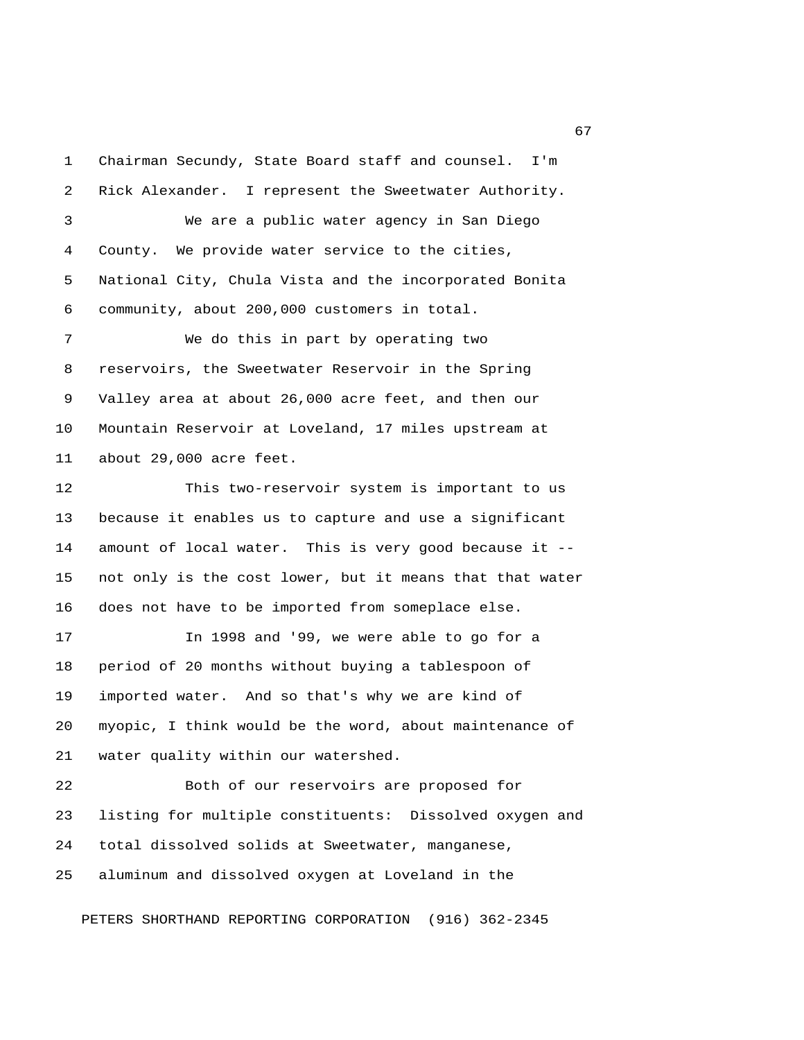Chairman Secundy, State Board staff and counsel. I'm Rick Alexander. I represent the Sweetwater Authority.

We are a public water agency in San Diego County. We provide water service to the cities, National City, Chula Vista and the incorporated Bonita community, about 200,000 customers in total.

We do this in part by operating two reservoirs, the Sweetwater Reservoir in the Spring Valley area at about 26,000 acre feet, and then our Mountain Reservoir at Loveland, 17 miles upstream at about 29,000 acre feet.

This two-reservoir system is important to us because it enables us to capture and use a significant amount of local water. This is very good because it -- not only is the cost lower, but it means that that water does not have to be imported from someplace else.

In 1998 and '99, we were able to go for a period of 20 months without buying a tablespoon of imported water. And so that's why we are kind of myopic, I think would be the word, about maintenance of water quality within our watershed.

Both of our reservoirs are proposed for listing for multiple constituents: Dissolved oxygen and total dissolved solids at Sweetwater, manganese, aluminum and dissolved oxygen at Loveland in the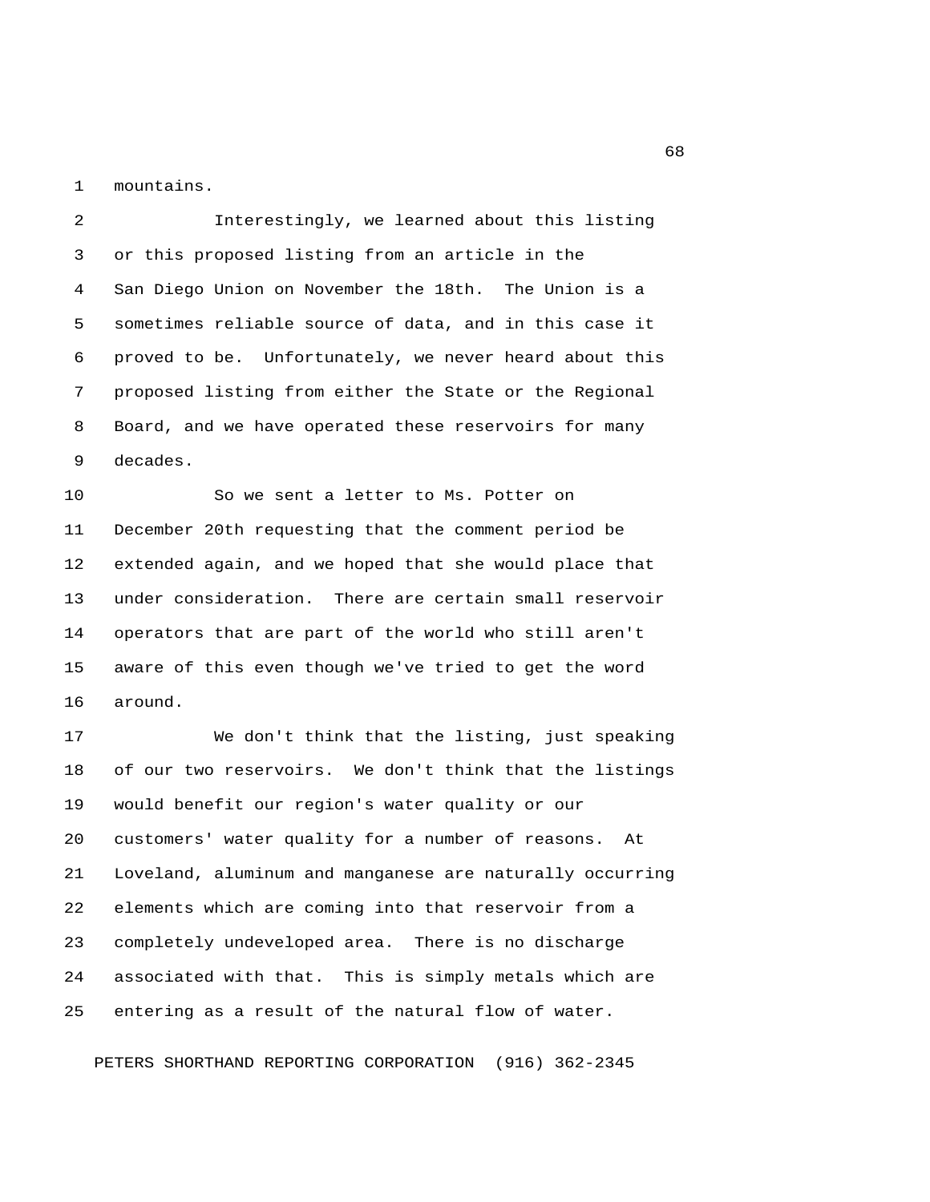mountains.

Interestingly, we learned about this listing or this proposed listing from an article in the San Diego Union on November the 18th. The Union is a sometimes reliable source of data, and in this case it proved to be. Unfortunately, we never heard about this proposed listing from either the State or the Regional Board, and we have operated these reservoirs for many decades.

So we sent a letter to Ms. Potter on December 20th requesting that the comment period be extended again, and we hoped that she would place that under consideration. There are certain small reservoir operators that are part of the world who still aren't aware of this even though we've tried to get the word around.

We don't think that the listing, just speaking of our two reservoirs. We don't think that the listings would benefit our region's water quality or our customers' water quality for a number of reasons. At Loveland, aluminum and manganese are naturally occurring elements which are coming into that reservoir from a completely undeveloped area. There is no discharge associated with that. This is simply metals which are entering as a result of the natural flow of water.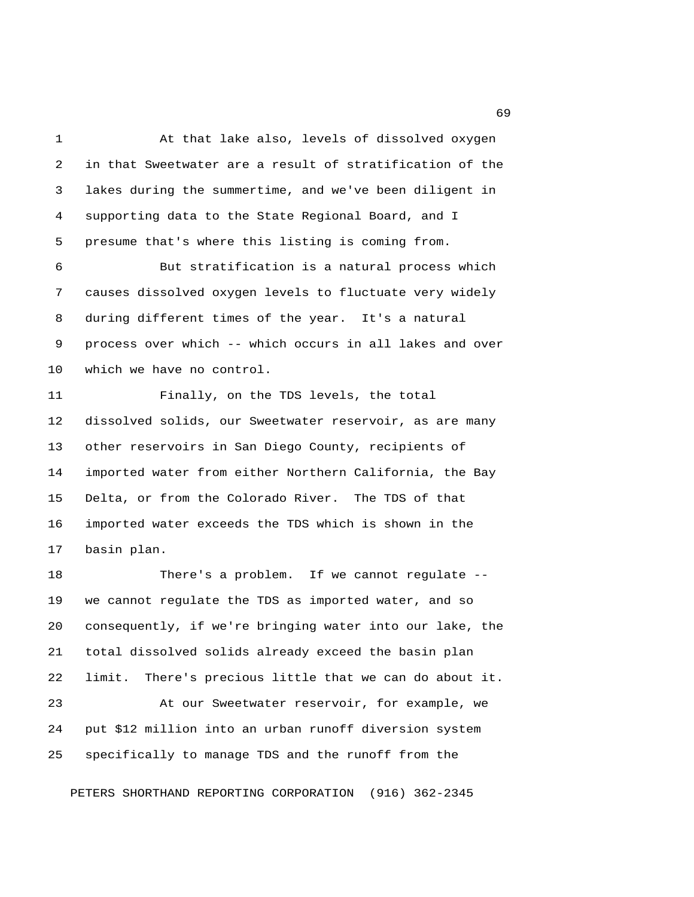At that lake also, levels of dissolved oxygen in that Sweetwater are a result of stratification of the lakes during the summertime, and we've been diligent in supporting data to the State Regional Board, and I presume that's where this listing is coming from.

But stratification is a natural process which causes dissolved oxygen levels to fluctuate very widely during different times of the year. It's a natural process over which -- which occurs in all lakes and over which we have no control.

Finally, on the TDS levels, the total dissolved solids, our Sweetwater reservoir, as are many other reservoirs in San Diego County, recipients of imported water from either Northern California, the Bay Delta, or from the Colorado River. The TDS of that imported water exceeds the TDS which is shown in the basin plan.

There's a problem. If we cannot regulate -- we cannot regulate the TDS as imported water, and so consequently, if we're bringing water into our lake, the total dissolved solids already exceed the basin plan limit. There's precious little that we can do about it.

At our Sweetwater reservoir, for example, we put $12 million into an urban runoff diversion system specifically to manage TDS and the runoff from the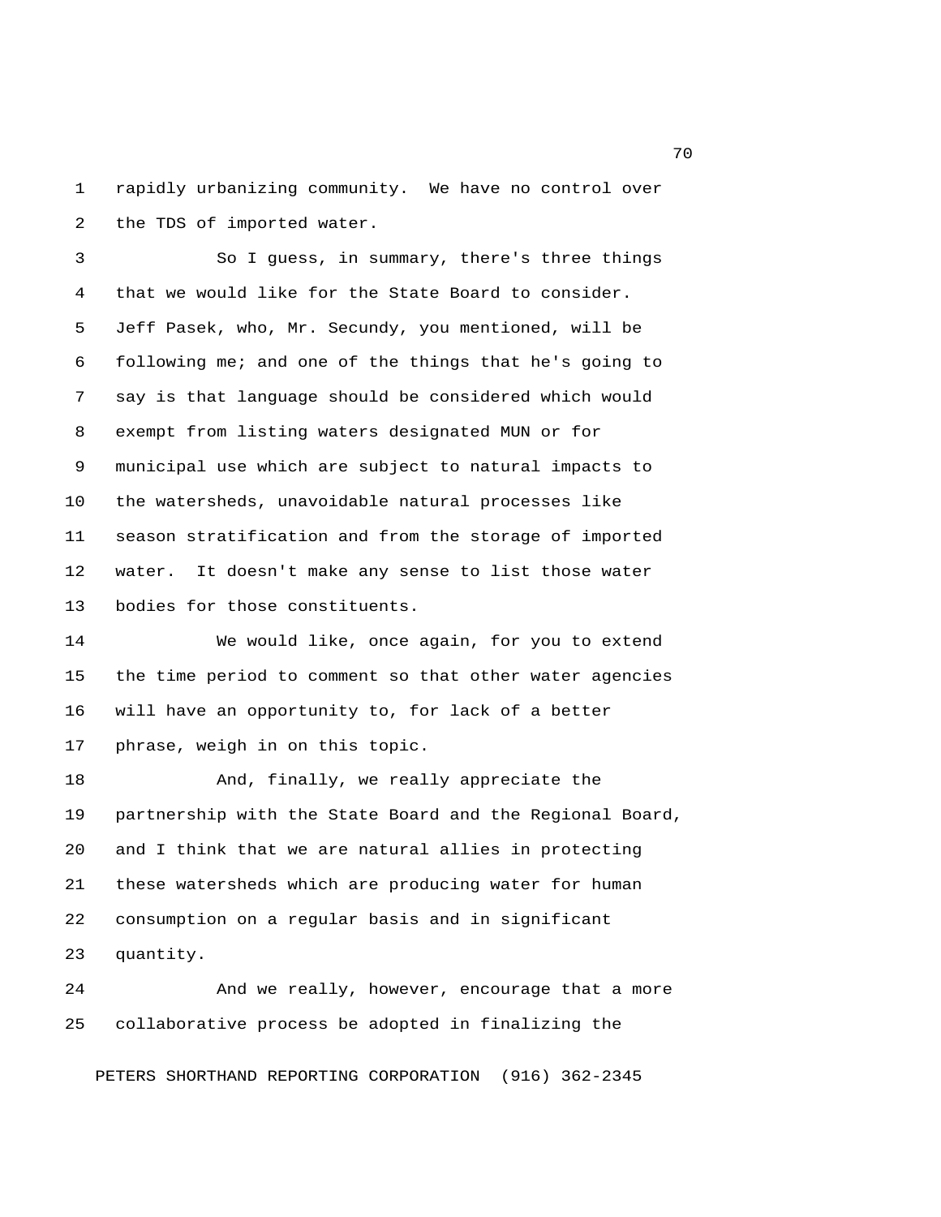rapidly urbanizing community. We have no control over the TDS of imported water.

So I guess, in summary, there's three things that we would like for the State Board to consider. Jeff Pasek, who, Mr. Secundy, you mentioned, will be following me; and one of the things that he's going to say is that language should be considered which would exempt from listing waters designated MUN or for municipal use which are subject to natural impacts to the watersheds, unavoidable natural processes like season stratification and from the storage of imported water. It doesn't make any sense to list those water bodies for those constituents.

We would like, once again, for you to extend the time period to comment so that other water agencies will have an opportunity to, for lack of a better phrase, weigh in on this topic.

And, finally, we really appreciate the partnership with the State Board and the Regional Board, and I think that we are natural allies in protecting these watersheds which are producing water for human consumption on a regular basis and in significant quantity.

And we really, however, encourage that a more collaborative process be adopted in finalizing the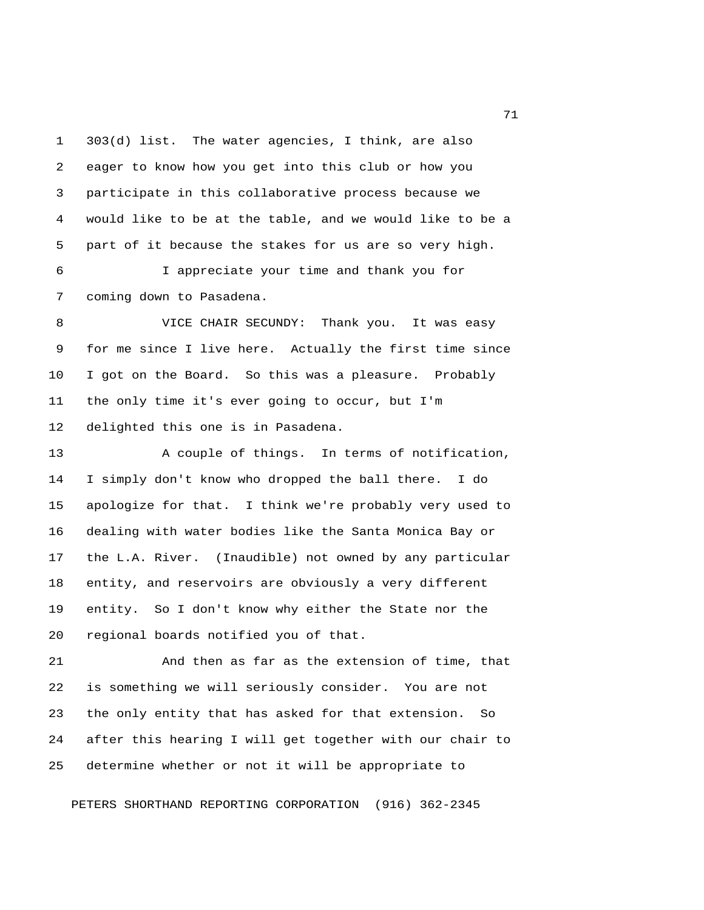303(d) list. The water agencies, I think, are also eager to know how you get into this club or how you participate in this collaborative process because we would like to be at the table, and we would like to be a part of it because the stakes for us are so very high.

I appreciate your time and thank you for coming down to Pasadena.

VICE CHAIR SECUNDY: Thank you. It was easy for me since I live here. Actually the first time since I got on the Board. So this was a pleasure. Probably the only time it's ever going to occur, but I'm delighted this one is in Pasadena.

A couple of things. In terms of notification, I simply don't know who dropped the ball there. I do apologize for that. I think we're probably very used to dealing with water bodies like the Santa Monica Bay or the L.A. River. (Inaudible) not owned by any particular entity, and reservoirs are obviously a very different entity. So I don't know why either the State nor the regional boards notified you of that.

And then as far as the extension of time, that is something we will seriously consider. You are not the only entity that has asked for that extension. So after this hearing I will get together with our chair to determine whether or not it will be appropriate to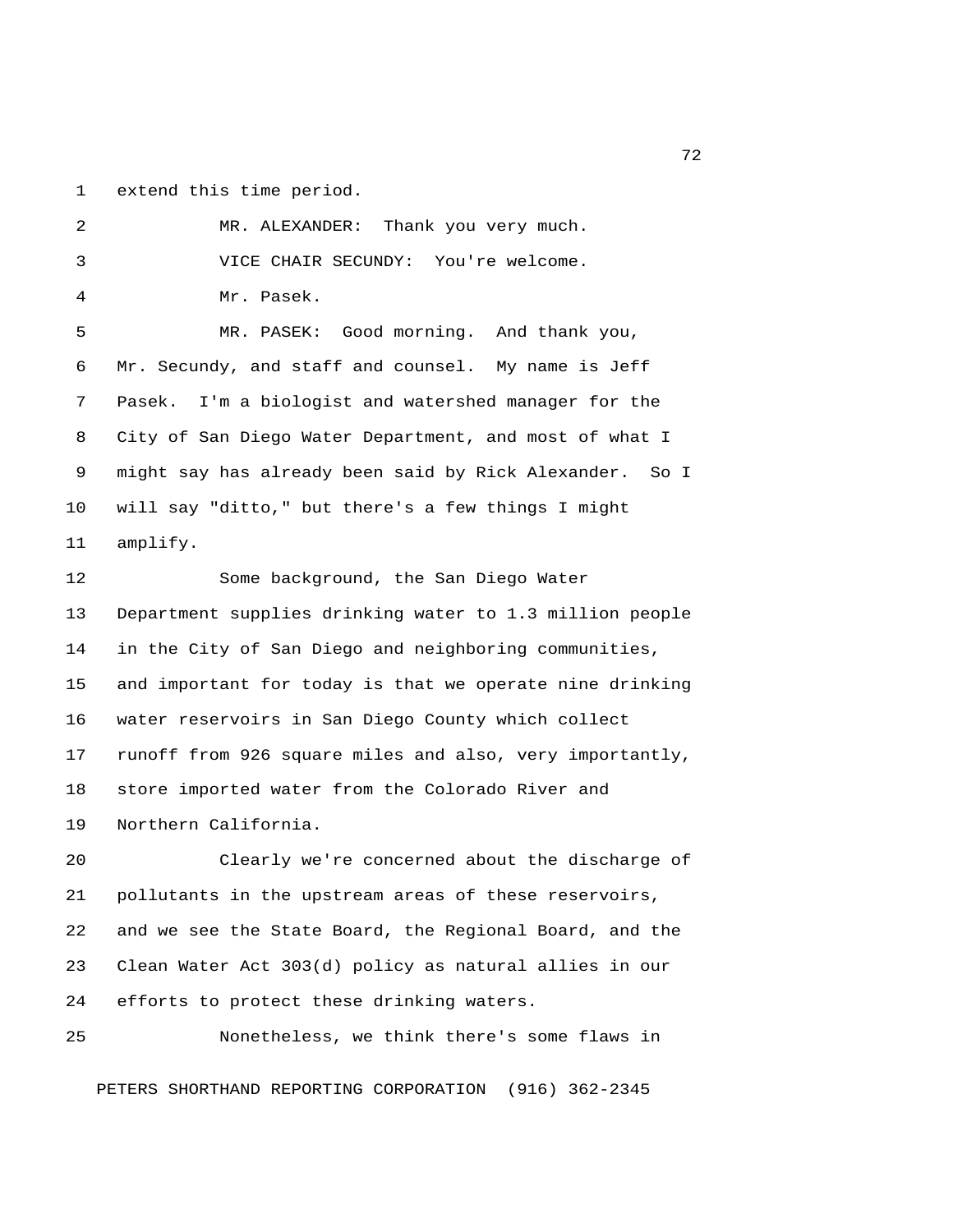extend this time period.

MR. ALEXANDER: Thank you very much.

VICE CHAIR SECUNDY: You're welcome.

Mr. Pasek.

MR. PASEK: Good morning. And thank you, Mr. Secundy, and staff and counsel. My name is Jeff Pasek. I'm a biologist and watershed manager for the City of San Diego Water Department, and most of what I might say has already been said by Rick Alexander. So I will say "ditto," but there's a few things I might amplify.

Some background, the San Diego Water Department supplies drinking water to 1.3 million people in the City of San Diego and neighboring communities, and important for today is that we operate nine drinking water reservoirs in San Diego County which collect runoff from 926 square miles and also, very importantly, store imported water from the Colorado River and Northern California.

Clearly we're concerned about the discharge of pollutants in the upstream areas of these reservoirs, and we see the State Board, the Regional Board, and the Clean Water Act 303(d) policy as natural allies in our efforts to protect these drinking waters.

Nonetheless, we think there's some flaws in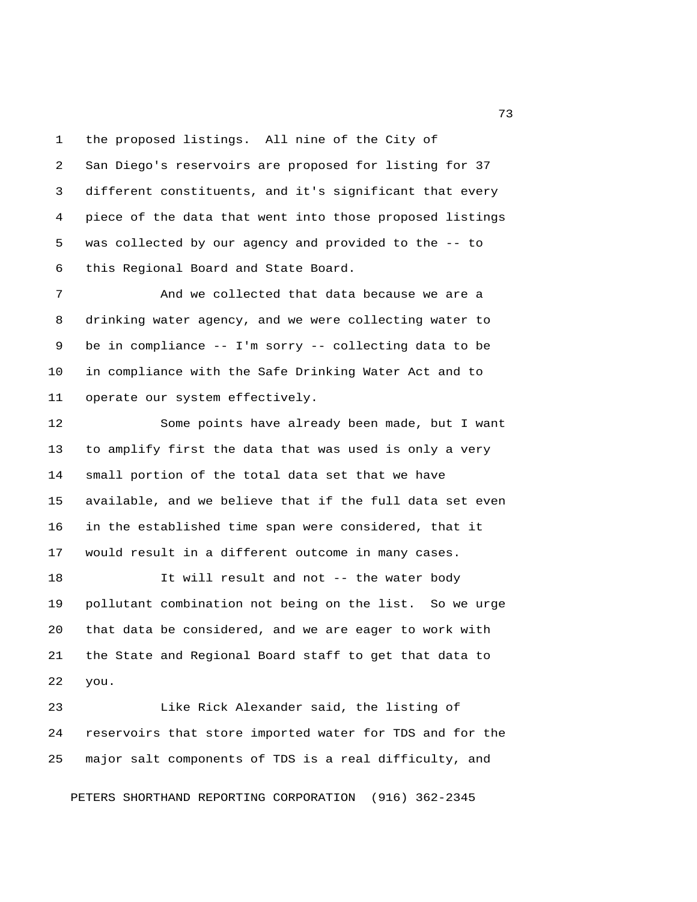the proposed listings. All nine of the City of San Diego's reservoirs are proposed for listing for 37 different constituents, and it's significant that every piece of the data that went into those proposed listings was collected by our agency and provided to the -- to this Regional Board and State Board.

And we collected that data because we are a drinking water agency, and we were collecting water to be in compliance -- I'm sorry -- collecting data to be in compliance with the Safe Drinking Water Act and to operate our system effectively.

Some points have already been made, but I want to amplify first the data that was used is only a very small portion of the total data set that we have available, and we believe that if the full data set even in the established time span were considered, that it would result in a different outcome in many cases.

It will result and not -- the water body pollutant combination not being on the list. So we urge that data be considered, and we are eager to work with the State and Regional Board staff to get that data to you.

Like Rick Alexander said, the listing of reservoirs that store imported water for TDS and for the major salt components of TDS is a real difficulty, and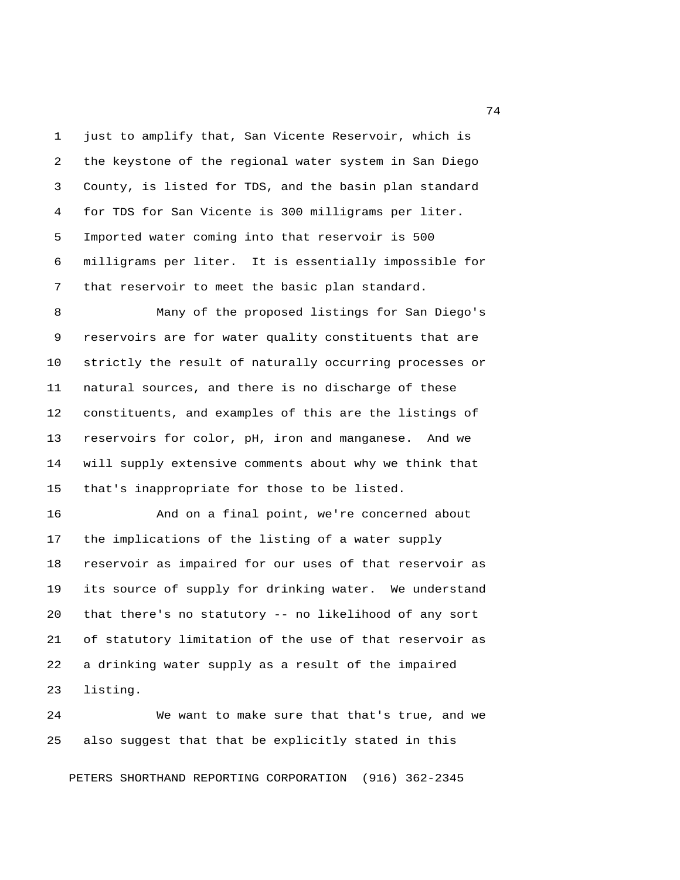just to amplify that, San Vicente Reservoir, which is the keystone of the regional water system in San Diego County, is listed for TDS, and the basin plan standard for TDS for San Vicente is 300 milligrams per liter. Imported water coming into that reservoir is 500 milligrams per liter. It is essentially impossible for that reservoir to meet the basic plan standard.

Many of the proposed listings for San Diego's reservoirs are for water quality constituents that are strictly the result of naturally occurring processes or natural sources, and there is no discharge of these constituents, and examples of this are the listings of reservoirs for color, pH, iron and manganese. And we will supply extensive comments about why we think that that's inappropriate for those to be listed.

And on a final point, we're concerned about the implications of the listing of a water supply reservoir as impaired for our uses of that reservoir as its source of supply for drinking water. We understand that there's no statutory -- no likelihood of any sort of statutory limitation of the use of that reservoir as a drinking water supply as a result of the impaired listing.

We want to make sure that that's true, and we also suggest that that be explicitly stated in this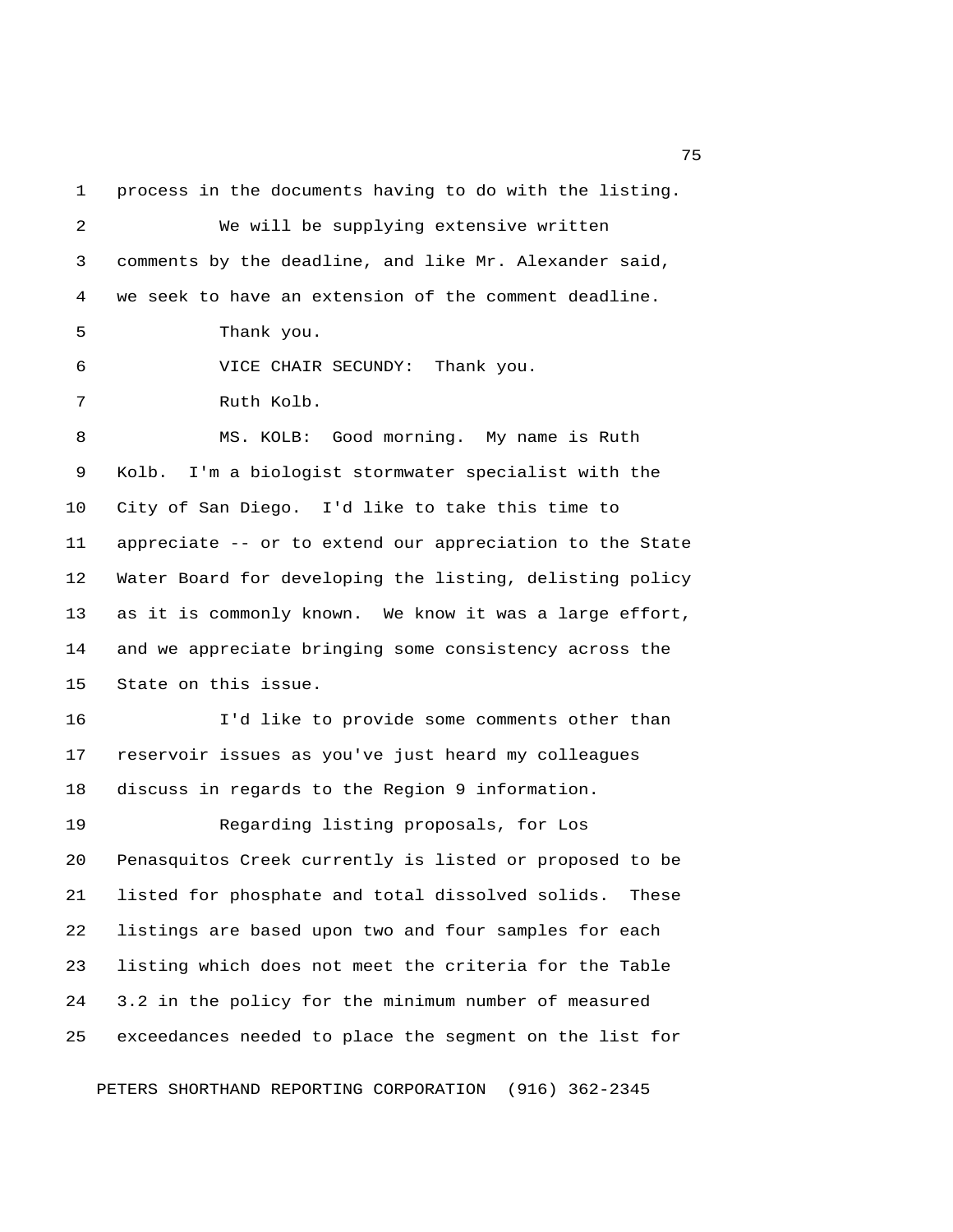process in the documents having to do with the listing.

We will be supplying extensive written comments by the deadline, and like Mr. Alexander said, we seek to have an extension of the comment deadline.

Thank you.

VICE CHAIR SECUNDY: Thank you.

Ruth Kolb.

MS. KOLB: Good morning. My name is Ruth Kolb. I'm a biologist stormwater specialist with the City of San Diego. I'd like to take this time to appreciate -- or to extend our appreciation to the State Water Board for developing the listing, delisting policy as it is commonly known. We know it was a large effort, and we appreciate bringing some consistency across the State on this issue.

I'd like to provide some comments other than reservoir issues as you've just heard my colleagues discuss in regards to the Region 9 information.

Regarding listing proposals, for Los Penasquitos Creek currently is listed or proposed to be listed for phosphate and total dissolved solids. These listings are based upon two and four samples for each listing which does not meet the criteria for the Table 3.2 in the policy for the minimum number of measured exceedances needed to place the segment on the list for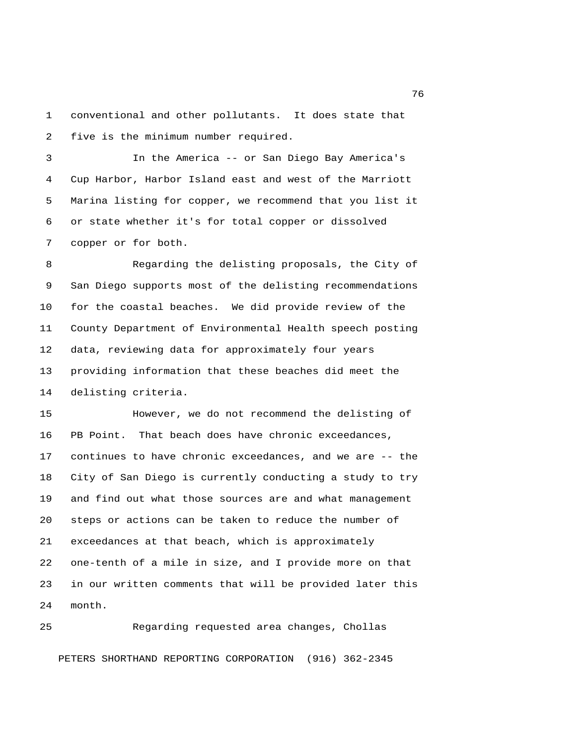conventional and other pollutants. It does state that five is the minimum number required.

In the America -- or San Diego Bay America's Cup Harbor, Harbor Island east and west of the Marriott Marina listing for copper, we recommend that you list it or state whether it's for total copper or dissolved copper or for both.

Regarding the delisting proposals, the City of San Diego supports most of the delisting recommendations for the coastal beaches. We did provide review of the County Department of Environmental Health speech posting data, reviewing data for approximately four years providing information that these beaches did meet the delisting criteria.

However, we do not recommend the delisting of PB Point. That beach does have chronic exceedances, continues to have chronic exceedances, and we are -- the City of San Diego is currently conducting a study to try and find out what those sources are and what management steps or actions can be taken to reduce the number of exceedances at that beach, which is approximately one-tenth of a mile in size, and I provide more on that in our written comments that will be provided later this month.

Regarding requested area changes, Chollas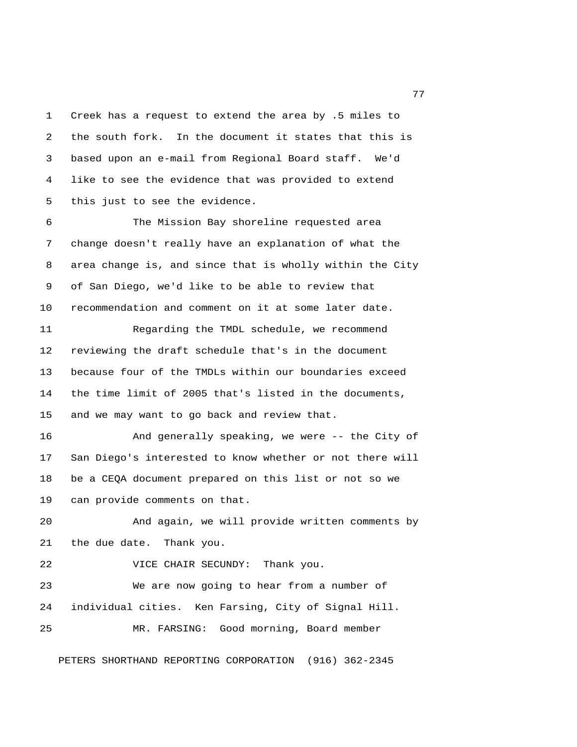Creek has a request to extend the area by .5 miles to the south fork. In the document it states that this is based upon an e-mail from Regional Board staff. We'd like to see the evidence that was provided to extend this just to see the evidence.

The Mission Bay shoreline requested area change doesn't really have an explanation of what the area change is, and since that is wholly within the City of San Diego, we'd like to be able to review that recommendation and comment on it at some later date.

Regarding the TMDL schedule, we recommend reviewing the draft schedule that's in the document because four of the TMDLs within our boundaries exceed the time limit of 2005 that's listed in the documents, and we may want to go back and review that.

And generally speaking, we were -- the City of San Diego's interested to know whether or not there will be a CEQA document prepared on this list or not so we can provide comments on that.

And again, we will provide written comments by the due date. Thank you.

VICE CHAIR SECUNDY: Thank you.

We are now going to hear from a number of individual cities. Ken Farsing, City of Signal Hill.

MR. FARSING: Good morning, Board member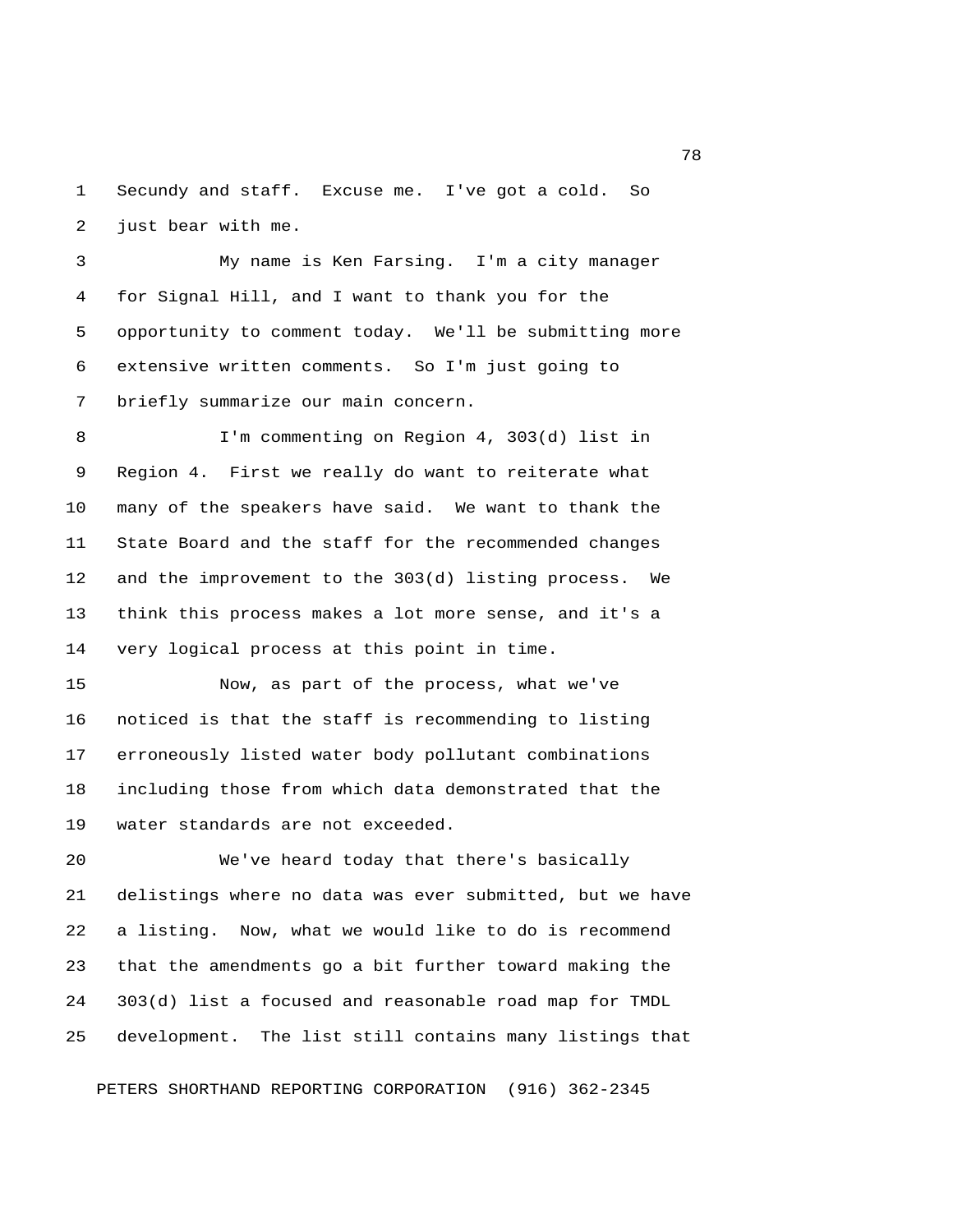Secundy and staff. Excuse me. I've got a cold. So just bear with me.

My name is Ken Farsing. I'm a city manager for Signal Hill, and I want to thank you for the opportunity to comment today. We'll be submitting more extensive written comments. So I'm just going to briefly summarize our main concern.

I'm commenting on Region 4, 303(d) list in Region 4. First we really do want to reiterate what many of the speakers have said. We want to thank the State Board and the staff for the recommended changes and the improvement to the 303(d) listing process. We think this process makes a lot more sense, and it's a very logical process at this point in time.

Now, as part of the process, what we've noticed is that the staff is recommending to listing erroneously listed water body pollutant combinations including those from which data demonstrated that the water standards are not exceeded.

We've heard today that there's basically delistings where no data was ever submitted, but we have a listing. Now, what we would like to do is recommend that the amendments go a bit further toward making the 303(d) list a focused and reasonable road map for TMDL development. The list still contains many listings that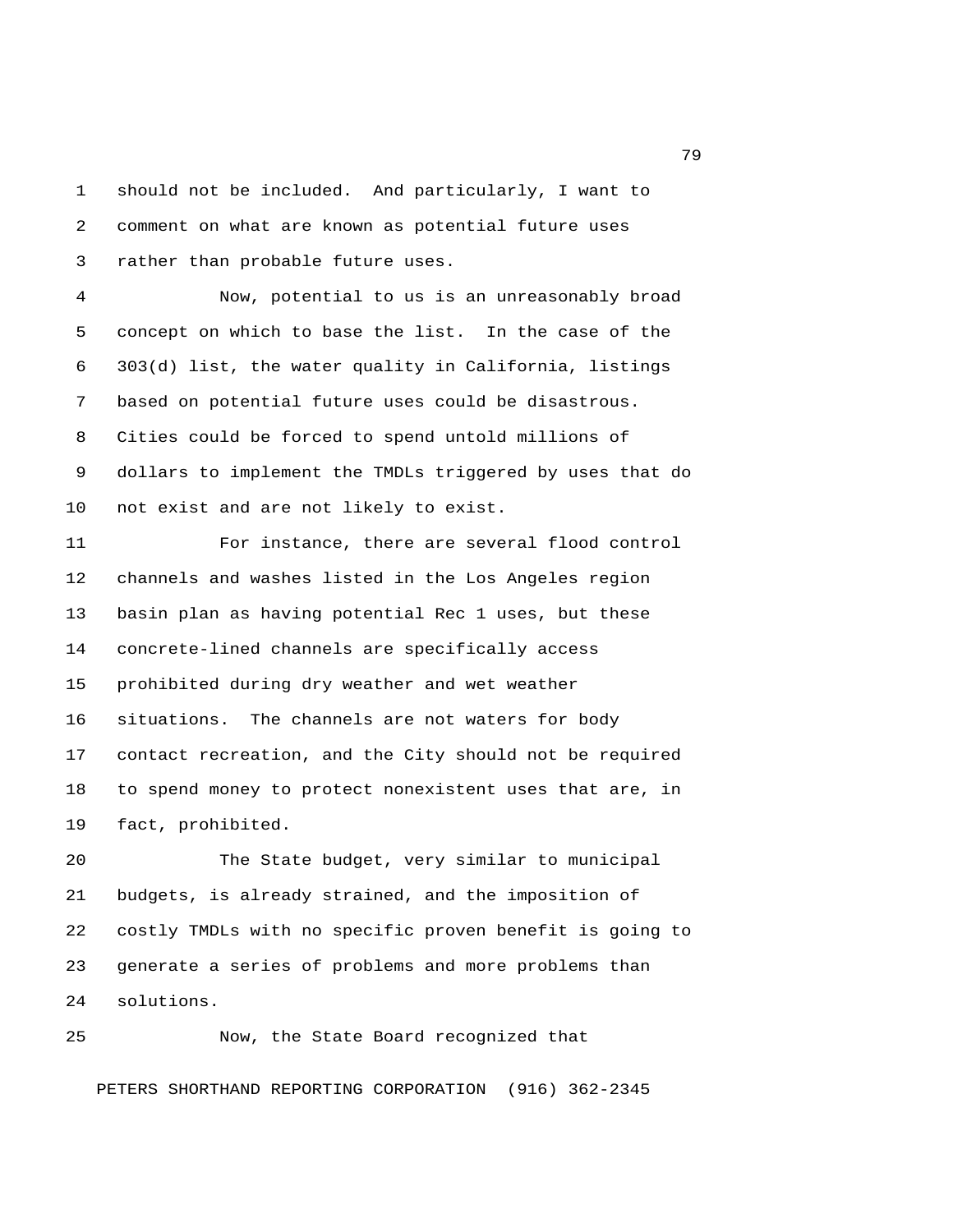should not be included. And particularly, I want to comment on what are known as potential future uses rather than probable future uses.

Now, potential to us is an unreasonably broad concept on which to base the list. In the case of the 303(d) list, the water quality in California, listings based on potential future uses could be disastrous. Cities could be forced to spend untold millions of dollars to implement the TMDLs triggered by uses that do not exist and are not likely to exist.

For instance, there are several flood control channels and washes listed in the Los Angeles region basin plan as having potential Rec 1 uses, but these concrete-lined channels are specifically access prohibited during dry weather and wet weather situations. The channels are not waters for body contact recreation, and the City should not be required to spend money to protect nonexistent uses that are, in fact, prohibited.

The State budget, very similar to municipal budgets, is already strained, and the imposition of costly TMDLs with no specific proven benefit is going to generate a series of problems and more problems than solutions.

Now, the State Board recognized that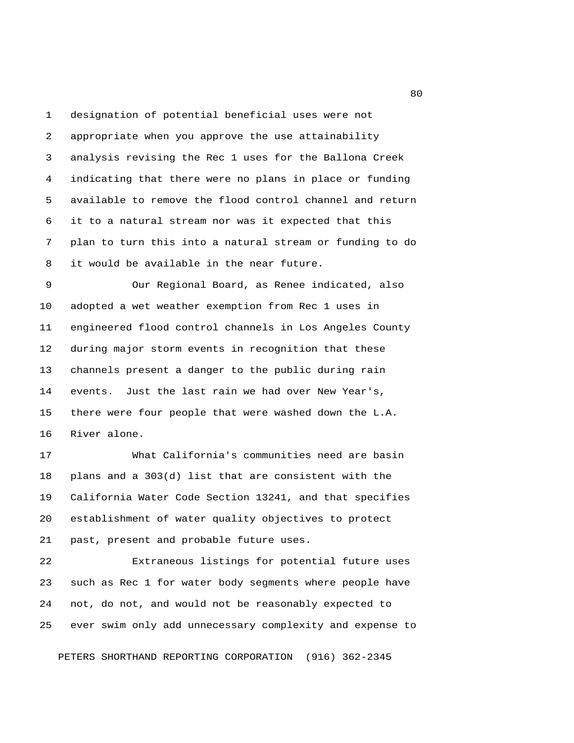designation of potential beneficial uses were not appropriate when you approve the use attainability analysis revising the Rec 1 uses for the Ballona Creek indicating that there were no plans in place or funding available to remove the flood control channel and return it to a natural stream nor was it expected that this plan to turn this into a natural stream or funding to do it would be available in the near future.

Our Regional Board, as Renee indicated, also adopted a wet weather exemption from Rec 1 uses in engineered flood control channels in Los Angeles County during major storm events in recognition that these channels present a danger to the public during rain events. Just the last rain we had over New Year's, there were four people that were washed down the L.A. River alone.

What California's communities need are basin plans and a 303(d) list that are consistent with the California Water Code Section 13241, and that specifies establishment of water quality objectives to protect past, present and probable future uses.

Extraneous listings for potential future uses such as Rec 1 for water body segments where people have not, do not, and would not be reasonably expected to ever swim only add unnecessary complexity and expense to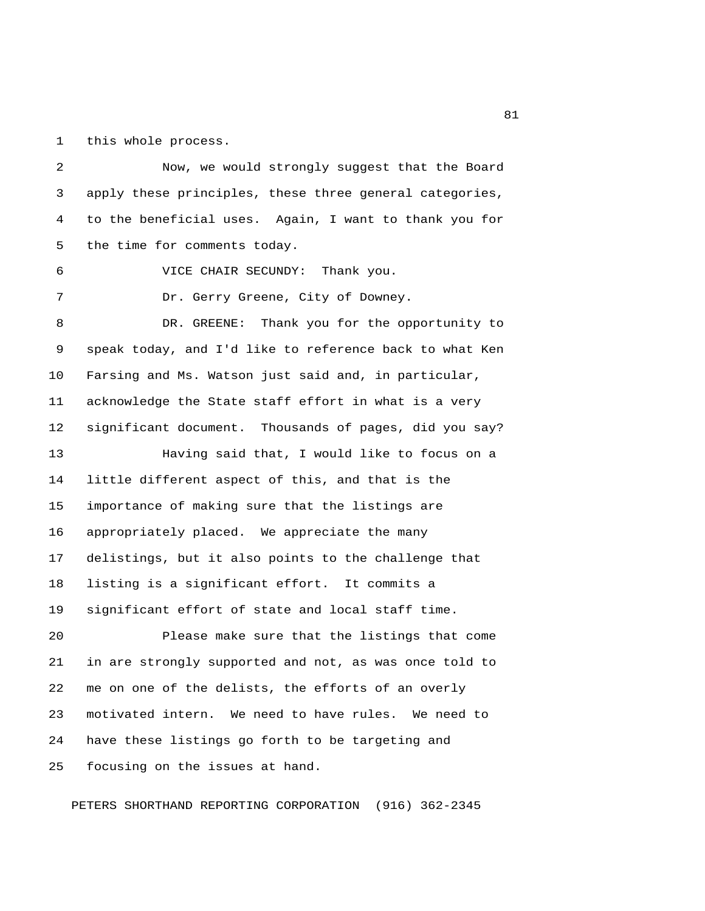this whole process.

Now, we would strongly suggest that the Board apply these principles, these three general categories, to the beneficial uses. Again, I want to thank you for the time for comments today.

VICE CHAIR SECUNDY: Thank you.

Dr. Gerry Greene, City of Downey.

DR. GREENE: Thank you for the opportunity to speak today, and I'd like to reference back to what Ken Farsing and Ms. Watson just said and, in particular, acknowledge the State staff effort in what is a very significant document. Thousands of pages, did you say?

Having said that, I would like to focus on a little different aspect of this, and that is the importance of making sure that the listings are appropriately placed. We appreciate the many delistings, but it also points to the challenge that listing is a significant effort. It commits a significant effort of state and local staff time.

Please make sure that the listings that come in are strongly supported and not, as was once told to me on one of the delists, the efforts of an overly motivated intern. We need to have rules. We need to have these listings go forth to be targeting and focusing on the issues at hand.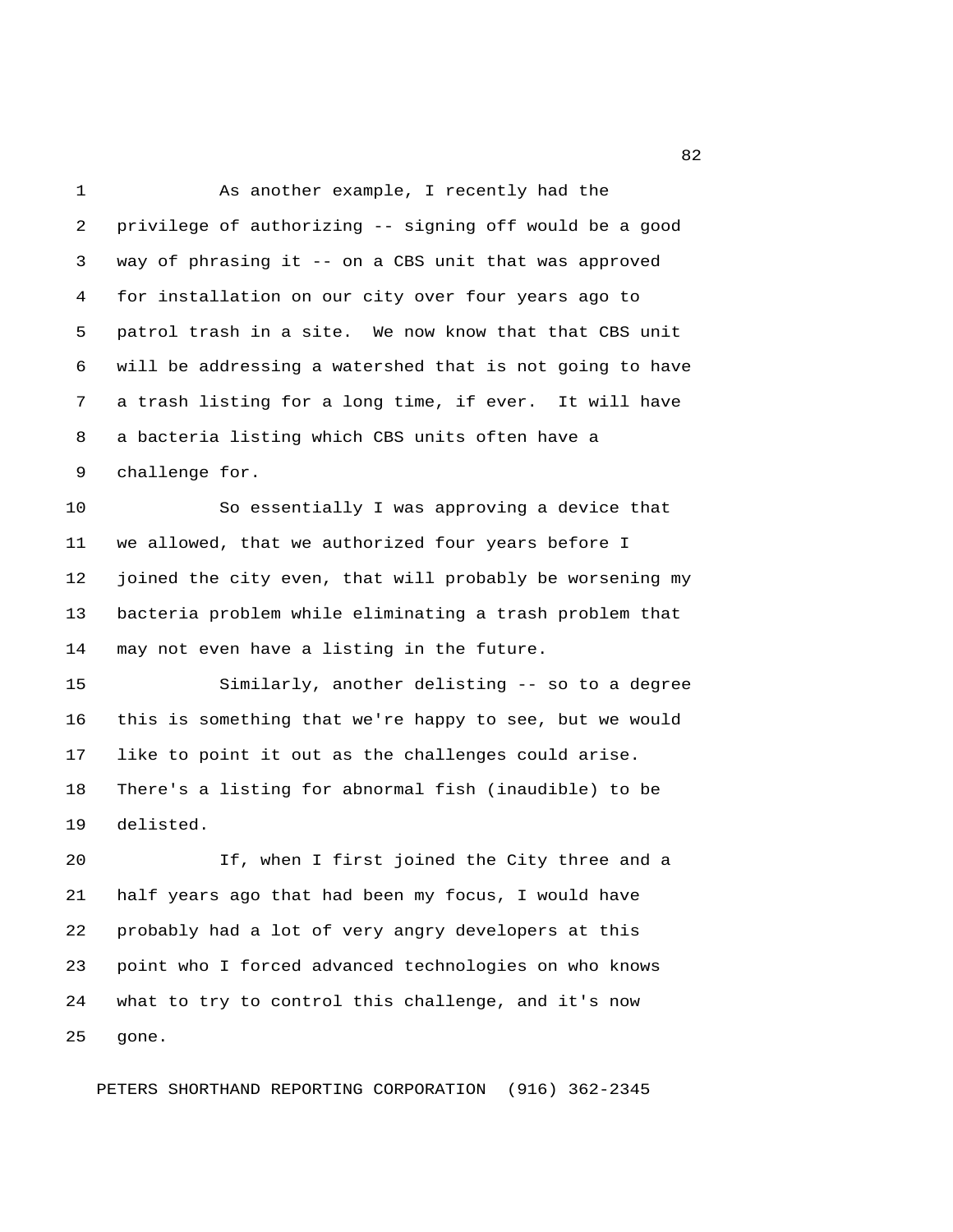As another example, I recently had the privilege of authorizing -- signing off would be a good way of phrasing it -- on a CBS unit that was approved for installation on our city over four years ago to patrol trash in a site. We now know that that CBS unit will be addressing a watershed that is not going to have a trash listing for a long time, if ever. It will have a bacteria listing which CBS units often have a challenge for.

So essentially I was approving a device that we allowed, that we authorized four years before I joined the city even, that will probably be worsening my bacteria problem while eliminating a trash problem that may not even have a listing in the future.

Similarly, another delisting -- so to a degree this is something that we're happy to see, but we would like to point it out as the challenges could arise. There's a listing for abnormal fish (inaudible) to be delisted.

If, when I first joined the City three and a half years ago that had been my focus, I would have probably had a lot of very angry developers at this point who I forced advanced technologies on who knows what to try to control this challenge, and it's now gone.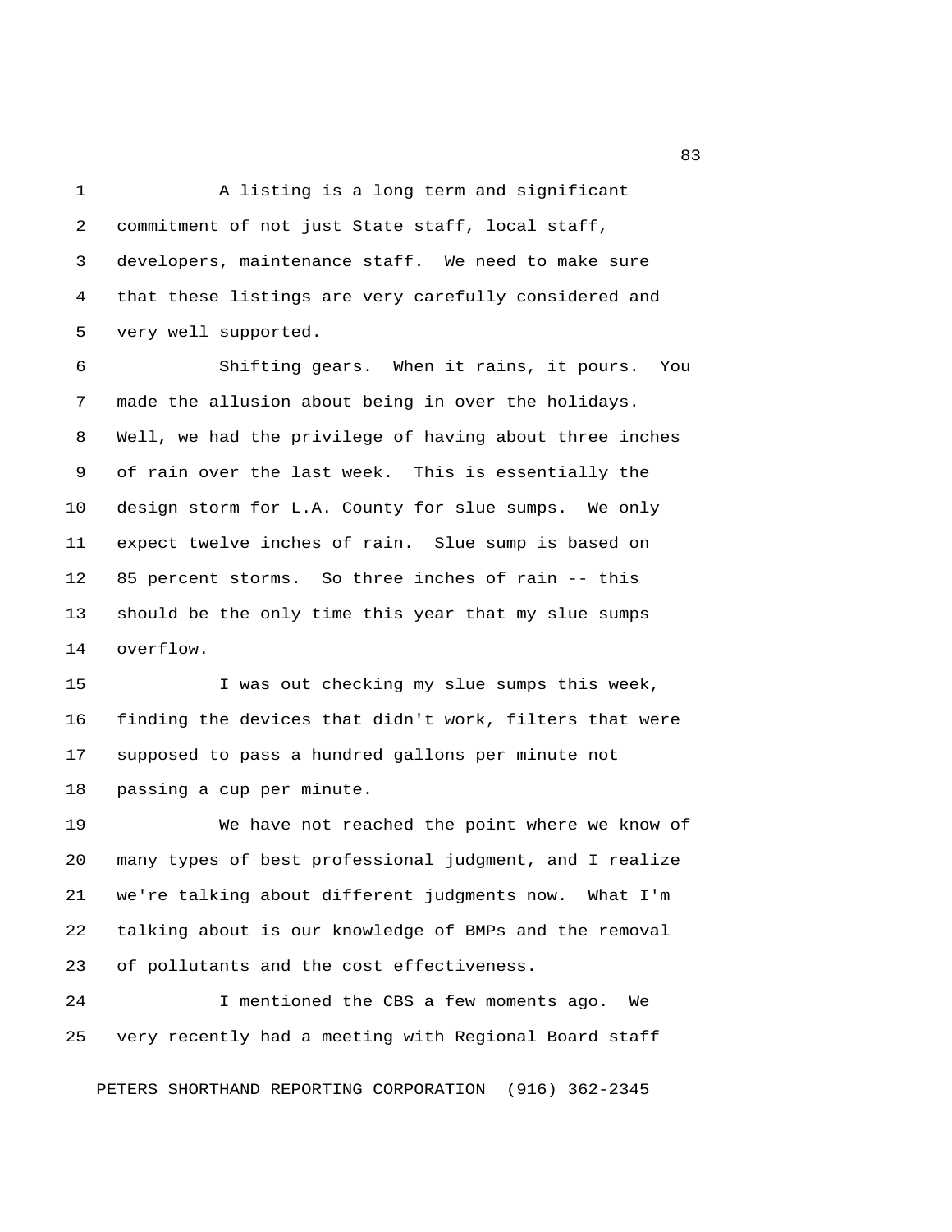A listing is a long term and significant commitment of not just State staff, local staff, developers, maintenance staff. We need to make sure that these listings are very carefully considered and very well supported.

Shifting gears. When it rains, it pours. You made the allusion about being in over the holidays. Well, we had the privilege of having about three inches of rain over the last week. This is essentially the design storm for L.A. County for slue sumps. We only expect twelve inches of rain. Slue sump is based on 85 percent storms. So three inches of rain -- this should be the only time this year that my slue sumps overflow.

I was out checking my slue sumps this week, finding the devices that didn't work, filters that were supposed to pass a hundred gallons per minute not passing a cup per minute.

We have not reached the point where we know of many types of best professional judgment, and I realize we're talking about different judgments now. What I'm talking about is our knowledge of BMPs and the removal of pollutants and the cost effectiveness.

I mentioned the CBS a few moments ago. We very recently had a meeting with Regional Board staff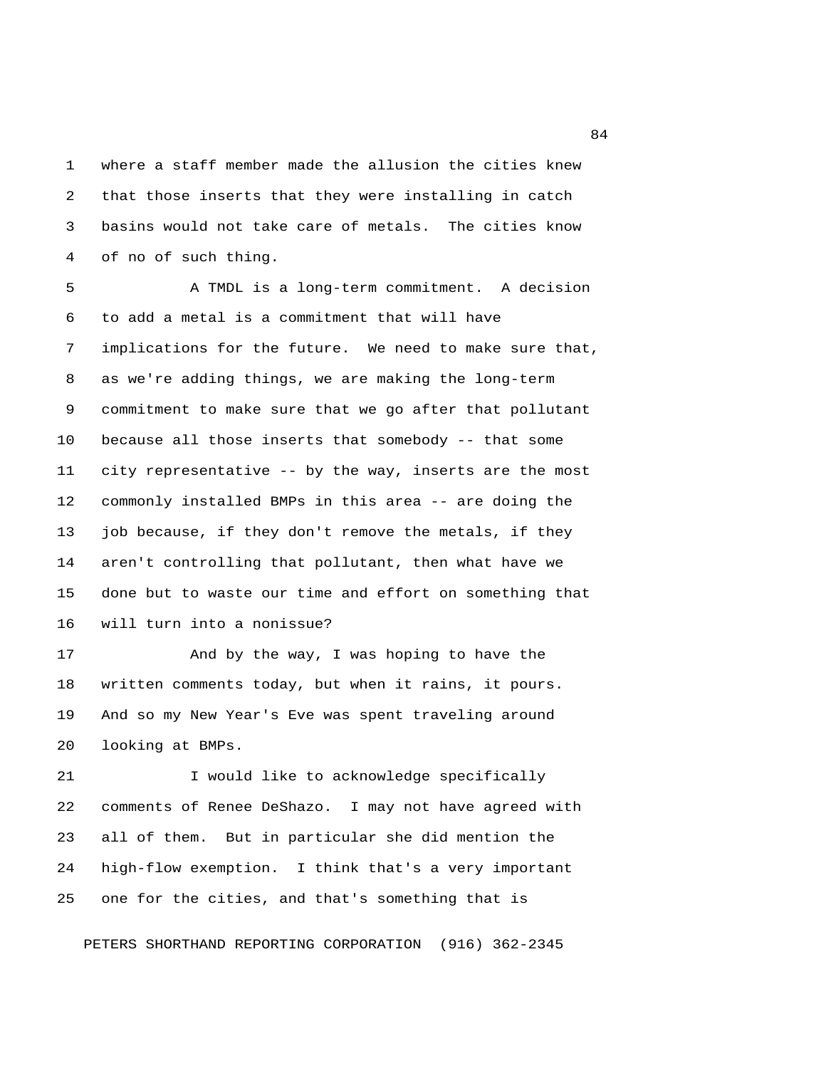where a staff member made the allusion the cities knew that those inserts that they were installing in catch basins would not take care of metals. The cities know of no of such thing.

A TMDL is a long-term commitment. A decision to add a metal is a commitment that will have implications for the future. We need to make sure that, as we're adding things, we are making the long-term commitment to make sure that we go after that pollutant because all those inserts that somebody -- that some city representative -- by the way, inserts are the most commonly installed BMPs in this area -- are doing the job because, if they don't remove the metals, if they aren't controlling that pollutant, then what have we done but to waste our time and effort on something that will turn into a nonissue?

And by the way, I was hoping to have the written comments today, but when it rains, it pours. And so my New Year's Eve was spent traveling around looking at BMPs.

I would like to acknowledge specifically comments of Renee DeShazo. I may not have agreed with all of them. But in particular she did mention the high-flow exemption. I think that's a very important one for the cities, and that's something that is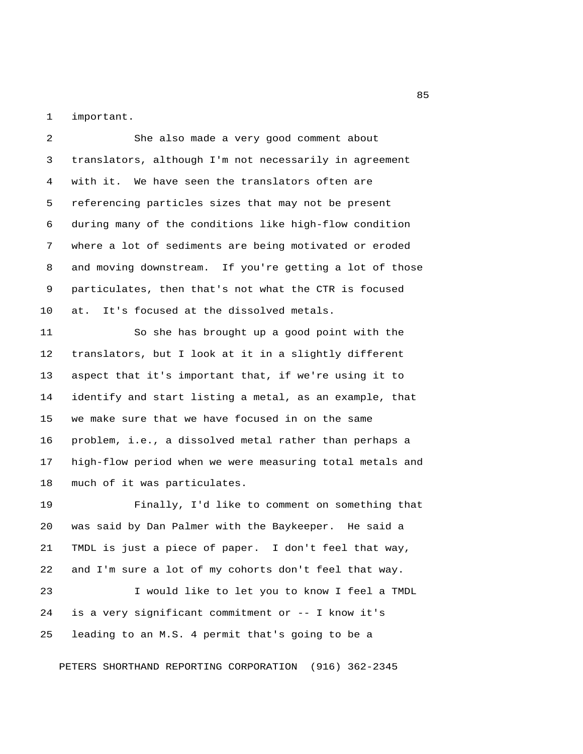important.

She also made a very good comment about translators, although I'm not necessarily in agreement with it. We have seen the translators often are referencing particles sizes that may not be present during many of the conditions like high-flow condition where a lot of sediments are being motivated or eroded and moving downstream. If you're getting a lot of those particulates, then that's not what the CTR is focused at. It's focused at the dissolved metals.

So she has brought up a good point with the translators, but I look at it in a slightly different aspect that it's important that, if we're using it to identify and start listing a metal, as an example, that we make sure that we have focused in on the same problem, i.e., a dissolved metal rather than perhaps a high-flow period when we were measuring total metals and much of it was particulates.

Finally, I'd like to comment on something that was said by Dan Palmer with the Baykeeper. He said a TMDL is just a piece of paper. I don't feel that way, and I'm sure a lot of my cohorts don't feel that way.

I would like to let you to know I feel a TMDL is a very significant commitment or -- I know it's leading to an M.S. 4 permit that's going to be a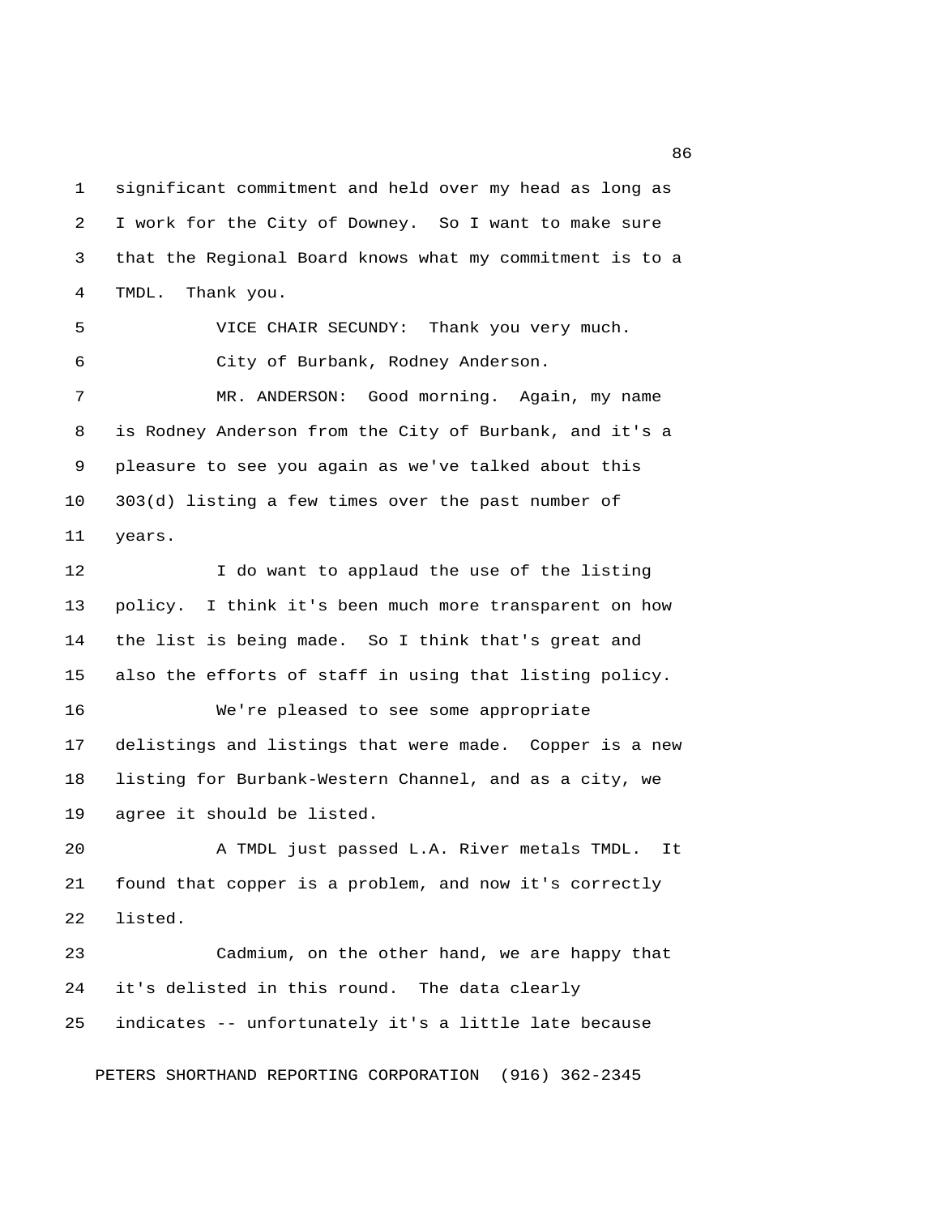significant commitment and held over my head as long as I work for the City of Downey. So I want to make sure that the Regional Board knows what my commitment is to a TMDL. Thank you.

VICE CHAIR SECUNDY: Thank you very much.

City of Burbank, Rodney Anderson.

MR. ANDERSON: Good morning. Again, my name is Rodney Anderson from the City of Burbank, and it's a pleasure to see you again as we've talked about this 303(d) listing a few times over the past number of years.

I do want to applaud the use of the listing policy. I think it's been much more transparent on how the list is being made. So I think that's great and also the efforts of staff in using that listing policy.

We're pleased to see some appropriate delistings and listings that were made. Copper is a new listing for Burbank-Western Channel, and as a city, we agree it should be listed.

A TMDL just passed L.A. River metals TMDL. It found that copper is a problem, and now it's correctly listed.

Cadmium, on the other hand, we are happy that it's delisted in this round. The data clearly indicates -- unfortunately it's a little late because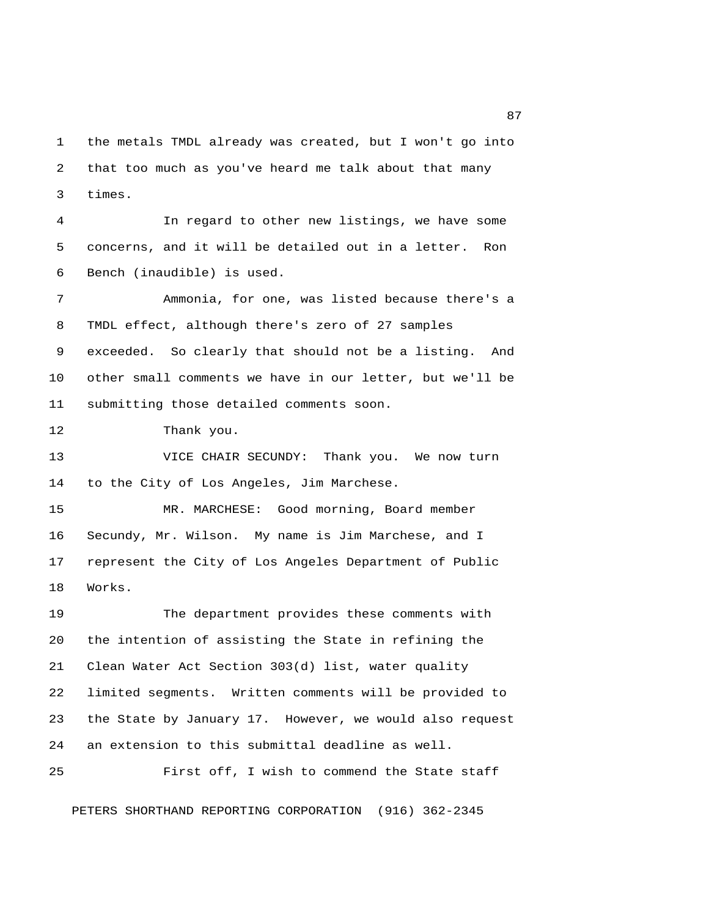the metals TMDL already was created, but I won't go into that too much as you've heard me talk about that many times.

In regard to other new listings, we have some concerns, and it will be detailed out in a letter. Ron Bench (inaudible) is used.

Ammonia, for one, was listed because there's a TMDL effect, although there's zero of 27 samples exceeded. So clearly that should not be a listing. And other small comments we have in our letter, but we'll be submitting those detailed comments soon.

Thank you.

VICE CHAIR SECUNDY: Thank you. We now turn to the City of Los Angeles, Jim Marchese.

MR. MARCHESE: Good morning, Board member Secundy, Mr. Wilson. My name is Jim Marchese, and I represent the City of Los Angeles Department of Public Works.

The department provides these comments with the intention of assisting the State in refining the Clean Water Act Section 303(d) list, water quality limited segments. Written comments will be provided to the State by January 17. However, we would also request an extension to this submittal deadline as well.

First off, I wish to commend the State staff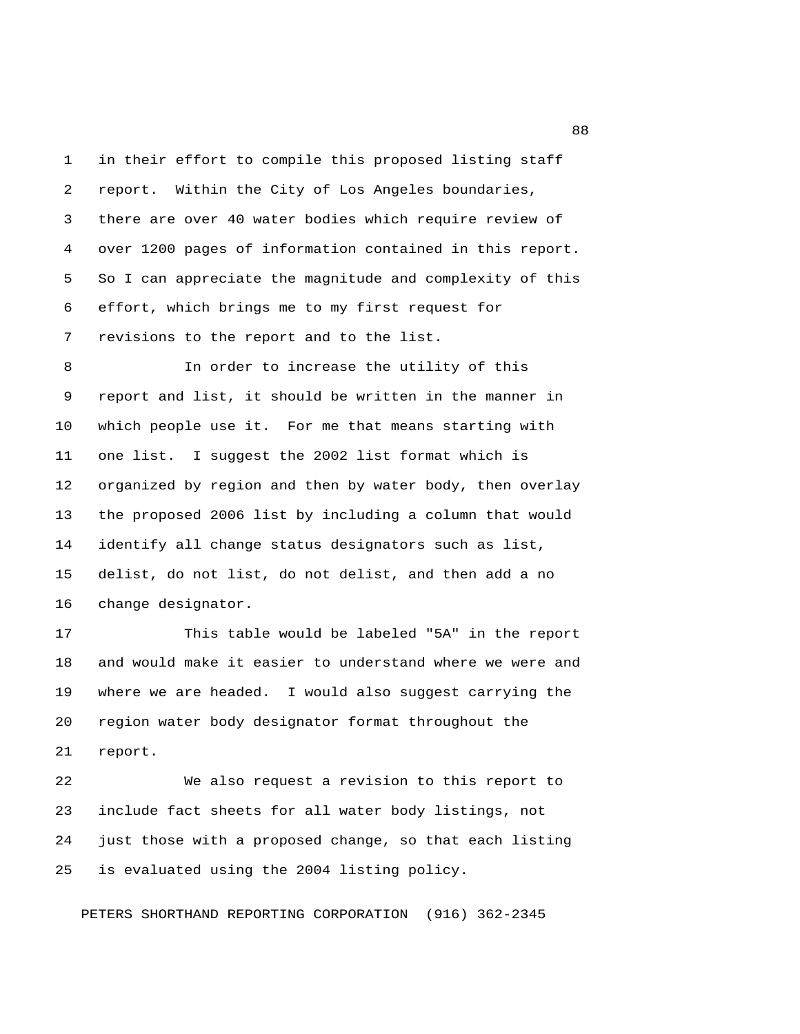in their effort to compile this proposed listing staff report. Within the City of Los Angeles boundaries, there are over 40 water bodies which require review of over 1200 pages of information contained in this report. So I can appreciate the magnitude and complexity of this effort, which brings me to my first request for revisions to the report and to the list.

In order to increase the utility of this report and list, it should be written in the manner in which people use it. For me that means starting with one list. I suggest the 2002 list format which is organized by region and then by water body, then overlay the proposed 2006 list by including a column that would identify all change status designators such as list, delist, do not list, do not delist, and then add a no change designator.

This table would be labeled "5A" in the report and would make it easier to understand where we were and where we are headed. I would also suggest carrying the region water body designator format throughout the report.

We also request a revision to this report to include fact sheets for all water body listings, not just those with a proposed change, so that each listing is evaluated using the 2004 listing policy.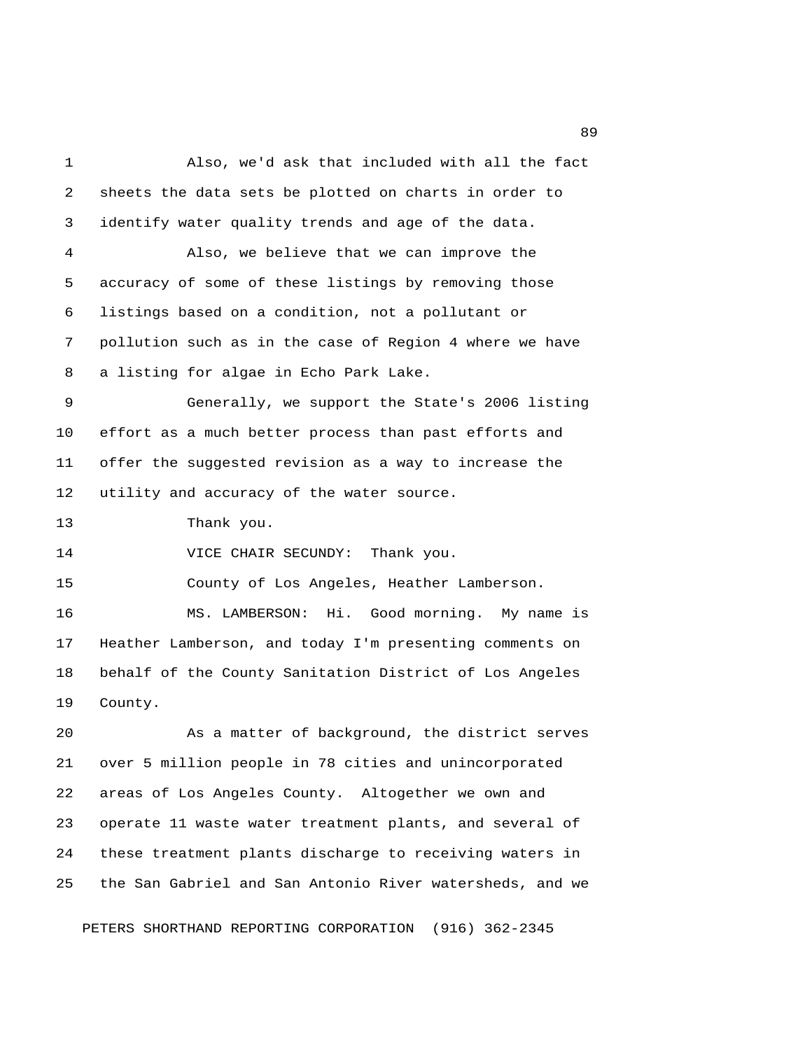Also, we'd ask that included with all the fact sheets the data sets be plotted on charts in order to identify water quality trends and age of the data.

Also, we believe that we can improve the accuracy of some of these listings by removing those listings based on a condition, not a pollutant or pollution such as in the case of Region 4 where we have a listing for algae in Echo Park Lake.

Generally, we support the State's 2006 listing effort as a much better process than past efforts and offer the suggested revision as a way to increase the utility and accuracy of the water source.

Thank you.

VICE CHAIR SECUNDY: Thank you.

County of Los Angeles, Heather Lamberson.

MS. LAMBERSON: Hi. Good morning. My name is Heather Lamberson, and today I'm presenting comments on behalf of the County Sanitation District of Los Angeles County.

As a matter of background, the district serves over 5 million people in 78 cities and unincorporated areas of Los Angeles County. Altogether we own and operate 11 waste water treatment plants, and several of these treatment plants discharge to receiving waters in the San Gabriel and San Antonio River watersheds, and we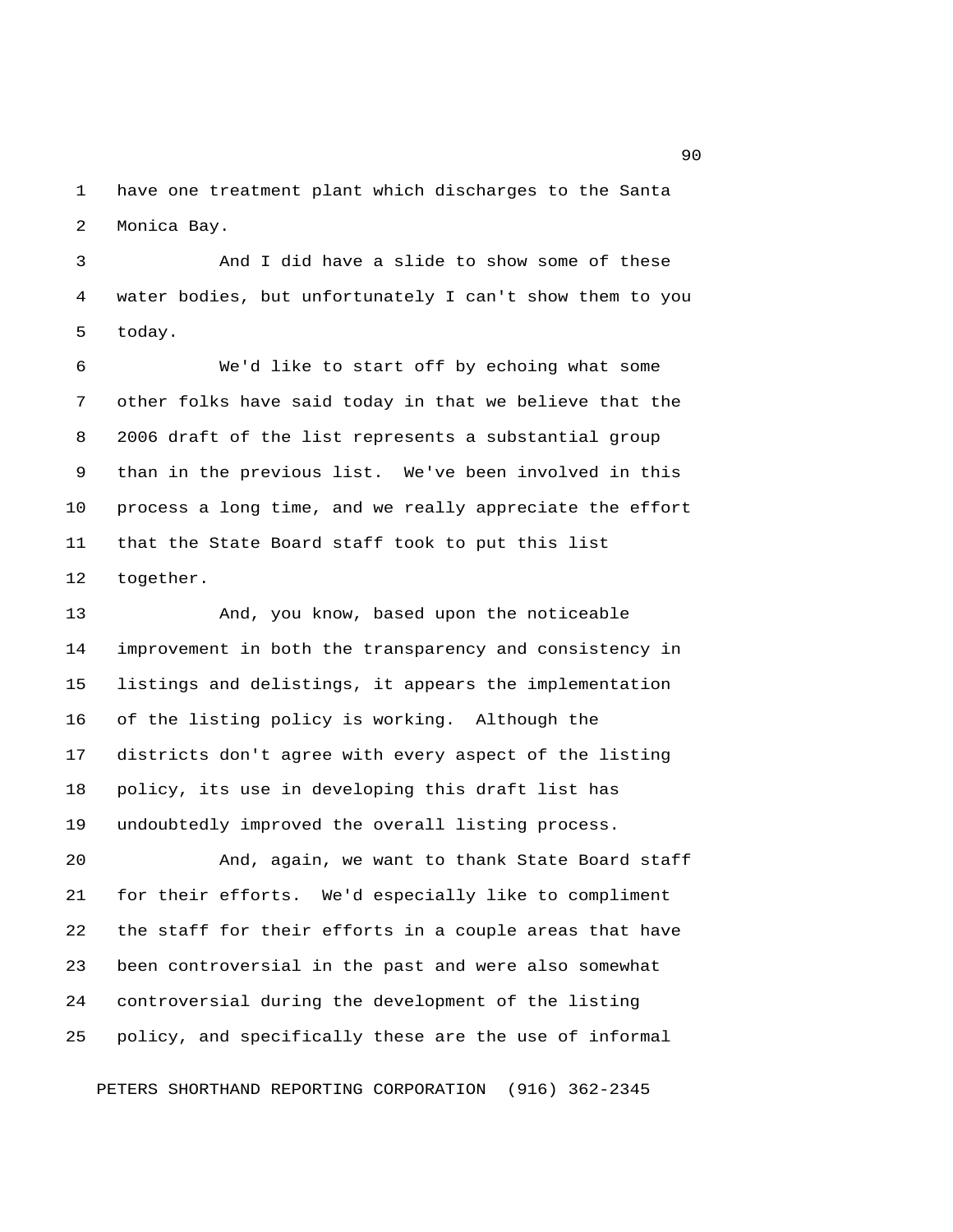have one treatment plant which discharges to the Santa Monica Bay.

And I did have a slide to show some of these water bodies, but unfortunately I can't show them to you today.

We'd like to start off by echoing what some other folks have said today in that we believe that the 2006 draft of the list represents a substantial group than in the previous list. We've been involved in this process a long time, and we really appreciate the effort that the State Board staff took to put this list together.

And, you know, based upon the noticeable improvement in both the transparency and consistency in listings and delistings, it appears the implementation of the listing policy is working. Although the districts don't agree with every aspect of the listing policy, its use in developing this draft list has undoubtedly improved the overall listing process.

And, again, we want to thank State Board staff for their efforts. We'd especially like to compliment the staff for their efforts in a couple areas that have been controversial in the past and were also somewhat controversial during the development of the listing policy, and specifically these are the use of informal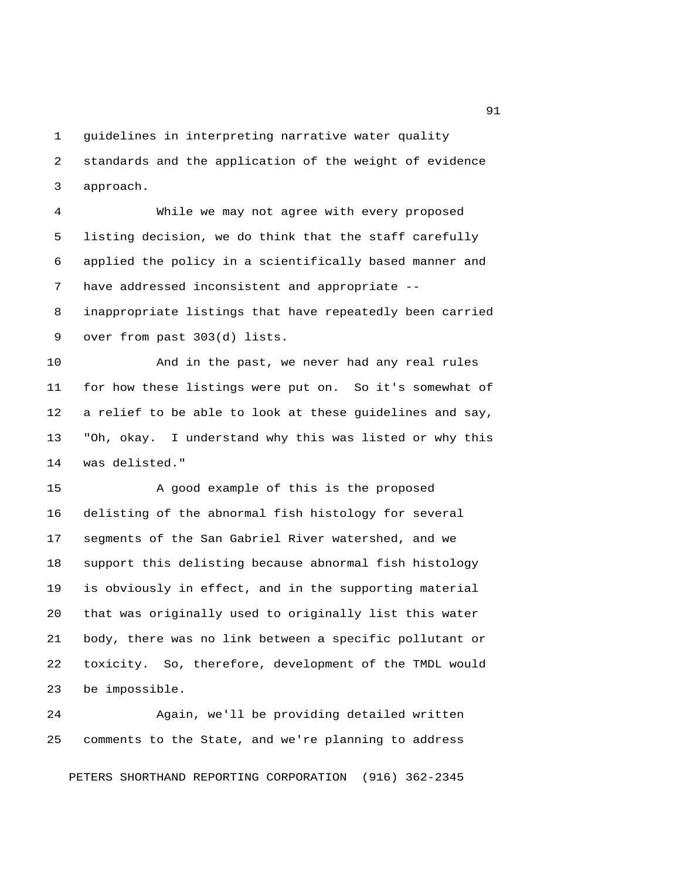guidelines in interpreting narrative water quality standards and the application of the weight of evidence approach.

While we may not agree with every proposed listing decision, we do think that the staff carefully applied the policy in a scientifically based manner and have addressed inconsistent and appropriate -- inappropriate listings that have repeatedly been carried over from past 303(d) lists.

And in the past, we never had any real rules for how these listings were put on. So it's somewhat of a relief to be able to look at these guidelines and say, "Oh, okay. I understand why this was listed or why this was delisted."

A good example of this is the proposed delisting of the abnormal fish histology for several segments of the San Gabriel River watershed, and we support this delisting because abnormal fish histology is obviously in effect, and in the supporting material that was originally used to originally list this water body, there was no link between a specific pollutant or toxicity. So, therefore, development of the TMDL would be impossible.

Again, we'll be providing detailed written comments to the State, and we're planning to address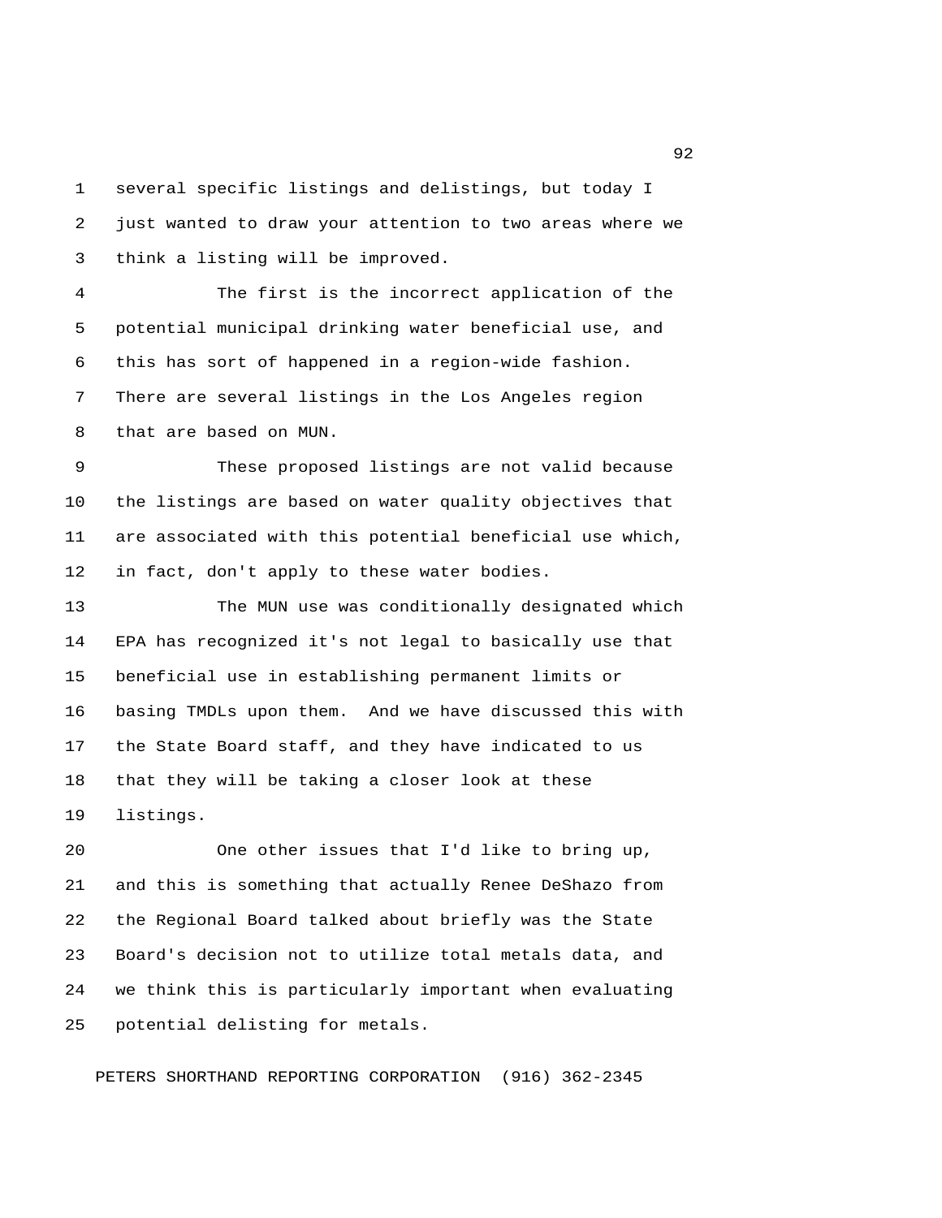several specific listings and delistings, but today I just wanted to draw your attention to two areas where we think a listing will be improved.

The first is the incorrect application of the potential municipal drinking water beneficial use, and this has sort of happened in a region-wide fashion. There are several listings in the Los Angeles region that are based on MUN.

These proposed listings are not valid because the listings are based on water quality objectives that are associated with this potential beneficial use which, in fact, don't apply to these water bodies.

The MUN use was conditionally designated which EPA has recognized it's not legal to basically use that beneficial use in establishing permanent limits or basing TMDLs upon them. And we have discussed this with the State Board staff, and they have indicated to us that they will be taking a closer look at these listings.

One other issues that I'd like to bring up, and this is something that actually Renee DeShazo from the Regional Board talked about briefly was the State Board's decision not to utilize total metals data, and we think this is particularly important when evaluating potential delisting for metals.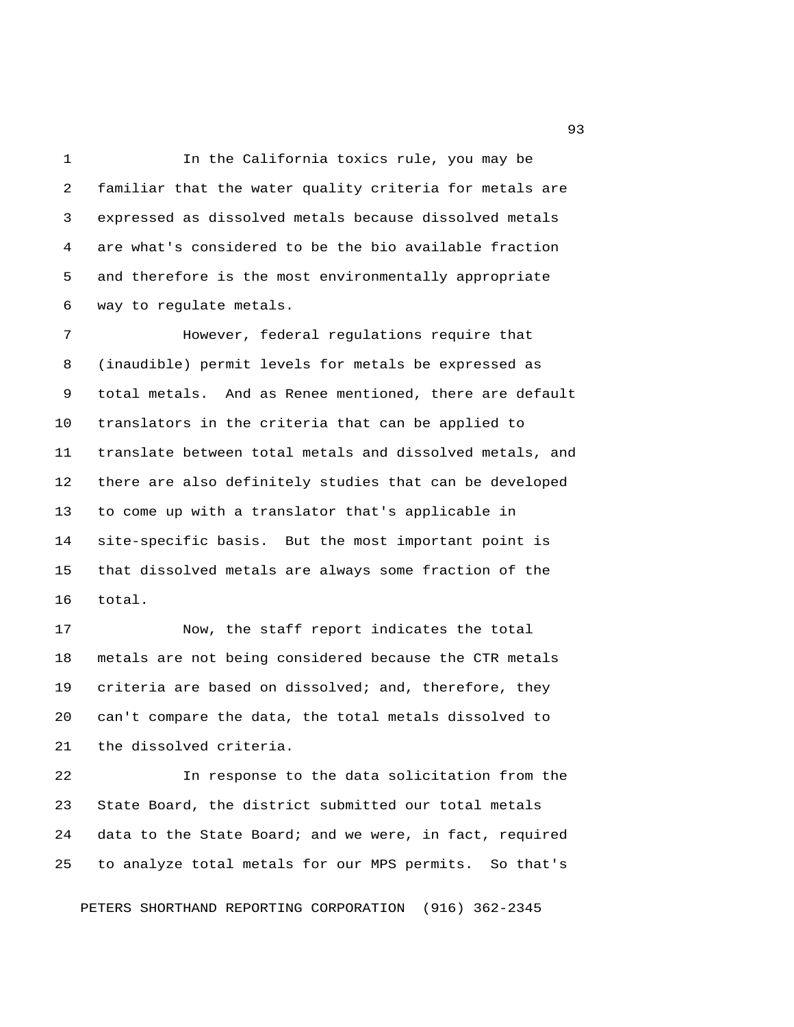In the California toxics rule, you may be familiar that the water quality criteria for metals are expressed as dissolved metals because dissolved metals are what's considered to be the bio available fraction and therefore is the most environmentally appropriate way to regulate metals.

However, federal regulations require that (inaudible) permit levels for metals be expressed as total metals. And as Renee mentioned, there are default translators in the criteria that can be applied to translate between total metals and dissolved metals, and there are also definitely studies that can be developed to come up with a translator that's applicable in site-specific basis. But the most important point is that dissolved metals are always some fraction of the total.

Now, the staff report indicates the total metals are not being considered because the CTR metals criteria are based on dissolved; and, therefore, they can't compare the data, the total metals dissolved to the dissolved criteria.

In response to the data solicitation from the State Board, the district submitted our total metals data to the State Board; and we were, in fact, required to analyze total metals for our MPS permits. So that's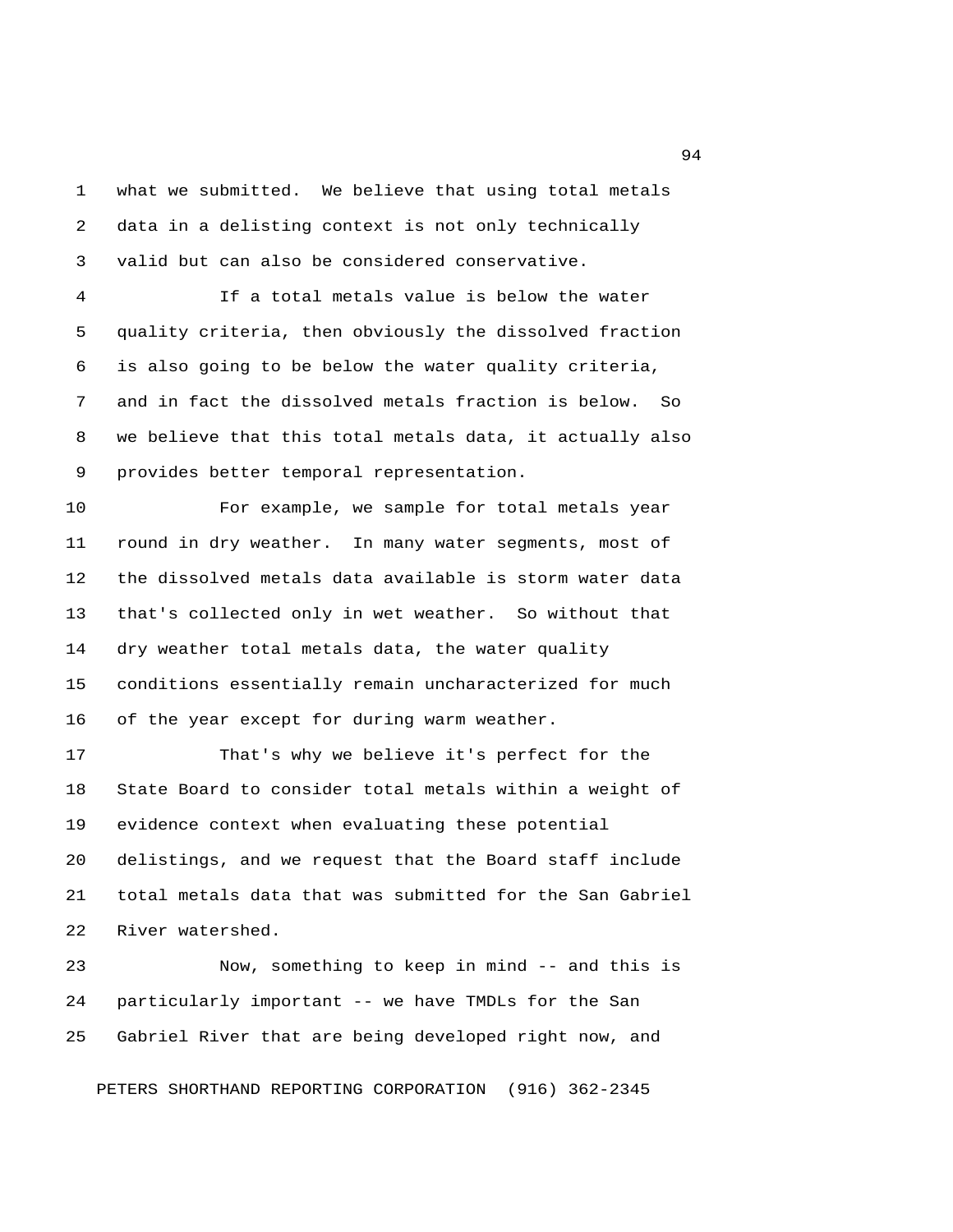what we submitted. We believe that using total metals data in a delisting context is not only technically valid but can also be considered conservative.

If a total metals value is below the water quality criteria, then obviously the dissolved fraction is also going to be below the water quality criteria, and in fact the dissolved metals fraction is below. So we believe that this total metals data, it actually also provides better temporal representation.

For example, we sample for total metals year round in dry weather. In many water segments, most of the dissolved metals data available is storm water data that's collected only in wet weather. So without that dry weather total metals data, the water quality conditions essentially remain uncharacterized for much of the year except for during warm weather.

That's why we believe it's perfect for the State Board to consider total metals within a weight of evidence context when evaluating these potential delistings, and we request that the Board staff include total metals data that was submitted for the San Gabriel River watershed.

Now, something to keep in mind -- and this is particularly important -- we have TMDLs for the San Gabriel River that are being developed right now, and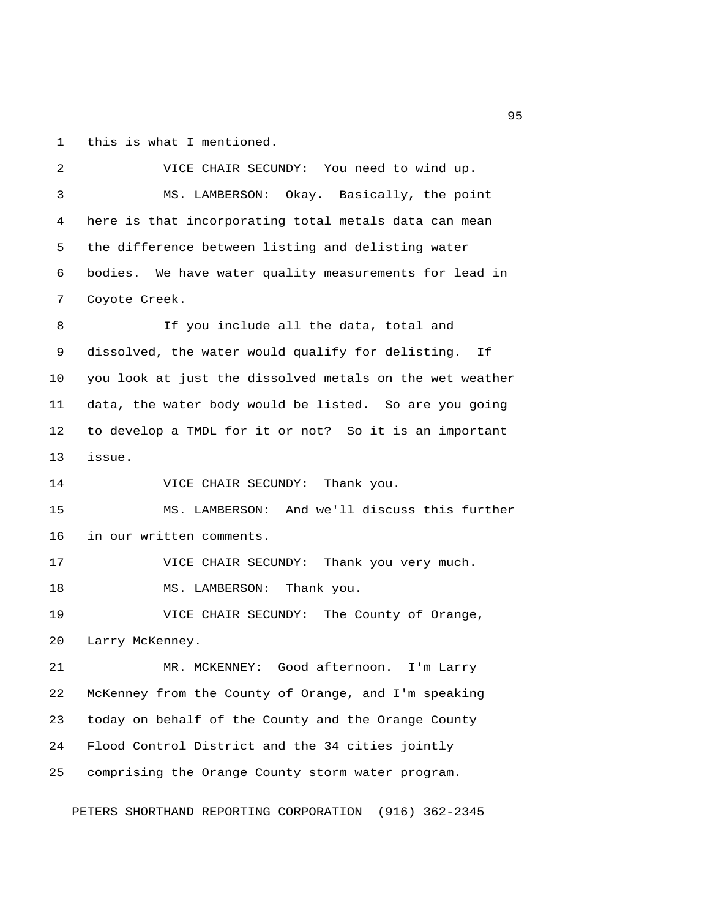this is what I mentioned.

VICE CHAIR SECUNDY: You need to wind up.

MS. LAMBERSON: Okay. Basically, the point here is that incorporating total metals data can mean the difference between listing and delisting water bodies. We have water quality measurements for lead in Coyote Creek.

If you include all the data, total and dissolved, the water would qualify for delisting. If you look at just the dissolved metals on the wet weather data, the water body would be listed. So are you going to develop a TMDL for it or not? So it is an important issue.

VICE CHAIR SECUNDY: Thank you.

MS. LAMBERSON: And we'll discuss this further in our written comments.

VICE CHAIR SECUNDY: Thank you very much.

MS. LAMBERSON: Thank you.

VICE CHAIR SECUNDY: The County of Orange, Larry McKenney.

MR. MCKENNEY: Good afternoon. I'm Larry McKenney from the County of Orange, and I'm speaking today on behalf of the County and the Orange County Flood Control District and the 34 cities jointly comprising the Orange County storm water program.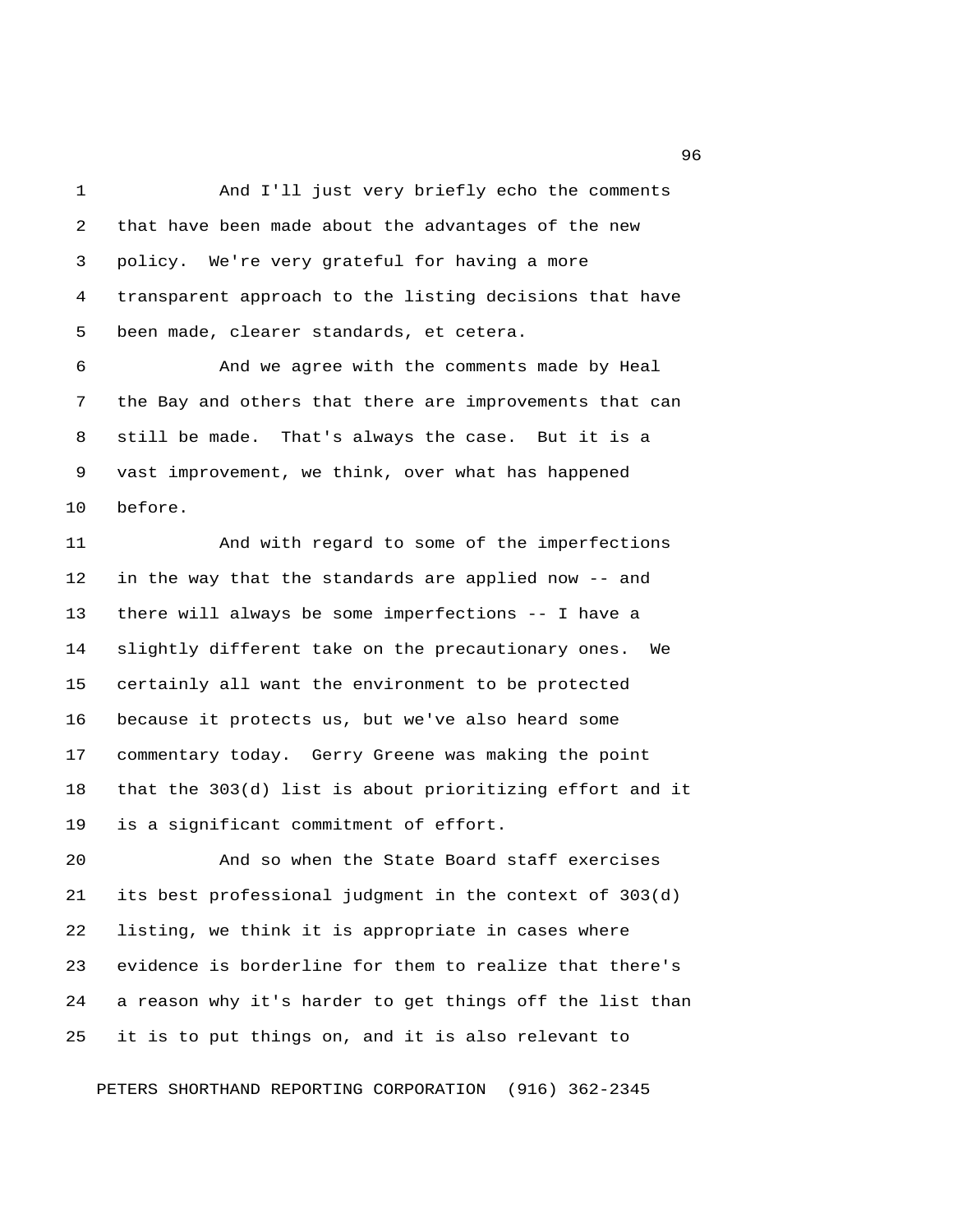And I'll just very briefly echo the comments that have been made about the advantages of the new policy. We're very grateful for having a more transparent approach to the listing decisions that have been made, clearer standards, et cetera.

And we agree with the comments made by Heal the Bay and others that there are improvements that can still be made. That's always the case. But it is a vast improvement, we think, over what has happened before.

And with regard to some of the imperfections in the way that the standards are applied now -- and there will always be some imperfections -- I have a slightly different take on the precautionary ones. We certainly all want the environment to be protected because it protects us, but we've also heard some commentary today. Gerry Greene was making the point that the 303(d) list is about prioritizing effort and it is a significant commitment of effort.

And so when the State Board staff exercises its best professional judgment in the context of 303(d) listing, we think it is appropriate in cases where evidence is borderline for them to realize that there's a reason why it's harder to get things off the list than it is to put things on, and it is also relevant to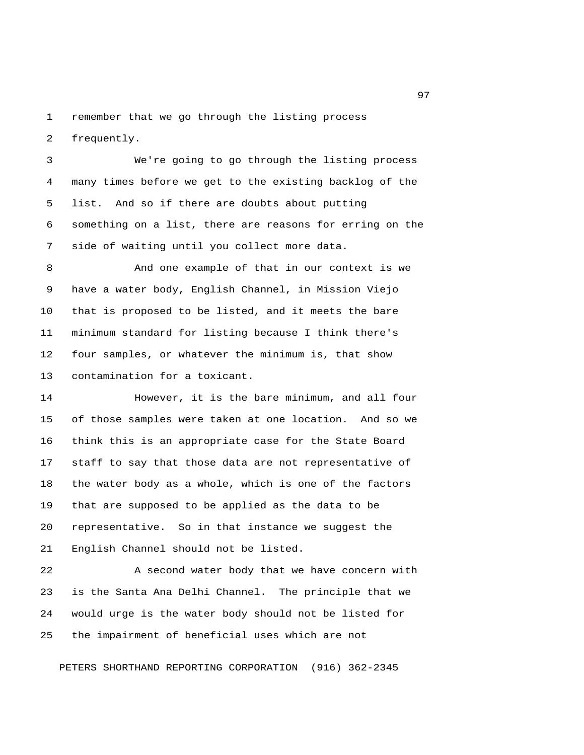remember that we go through the listing process frequently.

We're going to go through the listing process many times before we get to the existing backlog of the list. And so if there are doubts about putting something on a list, there are reasons for erring on the side of waiting until you collect more data.

And one example of that in our context is we have a water body, English Channel, in Mission Viejo that is proposed to be listed, and it meets the bare minimum standard for listing because I think there's four samples, or whatever the minimum is, that show contamination for a toxicant.

However, it is the bare minimum, and all four of those samples were taken at one location. And so we think this is an appropriate case for the State Board staff to say that those data are not representative of the water body as a whole, which is one of the factors that are supposed to be applied as the data to be representative. So in that instance we suggest the English Channel should not be listed.

A second water body that we have concern with is the Santa Ana Delhi Channel. The principle that we would urge is the water body should not be listed for the impairment of beneficial uses which are not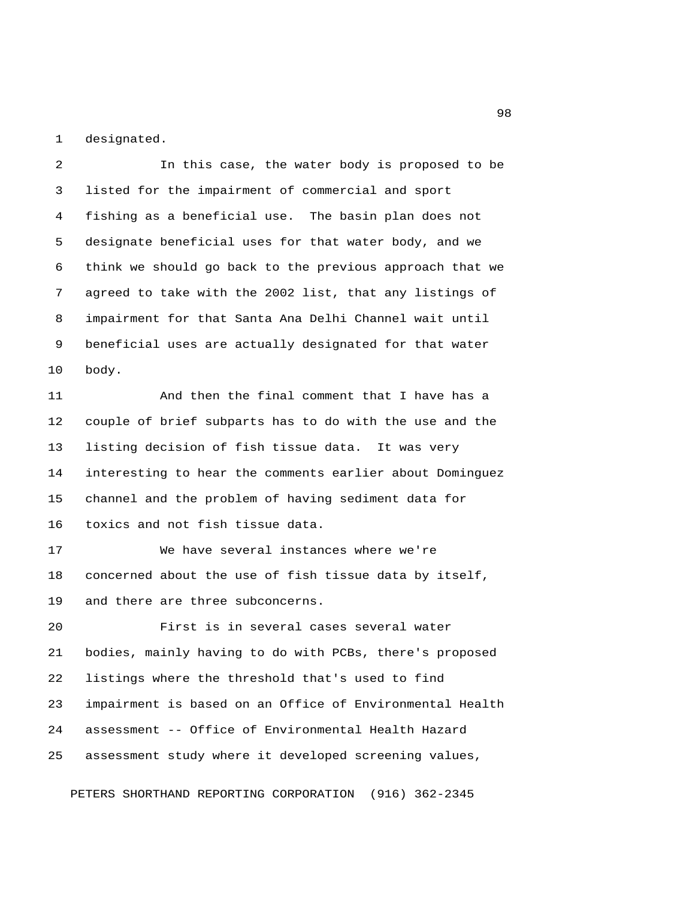designated.

In this case, the water body is proposed to be listed for the impairment of commercial and sport fishing as a beneficial use. The basin plan does not designate beneficial uses for that water body, and we think we should go back to the previous approach that we agreed to take with the 2002 list, that any listings of impairment for that Santa Ana Delhi Channel wait until beneficial uses are actually designated for that water body.

And then the final comment that I have has a couple of brief subparts has to do with the use and the listing decision of fish tissue data. It was very interesting to hear the comments earlier about Dominguez channel and the problem of having sediment data for toxics and not fish tissue data.

We have several instances where we're concerned about the use of fish tissue data by itself, and there are three subconcerns.

First is in several cases several water bodies, mainly having to do with PCBs, there's proposed listings where the threshold that's used to find impairment is based on an Office of Environmental Health assessment -- Office of Environmental Health Hazard assessment study where it developed screening values,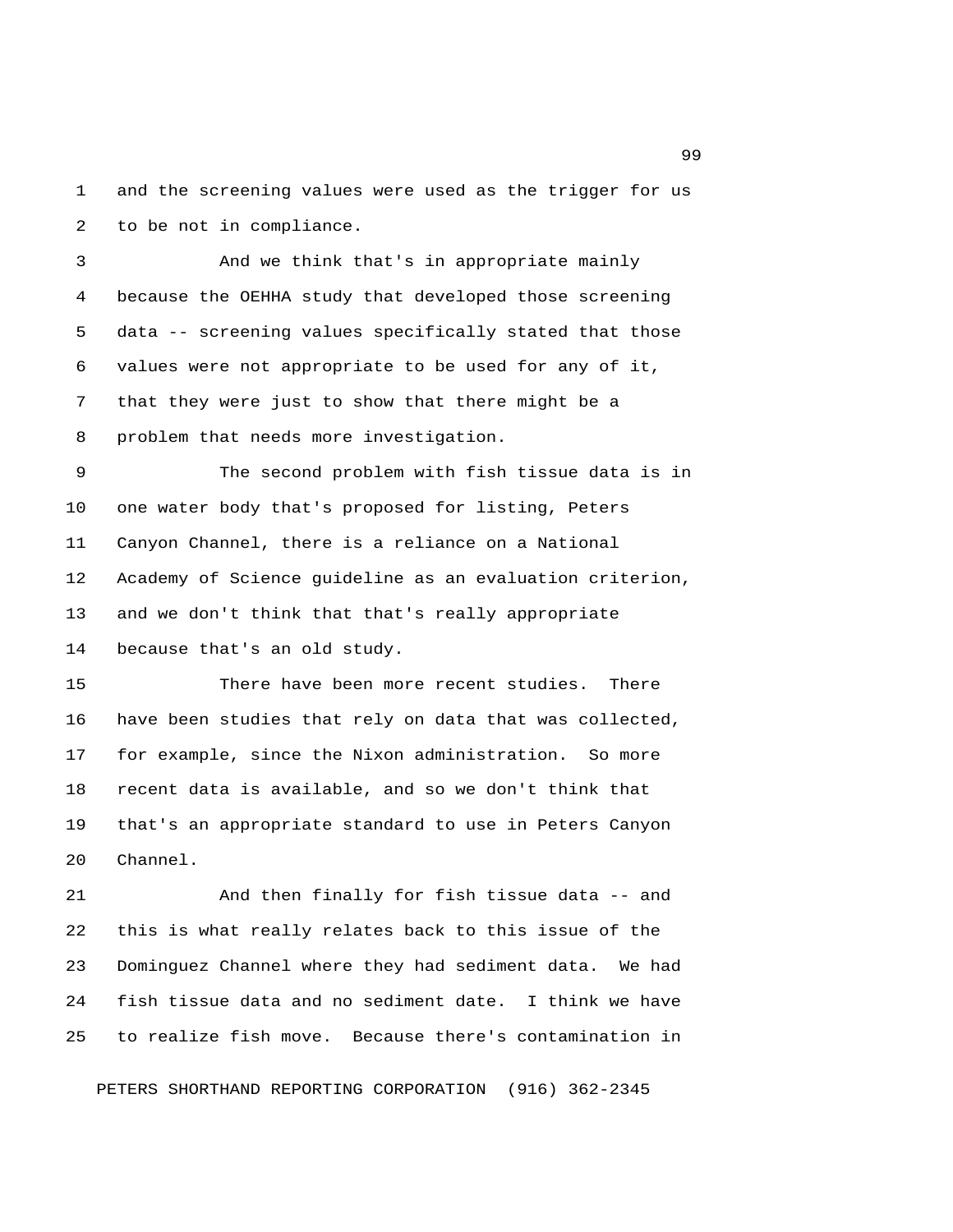and the screening values were used as the trigger for us to be not in compliance.

And we think that's in appropriate mainly because the OEHHA study that developed those screening data -- screening values specifically stated that those values were not appropriate to be used for any of it, that they were just to show that there might be a problem that needs more investigation.

The second problem with fish tissue data is in one water body that's proposed for listing, Peters Canyon Channel, there is a reliance on a National Academy of Science guideline as an evaluation criterion, and we don't think that that's really appropriate because that's an old study.

There have been more recent studies. There have been studies that rely on data that was collected, for example, since the Nixon administration. So more recent data is available, and so we don't think that that's an appropriate standard to use in Peters Canyon Channel.

And then finally for fish tissue data -- and this is what really relates back to this issue of the Dominguez Channel where they had sediment data. We had fish tissue data and no sediment date. I think we have to realize fish move. Because there's contamination in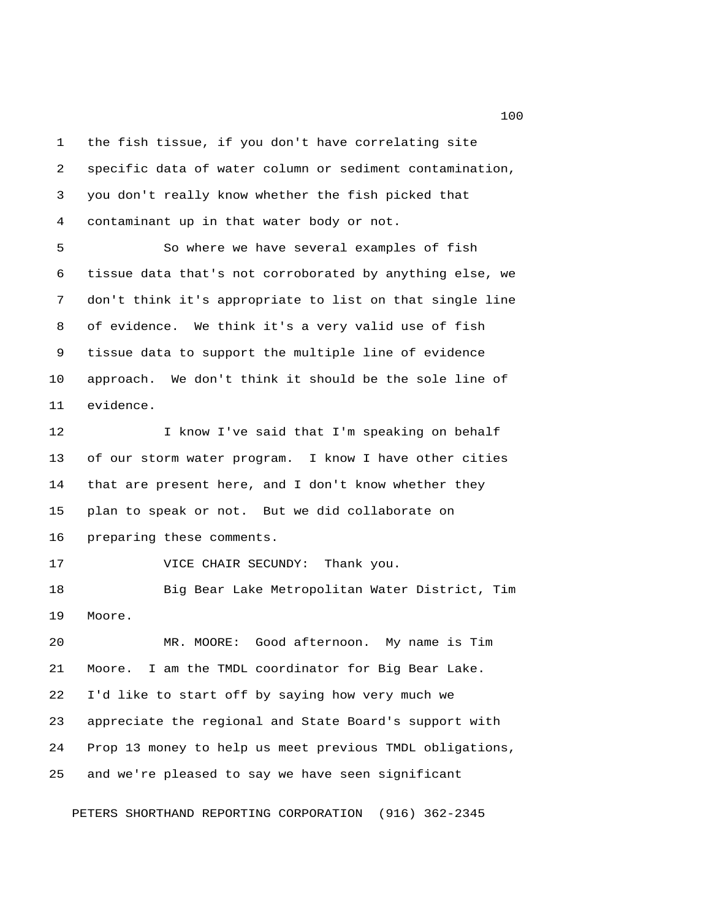the fish tissue, if you don't have correlating site specific data of water column or sediment contamination, you don't really know whether the fish picked that contaminant up in that water body or not.

So where we have several examples of fish tissue data that's not corroborated by anything else, we don't think it's appropriate to list on that single line of evidence. We think it's a very valid use of fish tissue data to support the multiple line of evidence approach. We don't think it should be the sole line of evidence.

I know I've said that I'm speaking on behalf of our storm water program. I know I have other cities that are present here, and I don't know whether they plan to speak or not. But we did collaborate on preparing these comments.

VICE CHAIR SECUNDY: Thank you.

Big Bear Lake Metropolitan Water District, Tim Moore.

MR. MOORE: Good afternoon. My name is Tim Moore. I am the TMDL coordinator for Big Bear Lake. I'd like to start off by saying how very much we appreciate the regional and State Board's support with Prop 13 money to help us meet previous TMDL obligations, and we're pleased to say we have seen significant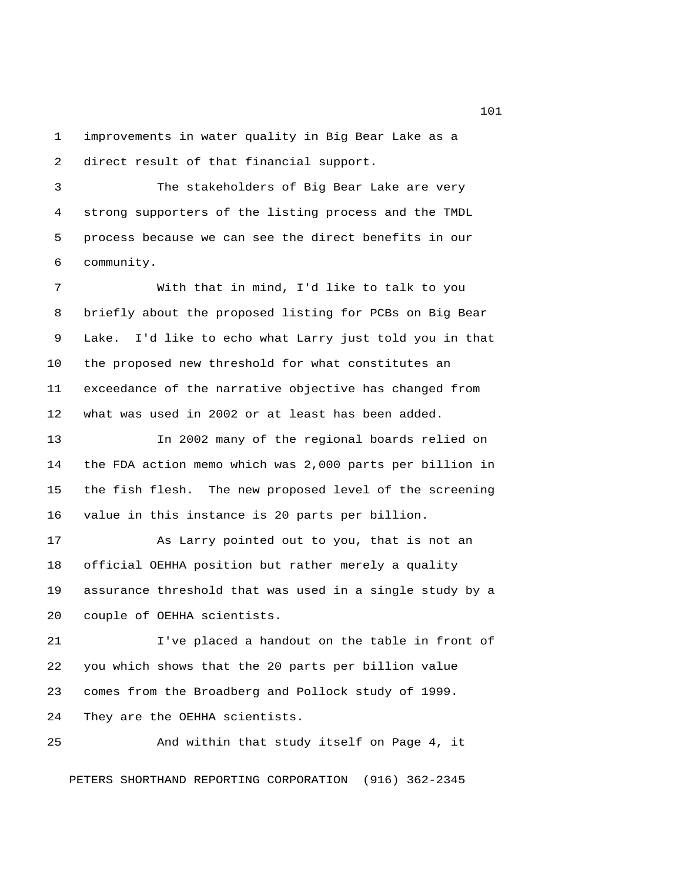improvements in water quality in Big Bear Lake as a direct result of that financial support.

The stakeholders of Big Bear Lake are very strong supporters of the listing process and the TMDL process because we can see the direct benefits in our community.

With that in mind, I'd like to talk to you briefly about the proposed listing for PCBs on Big Bear Lake. I'd like to echo what Larry just told you in that the proposed new threshold for what constitutes an exceedance of the narrative objective has changed from what was used in 2002 or at least has been added.

In 2002 many of the regional boards relied on the FDA action memo which was 2,000 parts per billion in the fish flesh. The new proposed level of the screening value in this instance is 20 parts per billion.

As Larry pointed out to you, that is not an official OEHHA position but rather merely a quality assurance threshold that was used in a single study by a couple of OEHHA scientists.

I've placed a handout on the table in front of you which shows that the 20 parts per billion value comes from the Broadberg and Pollock study of 1999. They are the OEHHA scientists.

And within that study itself on Page 4, it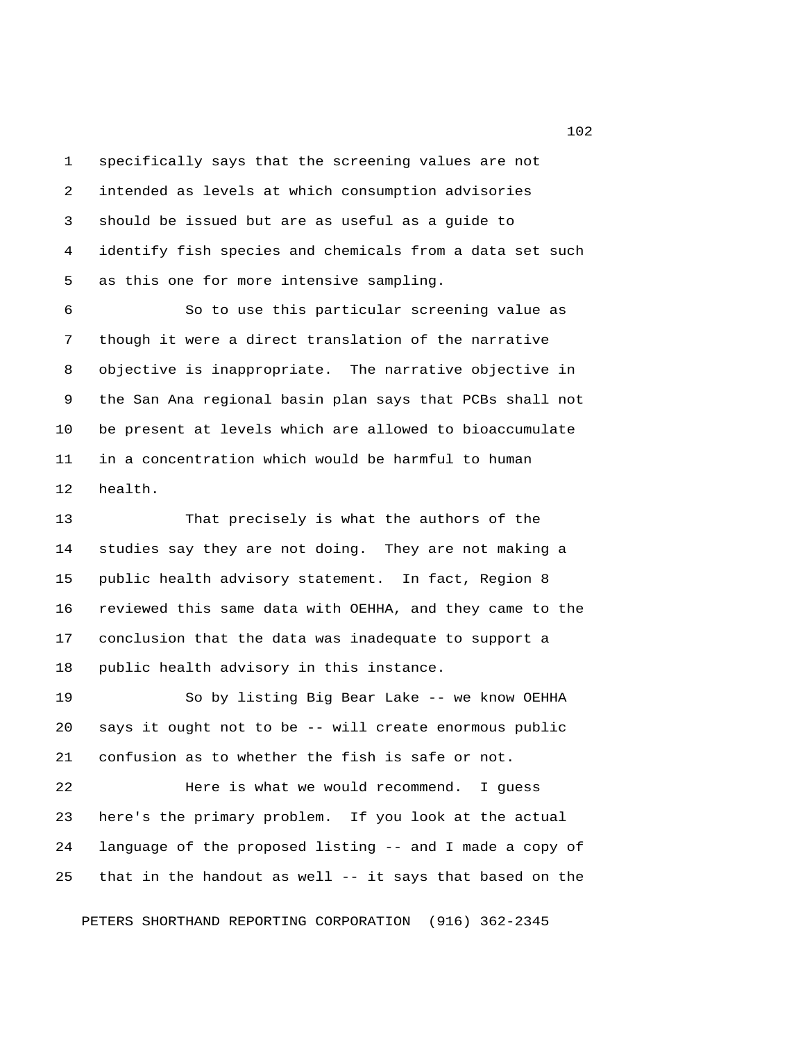specifically says that the screening values are not intended as levels at which consumption advisories should be issued but are as useful as a guide to identify fish species and chemicals from a data set such as this one for more intensive sampling.

So to use this particular screening value as though it were a direct translation of the narrative objective is inappropriate. The narrative objective in the San Ana regional basin plan says that PCBs shall not be present at levels which are allowed to bioaccumulate in a concentration which would be harmful to human health.

That precisely is what the authors of the studies say they are not doing. They are not making a public health advisory statement. In fact, Region 8 reviewed this same data with OEHHA, and they came to the conclusion that the data was inadequate to support a public health advisory in this instance.

So by listing Big Bear Lake -- we know OEHHA says it ought not to be -- will create enormous public confusion as to whether the fish is safe or not.

Here is what we would recommend. I guess here's the primary problem. If you look at the actual language of the proposed listing -- and I made a copy of that in the handout as well -- it says that based on the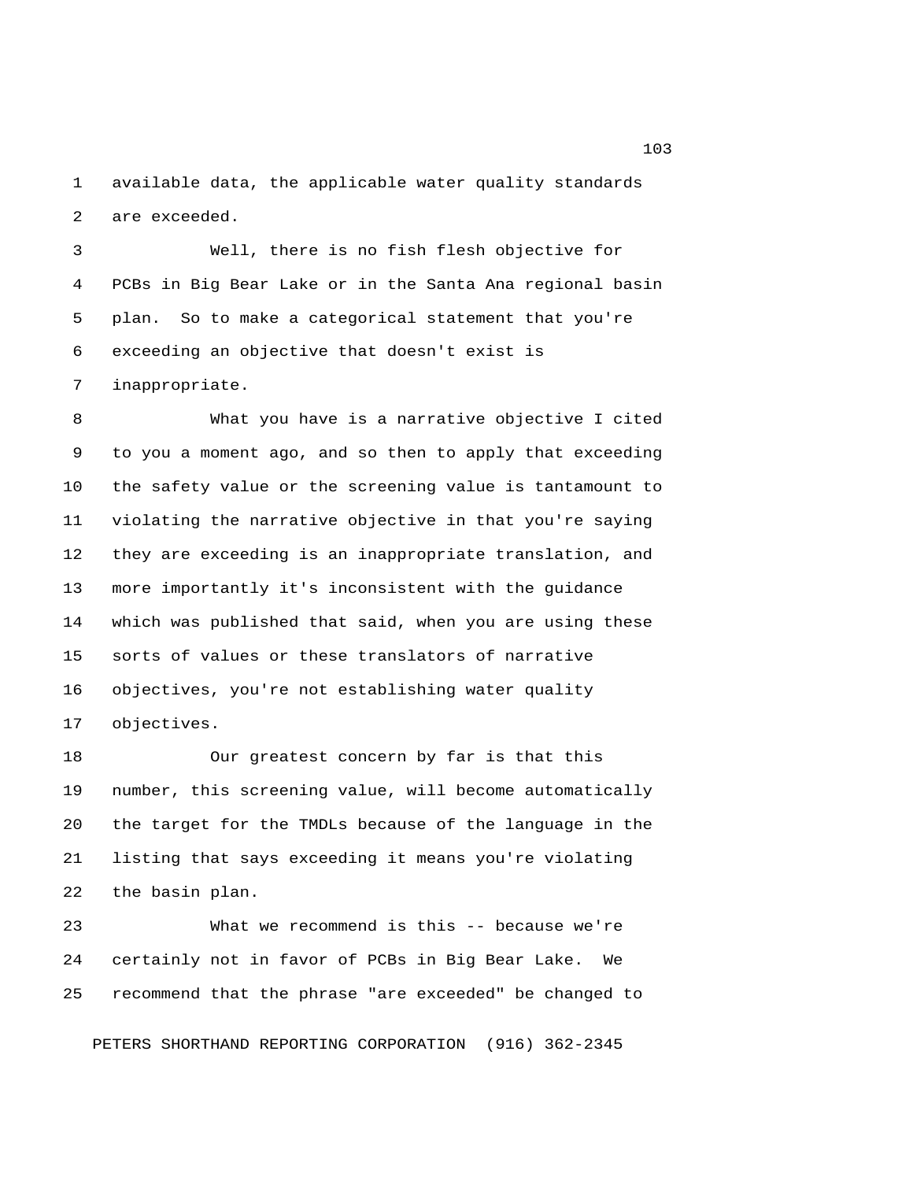available data, the applicable water quality standards are exceeded.

Well, there is no fish flesh objective for PCBs in Big Bear Lake or in the Santa Ana regional basin plan. So to make a categorical statement that you're exceeding an objective that doesn't exist is inappropriate.

What you have is a narrative objective I cited to you a moment ago, and so then to apply that exceeding the safety value or the screening value is tantamount to violating the narrative objective in that you're saying they are exceeding is an inappropriate translation, and more importantly it's inconsistent with the guidance which was published that said, when you are using these sorts of values or these translators of narrative objectives, you're not establishing water quality objectives.

Our greatest concern by far is that this number, this screening value, will become automatically the target for the TMDLs because of the language in the listing that says exceeding it means you're violating the basin plan.

What we recommend is this -- because we're certainly not in favor of PCBs in Big Bear Lake. We recommend that the phrase "are exceeded" be changed to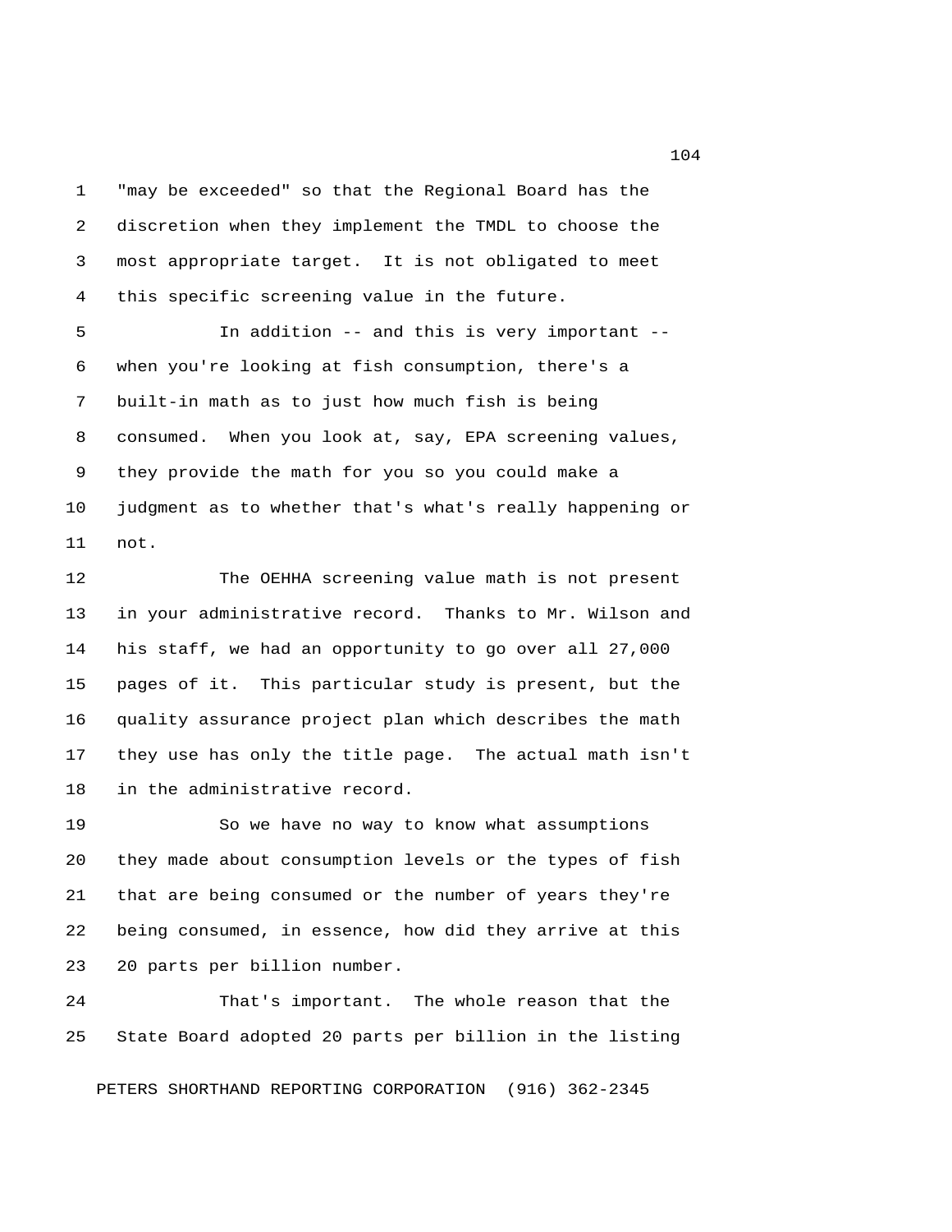"may be exceeded" so that the Regional Board has the discretion when they implement the TMDL to choose the most appropriate target. It is not obligated to meet this specific screening value in the future.

In addition -- and this is very important -- when you're looking at fish consumption, there's a built-in math as to just how much fish is being consumed. When you look at, say, EPA screening values, they provide the math for you so you could make a judgment as to whether that's what's really happening or not.

The OEHHA screening value math is not present in your administrative record. Thanks to Mr. Wilson and his staff, we had an opportunity to go over all 27,000 pages of it. This particular study is present, but the quality assurance project plan which describes the math they use has only the title page. The actual math isn't in the administrative record.

So we have no way to know what assumptions they made about consumption levels or the types of fish that are being consumed or the number of years they're being consumed, in essence, how did they arrive at this 20 parts per billion number.

That's important. The whole reason that the State Board adopted 20 parts per billion in the listing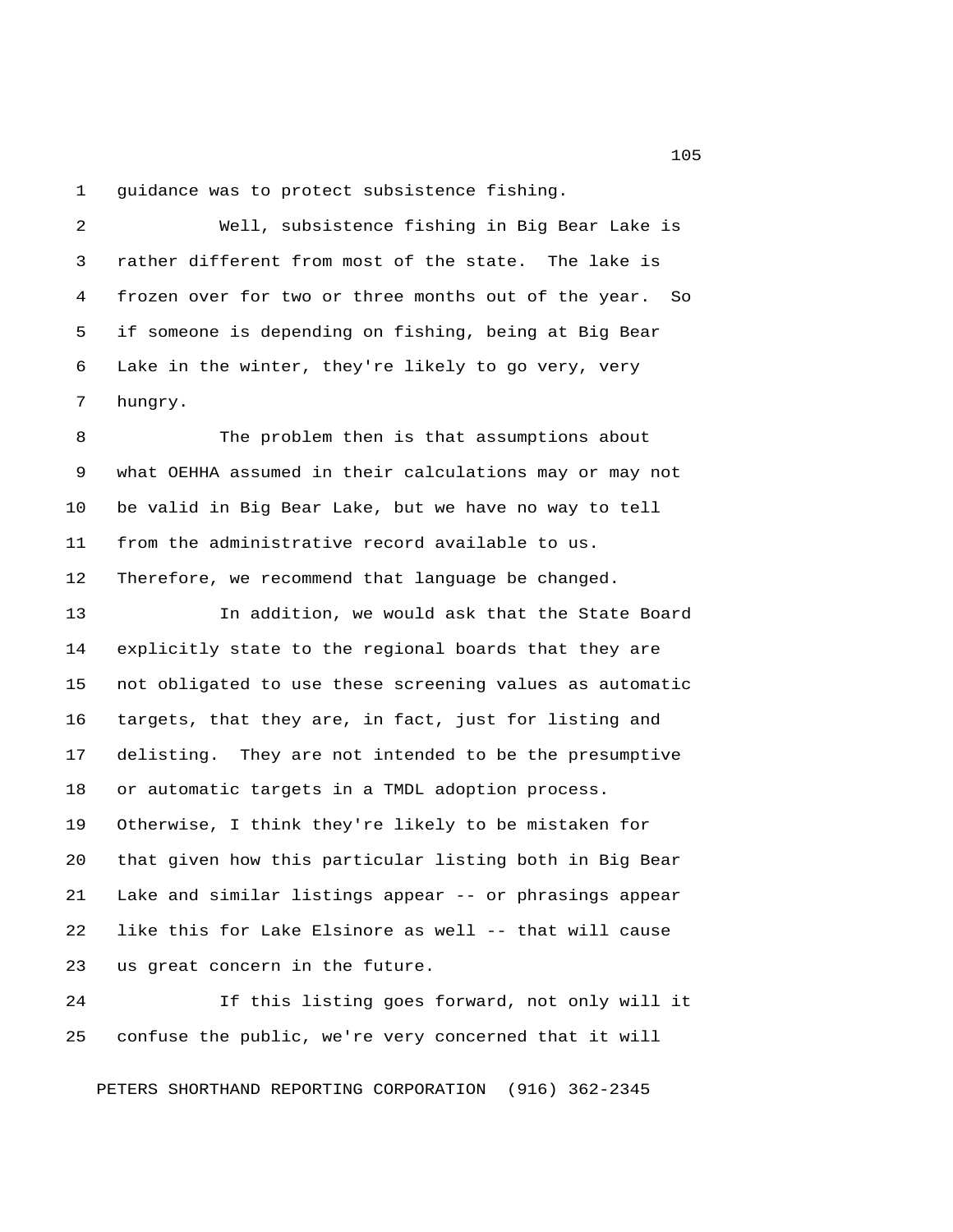guidance was to protect subsistence fishing.

Well, subsistence fishing in Big Bear Lake is rather different from most of the state. The lake is frozen over for two or three months out of the year. So if someone is depending on fishing, being at Big Bear Lake in the winter, they're likely to go very, very hungry.

The problem then is that assumptions about what OEHHA assumed in their calculations may or may not be valid in Big Bear Lake, but we have no way to tell from the administrative record available to us. Therefore, we recommend that language be changed.

In addition, we would ask that the State Board explicitly state to the regional boards that they are not obligated to use these screening values as automatic targets, that they are, in fact, just for listing and delisting. They are not intended to be the presumptive or automatic targets in a TMDL adoption process. Otherwise, I think they're likely to be mistaken for that given how this particular listing both in Big Bear Lake and similar listings appear -- or phrasings appear like this for Lake Elsinore as well -- that will cause us great concern in the future.

If this listing goes forward, not only will it confuse the public, we're very concerned that it will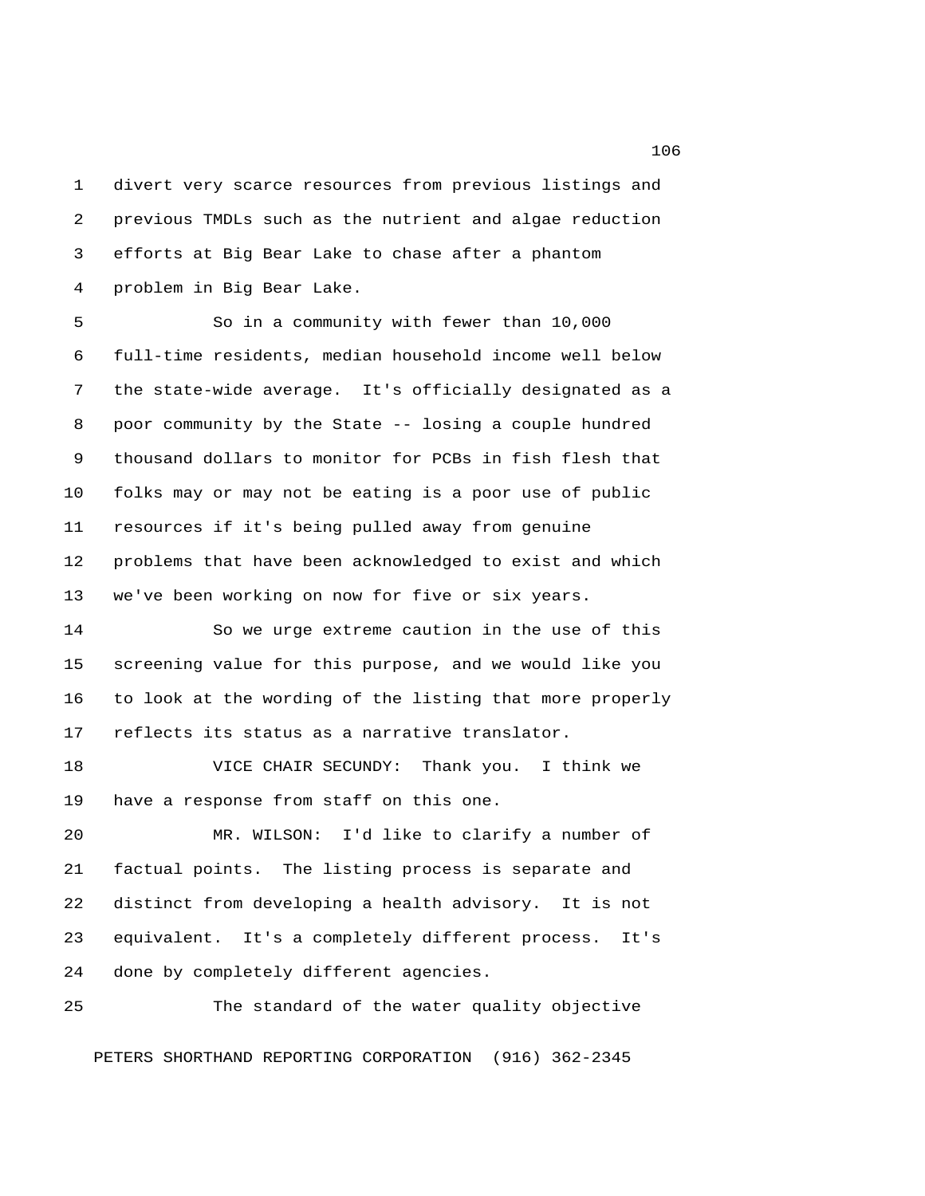divert very scarce resources from previous listings and previous TMDLs such as the nutrient and algae reduction efforts at Big Bear Lake to chase after a phantom problem in Big Bear Lake.

So in a community with fewer than 10,000 full-time residents, median household income well below the state-wide average. It's officially designated as a poor community by the State -- losing a couple hundred thousand dollars to monitor for PCBs in fish flesh that folks may or may not be eating is a poor use of public resources if it's being pulled away from genuine problems that have been acknowledged to exist and which we've been working on now for five or six years.

So we urge extreme caution in the use of this screening value for this purpose, and we would like you to look at the wording of the listing that more properly reflects its status as a narrative translator.

VICE CHAIR SECUNDY: Thank you. I think we have a response from staff on this one.

MR. WILSON: I'd like to clarify a number of factual points. The listing process is separate and distinct from developing a health advisory. It is not equivalent. It's a completely different process. It's done by completely different agencies.

The standard of the water quality objective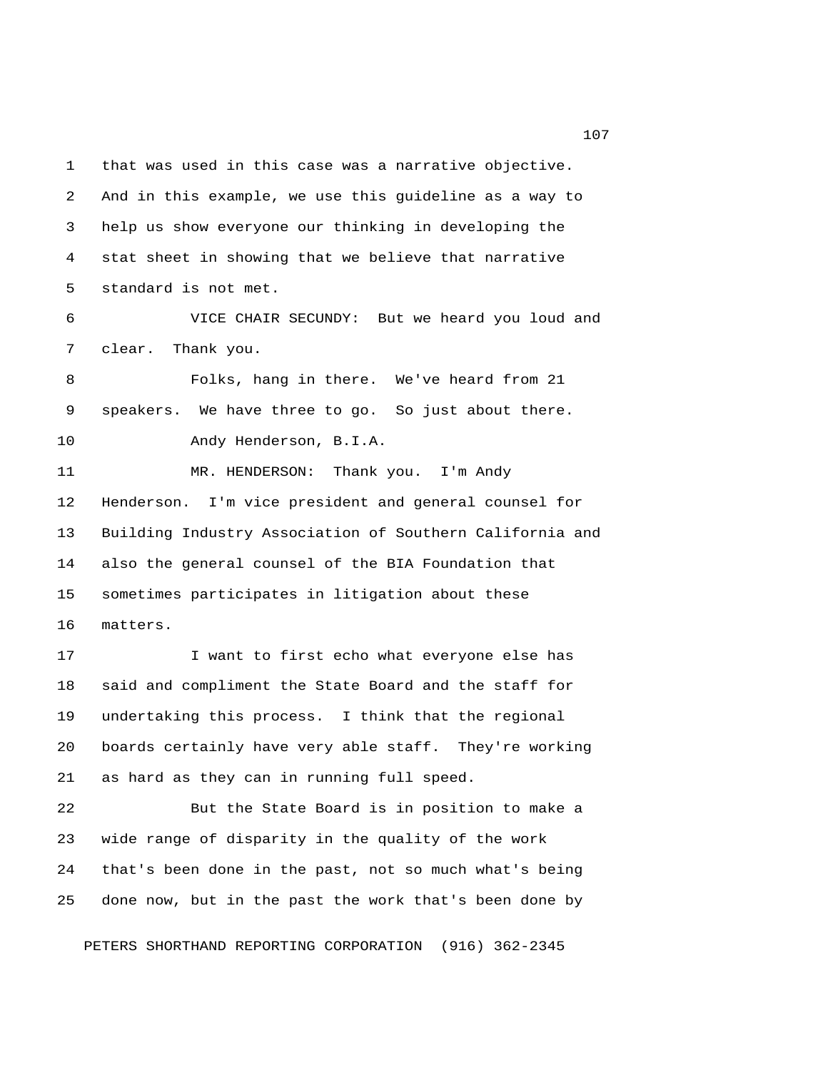that was used in this case was a narrative objective. And in this example, we use this guideline as a way to help us show everyone our thinking in developing the stat sheet in showing that we believe that narrative standard is not met.

VICE CHAIR SECUNDY: But we heard you loud and clear. Thank you.

Folks, hang in there. We've heard from 21 speakers. We have three to go. So just about there.

Andy Henderson, B.I.A.

MR. HENDERSON: Thank you. I'm Andy Henderson. I'm vice president and general counsel for Building Industry Association of Southern California and also the general counsel of the BIA Foundation that sometimes participates in litigation about these matters.

I want to first echo what everyone else has said and compliment the State Board and the staff for undertaking this process. I think that the regional boards certainly have very able staff. They're working as hard as they can in running full speed.

But the State Board is in position to make a wide range of disparity in the quality of the work that's been done in the past, not so much what's being done now, but in the past the work that's been done by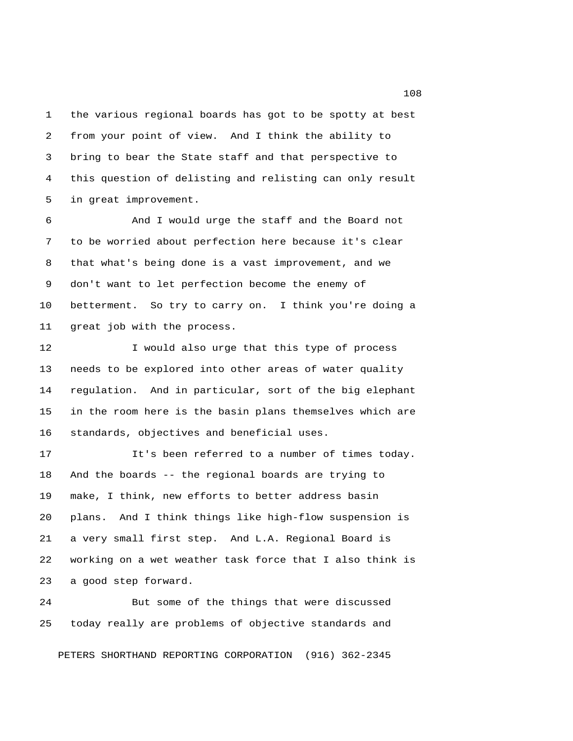the various regional boards has got to be spotty at best from your point of view. And I think the ability to bring to bear the State staff and that perspective to this question of delisting and relisting can only result in great improvement.

And I would urge the staff and the Board not to be worried about perfection here because it's clear that what's being done is a vast improvement, and we don't want to let perfection become the enemy of betterment. So try to carry on. I think you're doing a great job with the process.

I would also urge that this type of process needs to be explored into other areas of water quality regulation. And in particular, sort of the big elephant in the room here is the basin plans themselves which are standards, objectives and beneficial uses.

It's been referred to a number of times today. And the boards -- the regional boards are trying to make, I think, new efforts to better address basin plans. And I think things like high-flow suspension is a very small first step. And L.A. Regional Board is working on a wet weather task force that I also think is a good step forward.

But some of the things that were discussed today really are problems of objective standards and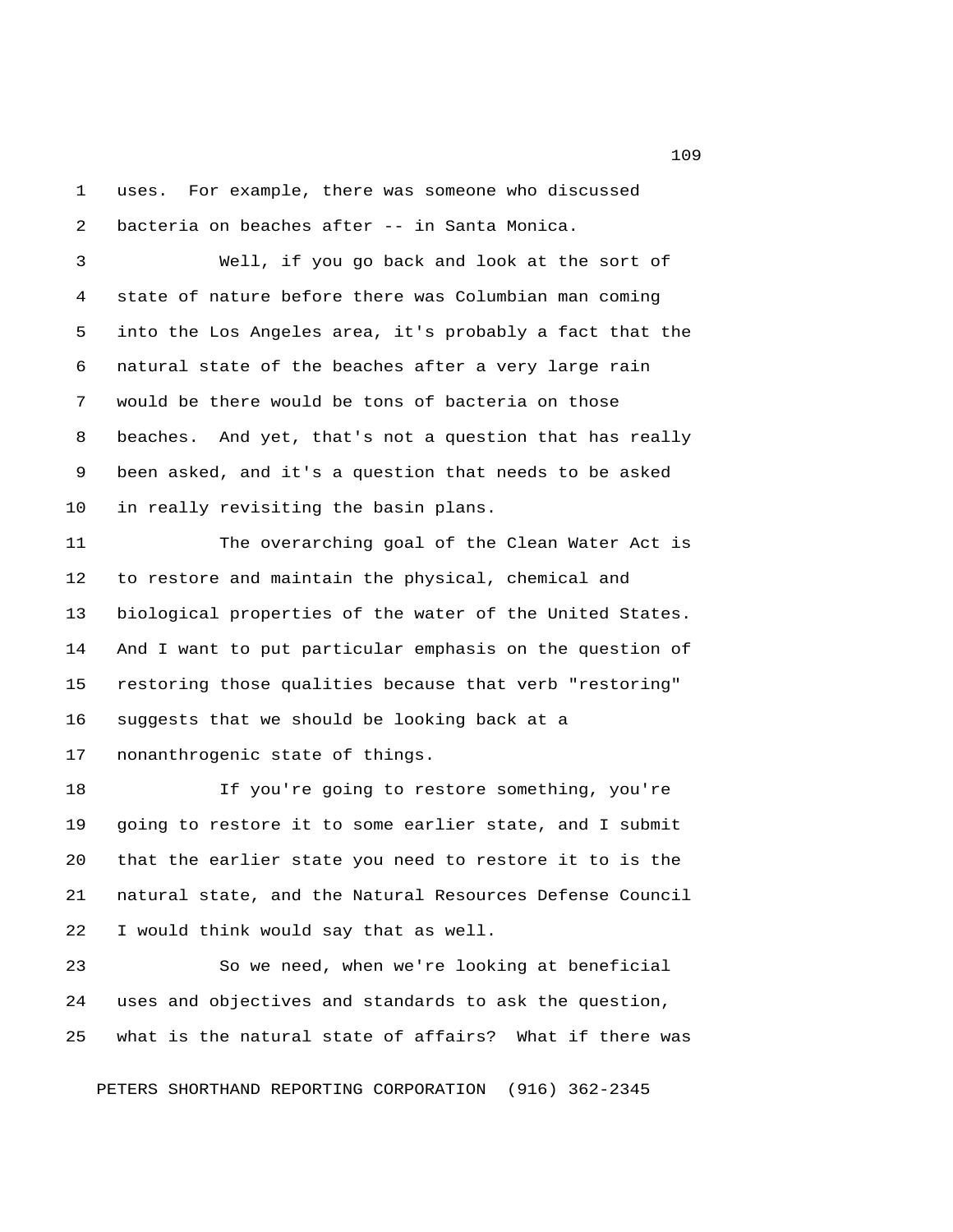uses. For example, there was someone who discussed bacteria on beaches after -- in Santa Monica.

Well, if you go back and look at the sort of state of nature before there was Columbian man coming into the Los Angeles area, it's probably a fact that the natural state of the beaches after a very large rain would be there would be tons of bacteria on those beaches. And yet, that's not a question that has really been asked, and it's a question that needs to be asked in really revisiting the basin plans.

The overarching goal of the Clean Water Act is to restore and maintain the physical, chemical and biological properties of the water of the United States. And I want to put particular emphasis on the question of restoring those qualities because that verb "restoring" suggests that we should be looking back at a nonanthrogenic state of things.

If you're going to restore something, you're going to restore it to some earlier state, and I submit that the earlier state you need to restore it to is the natural state, and the Natural Resources Defense Council I would think would say that as well.

So we need, when we're looking at beneficial uses and objectives and standards to ask the question, what is the natural state of affairs? What if there was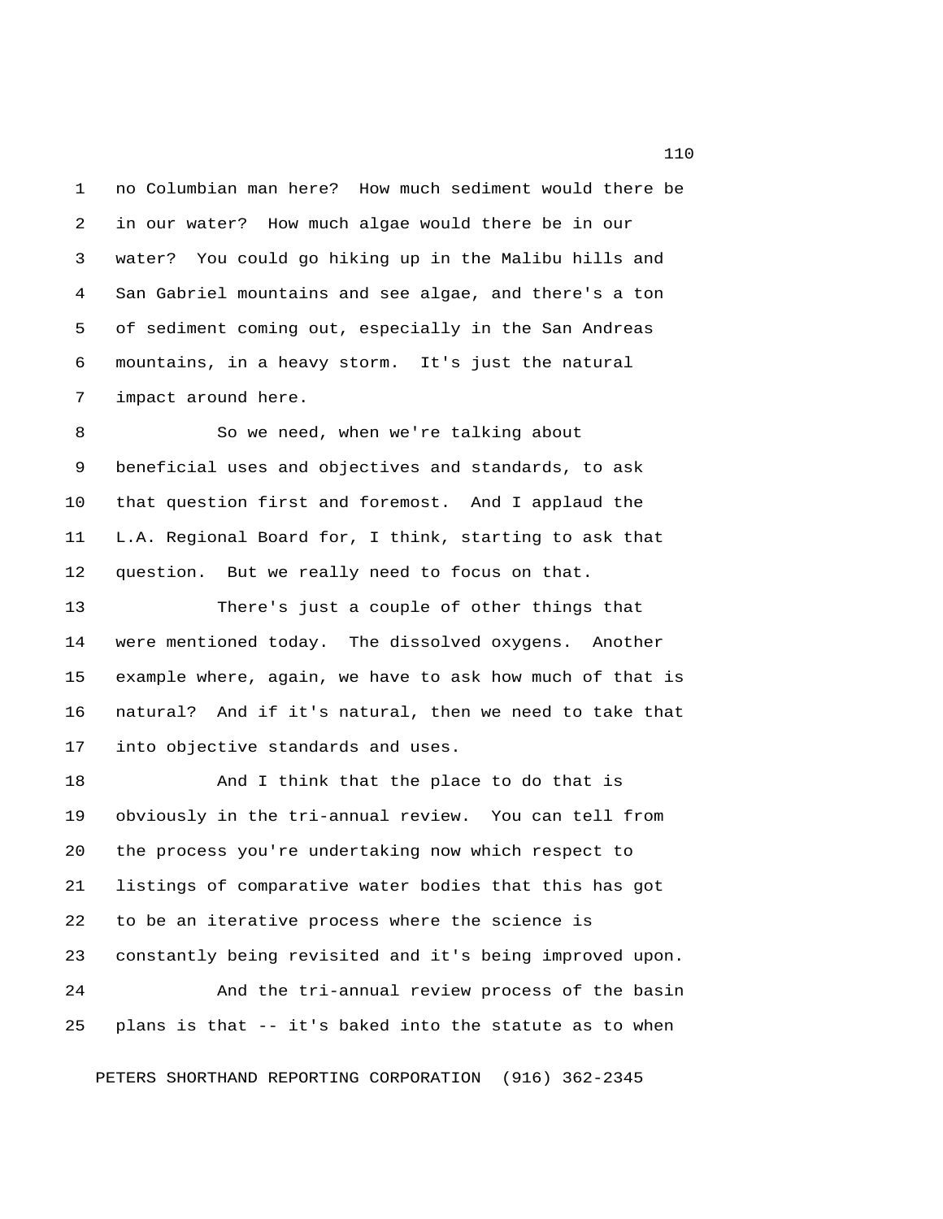no Columbian man here? How much sediment would there be in our water? How much algae would there be in our water? You could go hiking up in the Malibu hills and San Gabriel mountains and see algae, and there's a ton of sediment coming out, especially in the San Andreas mountains, in a heavy storm. It's just the natural impact around here.

So we need, when we're talking about beneficial uses and objectives and standards, to ask that question first and foremost. And I applaud the L.A. Regional Board for, I think, starting to ask that question. But we really need to focus on that.

There's just a couple of other things that were mentioned today. The dissolved oxygens. Another example where, again, we have to ask how much of that is natural? And if it's natural, then we need to take that into objective standards and uses.

And I think that the place to do that is obviously in the tri-annual review. You can tell from the process you're undertaking now which respect to listings of comparative water bodies that this has got to be an iterative process where the science is constantly being revisited and it's being improved upon.

And the tri-annual review process of the basin plans is that -- it's baked into the statute as to when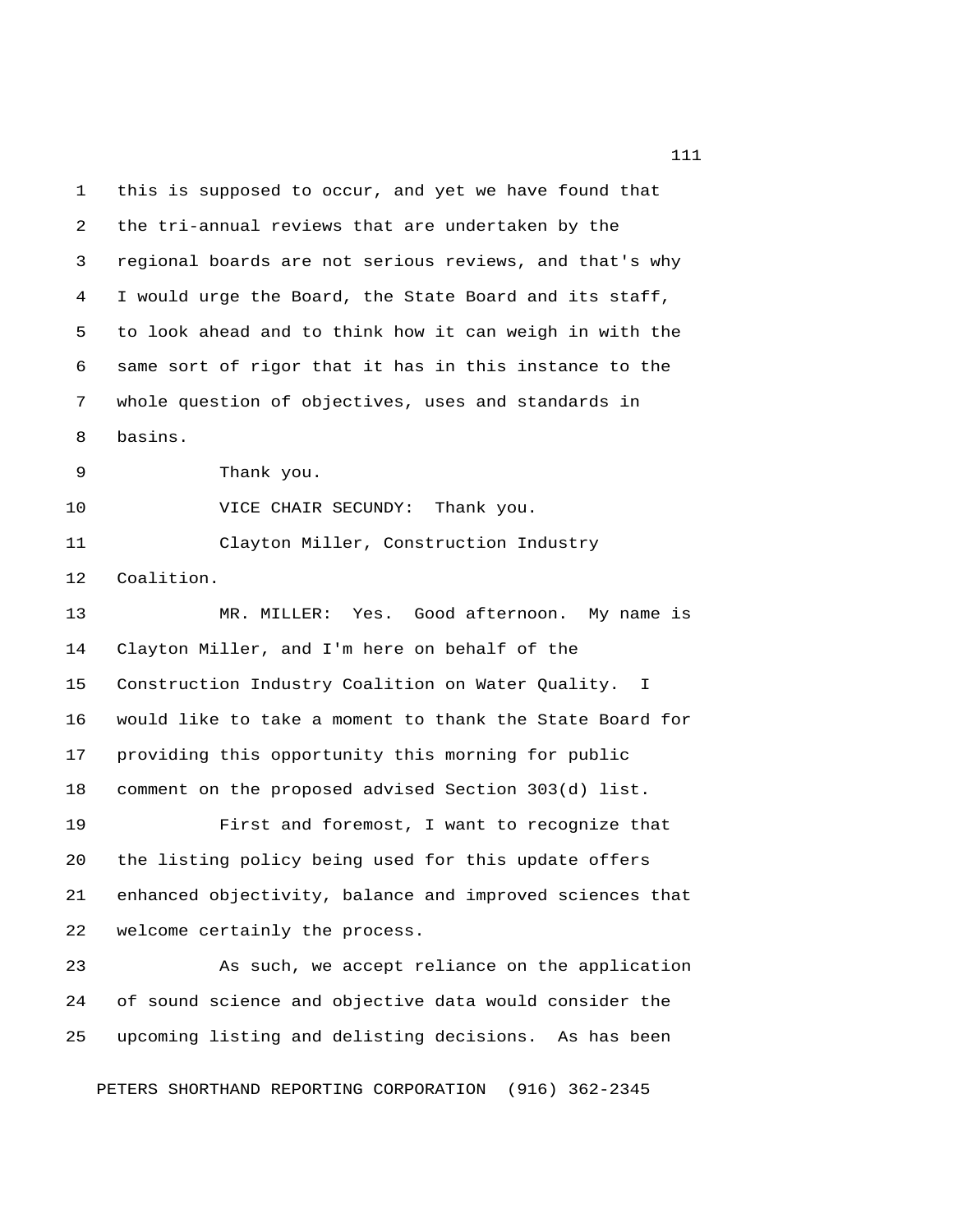this is supposed to occur, and yet we have found that the tri-annual reviews that are undertaken by the regional boards are not serious reviews, and that's why I would urge the Board, the State Board and its staff, to look ahead and to think how it can weigh in with the same sort of rigor that it has in this instance to the whole question of objectives, uses and standards in basins.

Thank you.

VICE CHAIR SECUNDY: Thank you.

Clayton Miller, Construction Industry Coalition.

MR. MILLER: Yes. Good afternoon. My name is Clayton Miller, and I'm here on behalf of the Construction Industry Coalition on Water Quality. I would like to take a moment to thank the State Board for providing this opportunity this morning for public comment on the proposed advised Section 303(d) list.

First and foremost, I want to recognize that the listing policy being used for this update offers enhanced objectivity, balance and improved sciences that welcome certainly the process.

As such, we accept reliance on the application of sound science and objective data would consider the upcoming listing and delisting decisions. As has been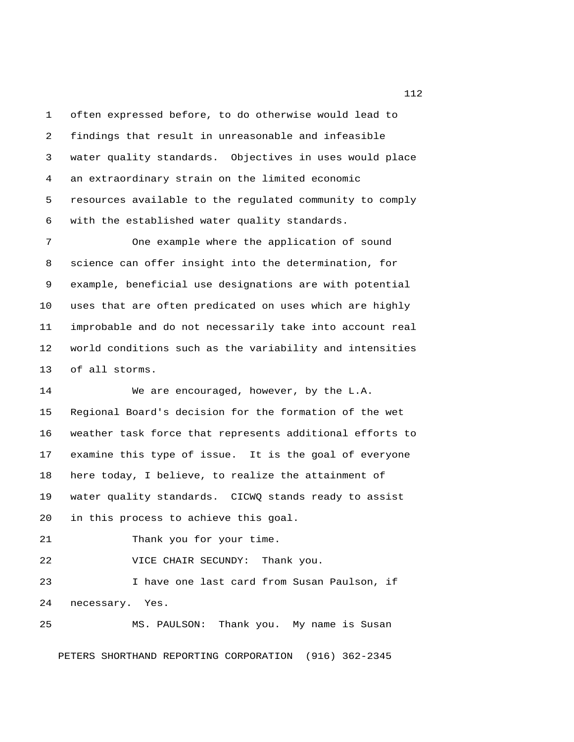often expressed before, to do otherwise would lead to findings that result in unreasonable and infeasible water quality standards. Objectives in uses would place an extraordinary strain on the limited economic resources available to the regulated community to comply with the established water quality standards.

One example where the application of sound science can offer insight into the determination, for example, beneficial use designations are with potential uses that are often predicated on uses which are highly improbable and do not necessarily take into account real world conditions such as the variability and intensities of all storms.

We are encouraged, however, by the L.A. Regional Board's decision for the formation of the wet weather task force that represents additional efforts to examine this type of issue. It is the goal of everyone here today, I believe, to realize the attainment of water quality standards. CICWQ stands ready to assist in this process to achieve this goal.

Thank you for your time.

VICE CHAIR SECUNDY: Thank you.

I have one last card from Susan Paulson, if necessary. Yes.

MS. PAULSON: Thank you. My name is Susan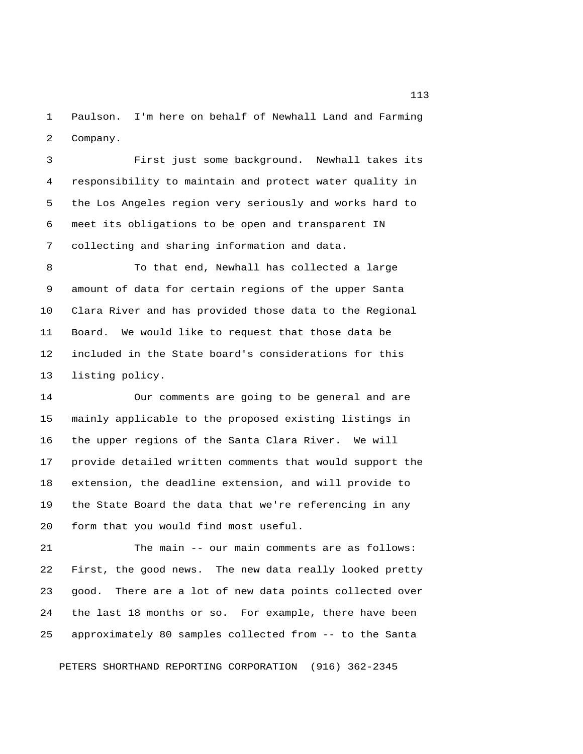Paulson. I'm here on behalf of Newhall Land and Farming Company.

First just some background. Newhall takes its responsibility to maintain and protect water quality in the Los Angeles region very seriously and works hard to meet its obligations to be open and transparent IN collecting and sharing information and data.

To that end, Newhall has collected a large amount of data for certain regions of the upper Santa Clara River and has provided those data to the Regional Board. We would like to request that those data be included in the State board's considerations for this listing policy.

Our comments are going to be general and are mainly applicable to the proposed existing listings in the upper regions of the Santa Clara River. We will provide detailed written comments that would support the extension, the deadline extension, and will provide to the State Board the data that we're referencing in any form that you would find most useful.

The main -- our main comments are as follows: First, the good news. The new data really looked pretty good. There are a lot of new data points collected over the last 18 months or so. For example, there have been approximately 80 samples collected from -- to the Santa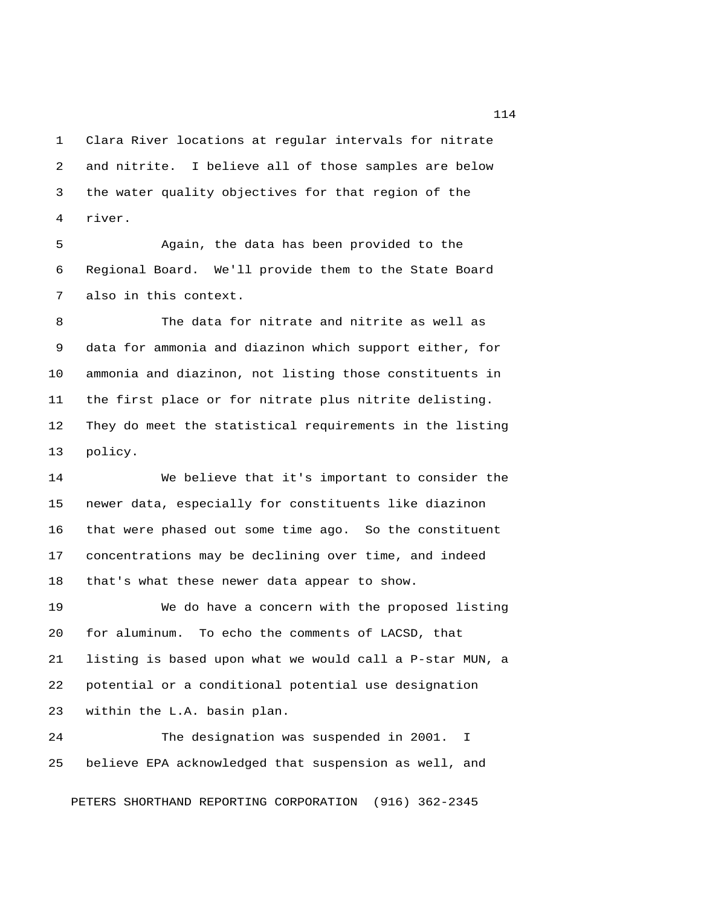Clara River locations at regular intervals for nitrate and nitrite. I believe all of those samples are below the water quality objectives for that region of the river.

Again, the data has been provided to the Regional Board. We'll provide them to the State Board also in this context.

The data for nitrate and nitrite as well as data for ammonia and diazinon which support either, for ammonia and diazinon, not listing those constituents in the first place or for nitrate plus nitrite delisting. They do meet the statistical requirements in the listing policy.

We believe that it's important to consider the newer data, especially for constituents like diazinon that were phased out some time ago. So the constituent concentrations may be declining over time, and indeed that's what these newer data appear to show.

We do have a concern with the proposed listing for aluminum. To echo the comments of LACSD, that listing is based upon what we would call a P-star MUN, a potential or a conditional potential use designation within the L.A. basin plan.

The designation was suspended in 2001. I believe EPA acknowledged that suspension as well, and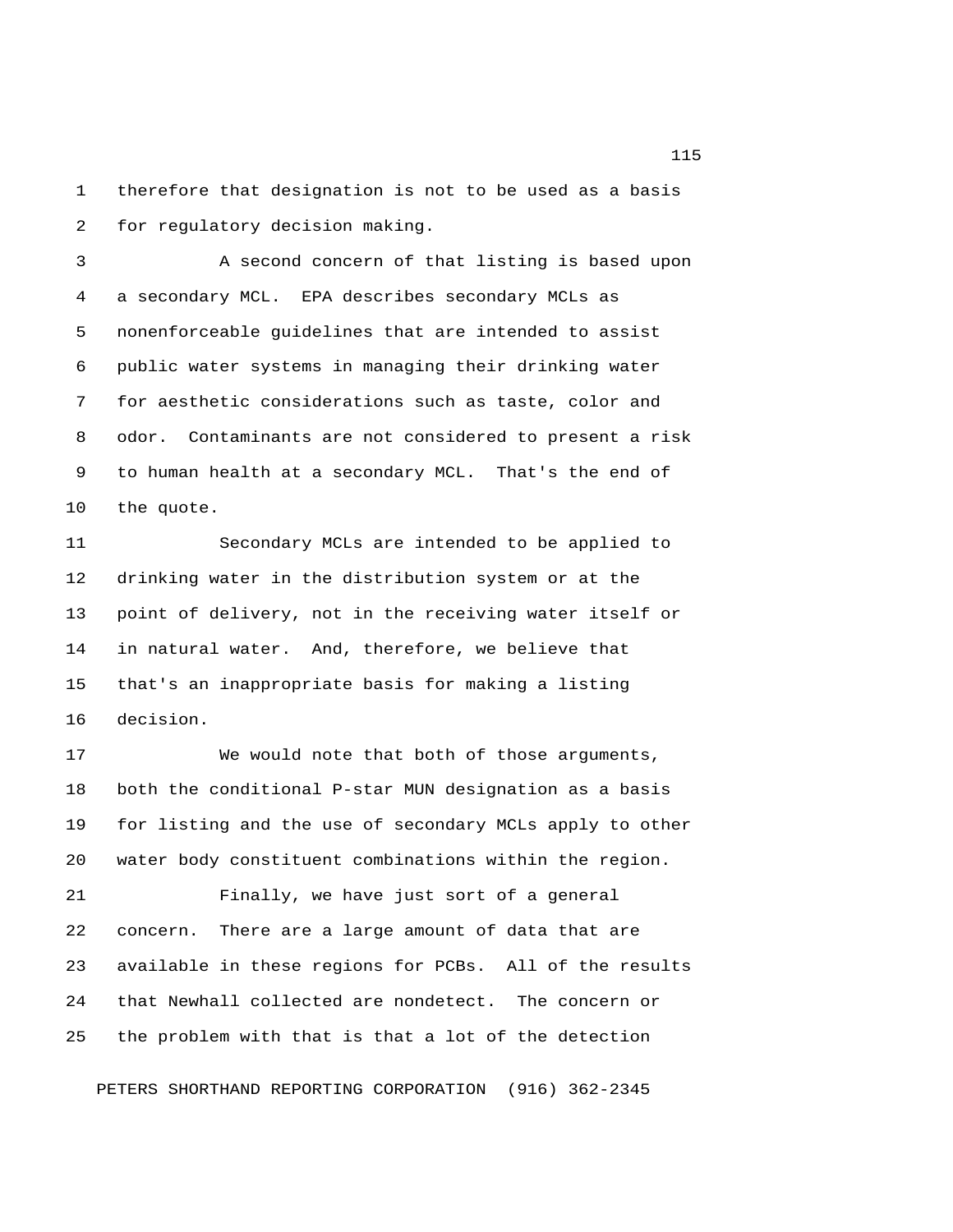therefore that designation is not to be used as a basis for regulatory decision making.

A second concern of that listing is based upon a secondary MCL. EPA describes secondary MCLs as nonenforceable guidelines that are intended to assist public water systems in managing their drinking water for aesthetic considerations such as taste, color and odor. Contaminants are not considered to present a risk to human health at a secondary MCL. That's the end of the quote.

Secondary MCLs are intended to be applied to drinking water in the distribution system or at the point of delivery, not in the receiving water itself or in natural water. And, therefore, we believe that that's an inappropriate basis for making a listing decision.

We would note that both of those arguments, both the conditional P-star MUN designation as a basis for listing and the use of secondary MCLs apply to other water body constituent combinations within the region.

Finally, we have just sort of a general concern. There are a large amount of data that are available in these regions for PCBs. All of the results that Newhall collected are nondetect. The concern or the problem with that is that a lot of the detection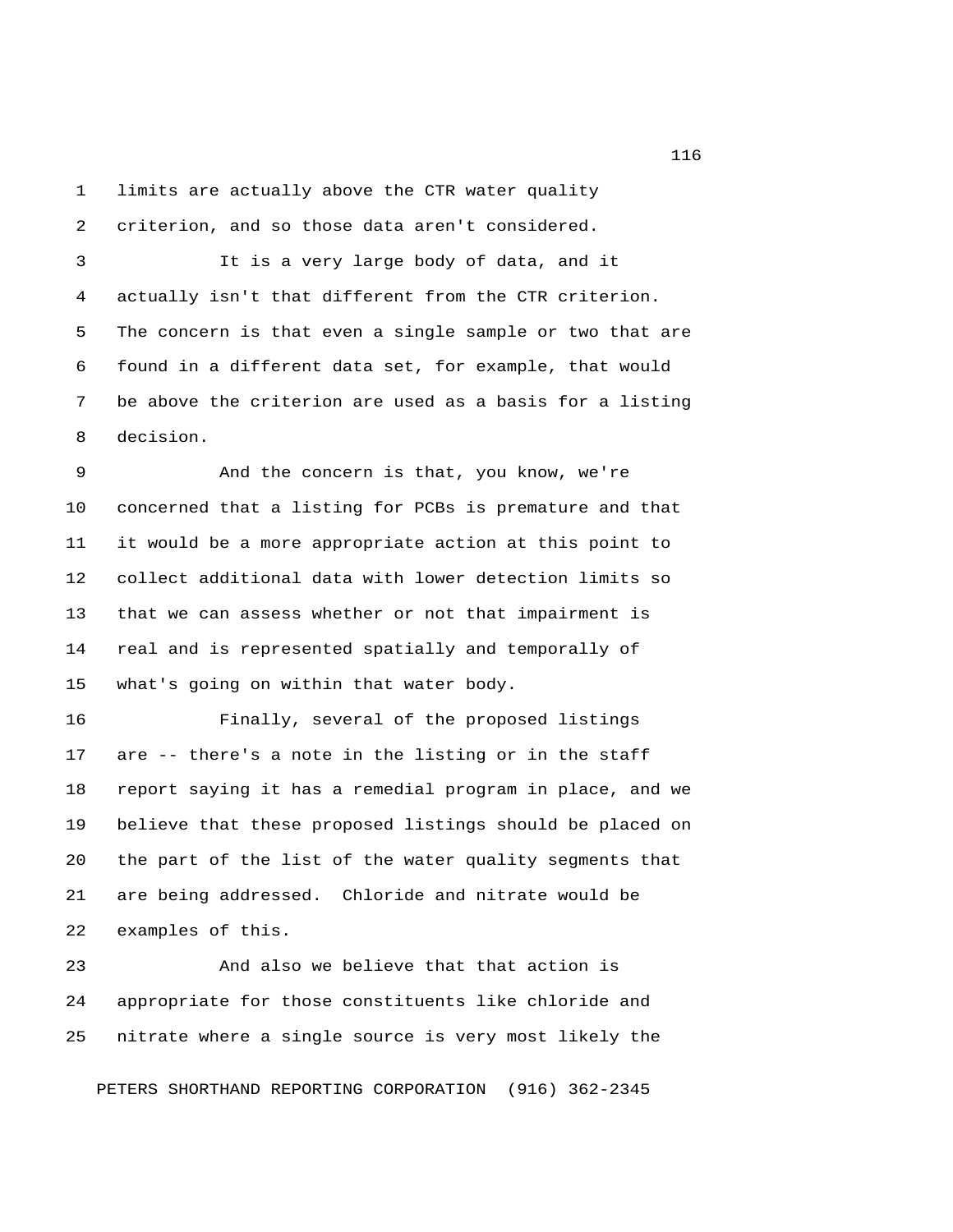limits are actually above the CTR water quality criterion, and so those data aren't considered.

It is a very large body of data, and it actually isn't that different from the CTR criterion. The concern is that even a single sample or two that are found in a different data set, for example, that would be above the criterion are used as a basis for a listing decision.

And the concern is that, you know, we're concerned that a listing for PCBs is premature and that it would be a more appropriate action at this point to collect additional data with lower detection limits so that we can assess whether or not that impairment is real and is represented spatially and temporally of what's going on within that water body.

Finally, several of the proposed listings are -- there's a note in the listing or in the staff report saying it has a remedial program in place, and we believe that these proposed listings should be placed on the part of the list of the water quality segments that are being addressed. Chloride and nitrate would be examples of this.

And also we believe that that action is appropriate for those constituents like chloride and nitrate where a single source is very most likely the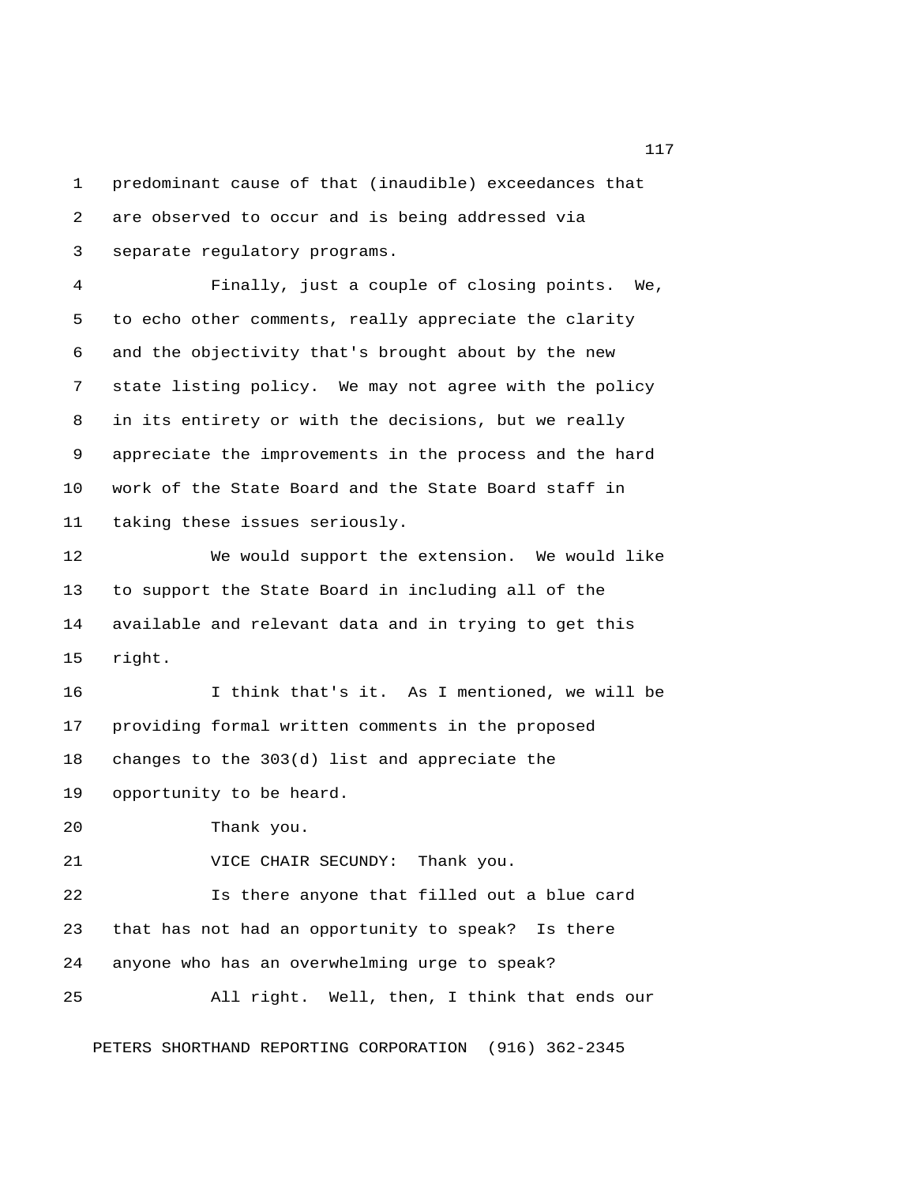predominant cause of that (inaudible) exceedances that are observed to occur and is being addressed via separate regulatory programs.

Finally, just a couple of closing points. We, to echo other comments, really appreciate the clarity and the objectivity that's brought about by the new state listing policy. We may not agree with the policy in its entirety or with the decisions, but we really appreciate the improvements in the process and the hard work of the State Board and the State Board staff in taking these issues seriously.

We would support the extension. We would like to support the State Board in including all of the available and relevant data and in trying to get this right.

I think that's it. As I mentioned, we will be providing formal written comments in the proposed changes to the 303(d) list and appreciate the opportunity to be heard.

Thank you.

VICE CHAIR SECUNDY: Thank you.

Is there anyone that filled out a blue card that has not had an opportunity to speak? Is there anyone who has an overwhelming urge to speak?

All right. Well, then, I think that ends our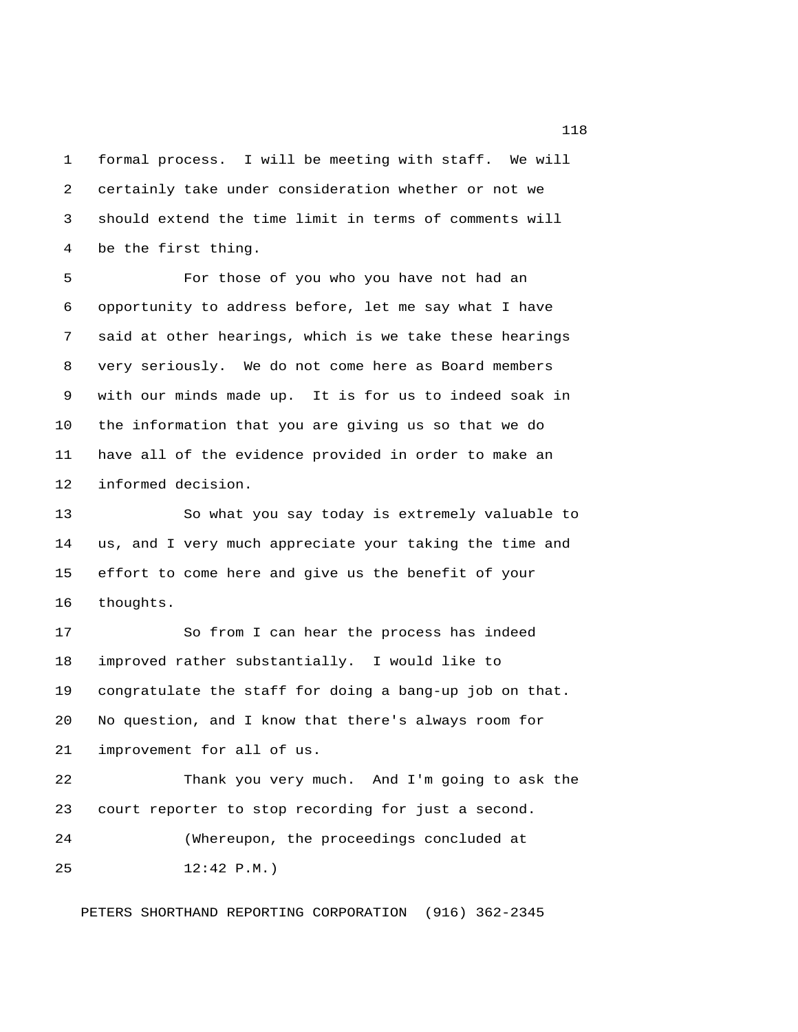formal process. I will be meeting with staff. We will certainly take under consideration whether or not we should extend the time limit in terms of comments will be the first thing.

For those of you who you have not had an opportunity to address before, let me say what I have said at other hearings, which is we take these hearings very seriously. We do not come here as Board members with our minds made up. It is for us to indeed soak in the information that you are giving us so that we do have all of the evidence provided in order to make an informed decision.

So what you say today is extremely valuable to us, and I very much appreciate your taking the time and effort to come here and give us the benefit of your thoughts.

So from I can hear the process has indeed improved rather substantially. I would like to congratulate the staff for doing a bang-up job on that. No question, and I know that there's always room for improvement for all of us.

Thank you very much. And I'm going to ask the court reporter to stop recording for just a second.

(Whereupon, the proceedings concluded at 12:42 P.M.)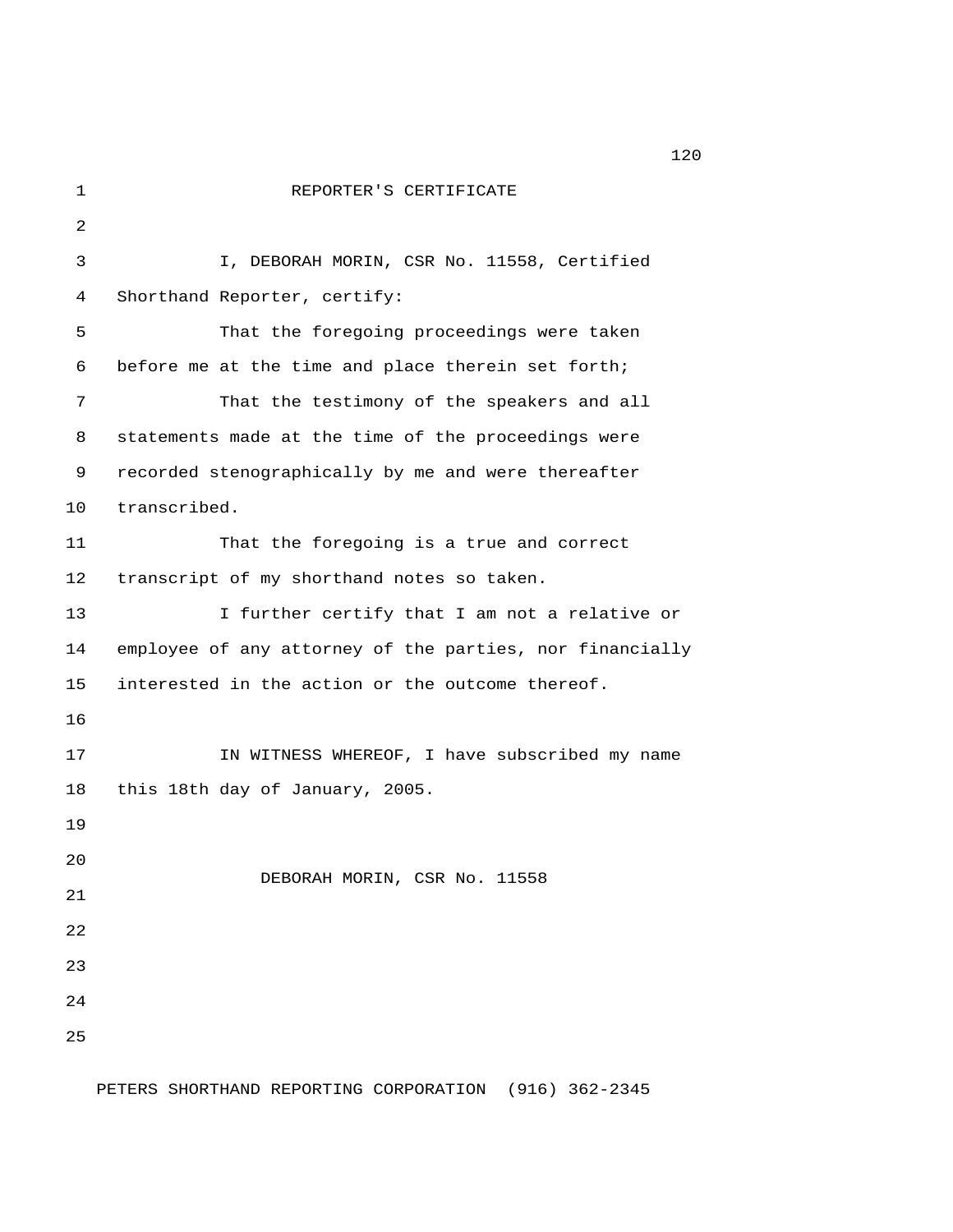# REPORTER'S CERTIFICATE

I, DEBORAH MORIN, CSR No. 11558, Certified Shorthand Reporter, certify:

That the foregoing proceedings were taken before me at the time and place therein set forth;

That the testimony of the speakers and all statements made at the time of the proceedings were recorded stenographically by me and were thereafter transcribed.

That the foregoing is a true and correct transcript of my shorthand notes so taken.

I further certify that I am not a relative or employee of any attorney of the parties, nor financially interested in the action or the outcome thereof.

IN WITNESS WHEREOF, I have subscribed my name this 18th day of January, 2005.

DEBORAH MORIN, CSR No. 11558

PETERS SHORTHAND REPORTING CORPORATION (916) 362-2345